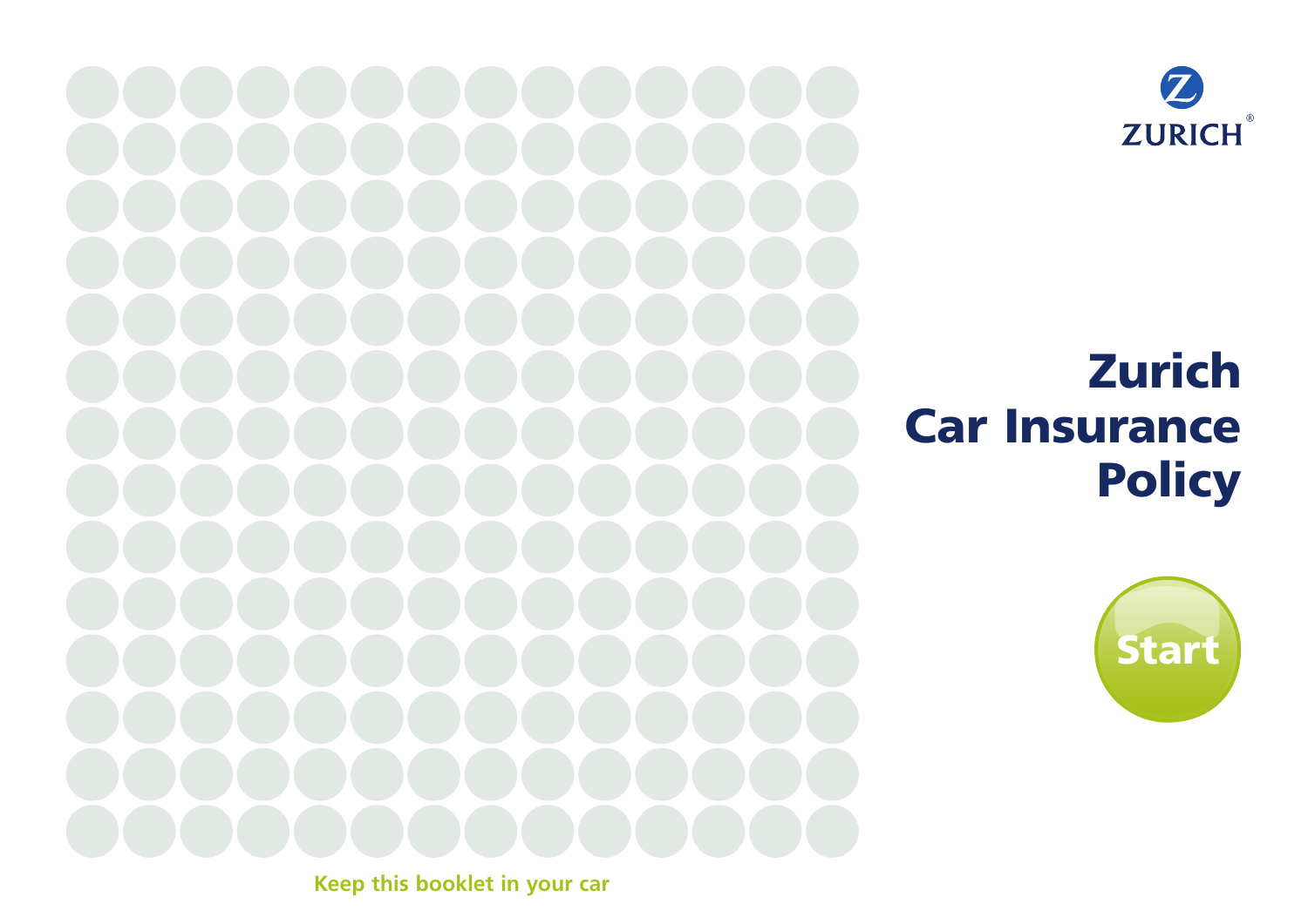ZURICH

# Zurich Car Insurance Policy

Start

Keep this booklet in your car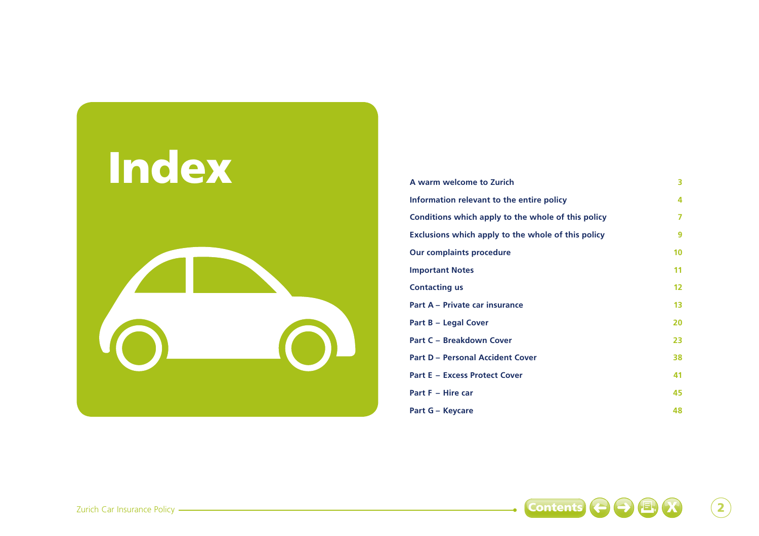# Index

| | |
|---|---|
| A warm welcome to Zurich | 3 |
| Information relevant to the entire policy | 4 |
| Conditions which apply to the whole of this policy | 7 |
| Exclusions which apply to the whole of this policy | 9 |
| Our complaints procedure | 10 |
| Important Notes | 11 |
| Contacting us | 12 |
| Part A – Private car insurance | 13 |
| Part B – Legal Cover | 20 |
| Part C – Breakdown Cover | 23 |
| Part D – Personal Accident Cover | 38 |
| Part E – Excess Protect Cover | 41 |
| Part F – Hire car | 45 |
| Part G – Keycare | 48 |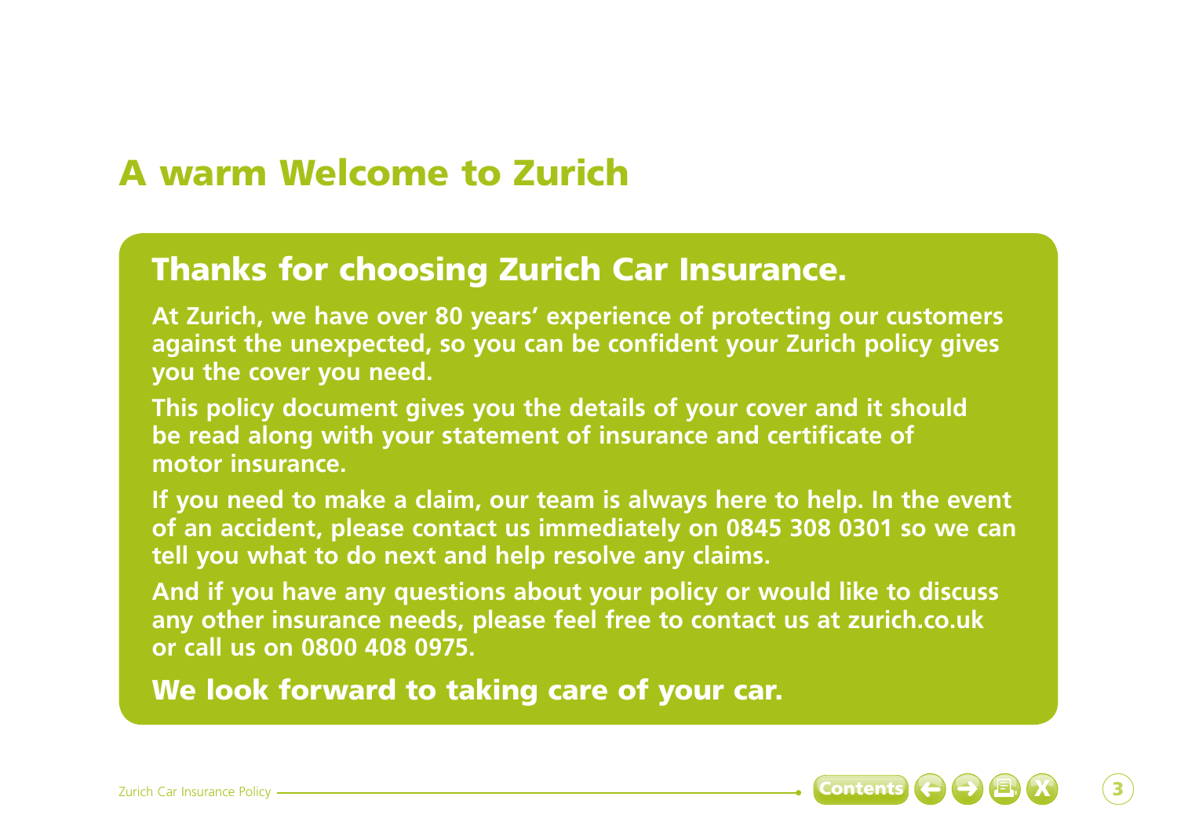# A warm Welcome to Zurich

## Thanks for choosing Zurich Car Insurance.

**At Zurich, we have over 80 years' experience of protecting our customers against the unexpected, so you can be confident your Zurich policy gives you the cover you need.**

**This policy document gives you the details of your cover and it should be read along with your statement of insurance and certificate of motor insurance.**

**If you need to make a claim, our team is always here to help. In the event of an accident, please contact us immediately on 0845 308 0301 so we can tell you what to do next and help resolve any claims.**

**And if you have any questions about your policy or would like to discuss any other insurance needs, please feel free to contact us at zurich.co.uk or call us on 0800 408 0975.**

### We look forward to taking care of your car.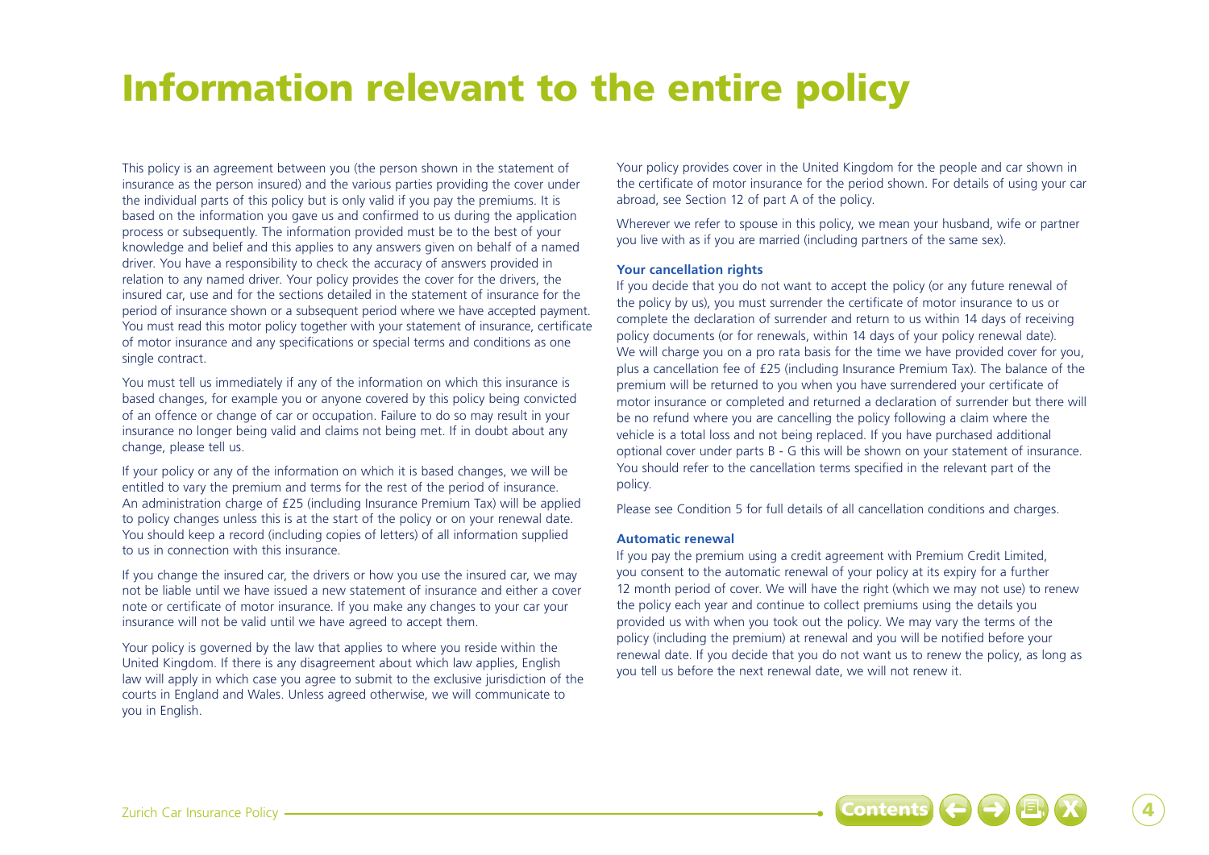# Information relevant to the entire policy

This policy is an agreement between you (the person shown in the statement of insurance as the person insured) and the various parties providing the cover under the individual parts of this policy but is only valid if you pay the premiums. It is based on the information you gave us and confirmed to us during the application process or subsequently. The information provided must be to the best of your knowledge and belief and this applies to any answers given on behalf of a named driver. You have a responsibility to check the accuracy of answers provided in relation to any named driver. Your policy provides the cover for the drivers, the insured car, use and for the sections detailed in the statement of insurance for the period of insurance shown or a subsequent period where we have accepted payment. You must read this motor policy together with your statement of insurance, certificate of motor insurance and any specifications or special terms and conditions as one single contract.

You must tell us immediately if any of the information on which this insurance is based changes, for example you or anyone covered by this policy being convicted of an offence or change of car or occupation. Failure to do so may result in your insurance no longer being valid and claims not being met. If in doubt about any change, please tell us.

If your policy or any of the information on which it is based changes, we will be entitled to vary the premium and terms for the rest of the period of insurance. An administration charge of £25 (including Insurance Premium Tax) will be applied to policy changes unless this is at the start of the policy or on your renewal date. You should keep a record (including copies of letters) of all information supplied to us in connection with this insurance.

If you change the insured car, the drivers or how you use the insured car, we may not be liable until we have issued a new statement of insurance and either a cover note or certificate of motor insurance. If you make any changes to your car your insurance will not be valid until we have agreed to accept them.

Your policy is governed by the law that applies to where you reside within the United Kingdom. If there is any disagreement about which law applies, English law will apply in which case you agree to submit to the exclusive jurisdiction of the courts in England and Wales. Unless agreed otherwise, we will communicate to you in English.

Your policy provides cover in the United Kingdom for the people and car shown in the certificate of motor insurance for the period shown. For details of using your car abroad, see Section 12 of part A of the policy.

Wherever we refer to spouse in this policy, we mean your husband, wife or partner you live with as if you are married (including partners of the same sex).

### Your cancellation rights

If you decide that you do not want to accept the policy (or any future renewal of the policy by us), you must surrender the certificate of motor insurance to us or complete the declaration of surrender and return to us within 14 days of receiving policy documents (or for renewals, within 14 days of your policy renewal date). We will charge you on a pro rata basis for the time we have provided cover for you, plus a cancellation fee of £25 (including Insurance Premium Tax). The balance of the premium will be returned to you when you have surrendered your certificate of motor insurance or completed and returned a declaration of surrender but there will be no refund where you are cancelling the policy following a claim where the vehicle is a total loss and not being replaced. If you have purchased additional optional cover under parts B - G this will be shown on your statement of insurance. You should refer to the cancellation terms specified in the relevant part of the policy.

Please see Condition 5 for full details of all cancellation conditions and charges.

### Automatic renewal

If you pay the premium using a credit agreement with Premium Credit Limited, you consent to the automatic renewal of your policy at its expiry for a further 12 month period of cover. We will have the right (which we may not use) to renew the policy each year and continue to collect premiums using the details you provided us with when you took out the policy. We may vary the terms of the policy (including the premium) at renewal and you will be notified before your renewal date. If you decide that you do not want us to renew the policy, as long as you tell us before the next renewal date, we will not renew it.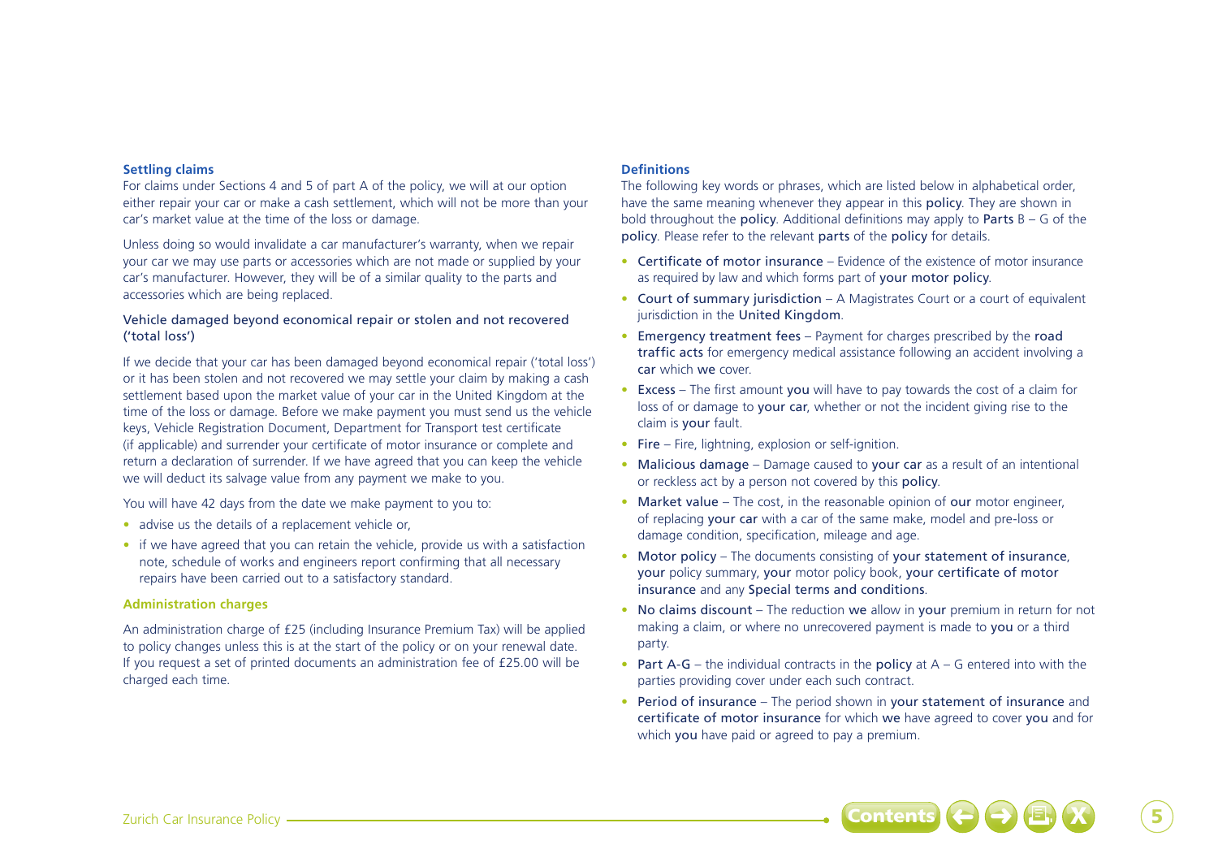## Settling claims

For claims under Sections 4 and 5 of part A of the policy, we will at our option either repair your car or make a cash settlement, which will not be more than your car's market value at the time of the loss or damage.

Unless doing so would invalidate a car manufacturer's warranty, when we repair your car we may use parts or accessories which are not made or supplied by your car's manufacturer. However, they will be of a similar quality to the parts and accessories which are being replaced.

### Vehicle damaged beyond economical repair or stolen and not recovered ('total loss')

If we decide that your car has been damaged beyond economical repair ('total loss') or it has been stolen and not recovered we may settle your claim by making a cash settlement based upon the market value of your car in the United Kingdom at the time of the loss or damage. Before we make payment you must send us the vehicle keys, Vehicle Registration Document, Department for Transport test certificate (if applicable) and surrender your certificate of motor insurance or complete and return a declaration of surrender. If we have agreed that you can keep the vehicle we will deduct its salvage value from any payment we make to you.

You will have 42 days from the date we make payment to you to:

- advise us the details of a replacement vehicle or,
- if we have agreed that you can retain the vehicle, provide us with a satisfaction note, schedule of works and engineers report confirming that all necessary repairs have been carried out to a satisfactory standard.

## Administration charges

An administration charge of £25 (including Insurance Premium Tax) will be applied to policy changes unless this is at the start of the policy or on your renewal date. If you request a set of printed documents an administration fee of £25.00 will be charged each time.

## Definitions

The following key words or phrases, which are listed below in alphabetical order, have the same meaning whenever they appear in this **policy**. They are shown in bold throughout the **policy**. Additional definitions may apply to **Parts** B – G of the **policy**. Please refer to the relevant **parts** of the **policy** for details.

- **Certificate of motor insurance** – Evidence of the existence of motor insurance as required by law and which forms part of **your motor policy**.
- **Court of summary jurisdiction** – A Magistrates Court or a court of equivalent jurisdiction in the **United Kingdom**.
- **Emergency treatment fees** – Payment for charges prescribed by the **road traffic acts** for emergency medical assistance following an accident involving a **car** which **we** cover.
- **Excess** – The first amount **you** will have to pay towards the cost of a claim for loss of or damage to **your car**, whether or not the incident giving rise to the claim is **your** fault.
- **Fire** – Fire, lightning, explosion or self-ignition.
- **Malicious damage** – Damage caused to **your car** as a result of an intentional or reckless act by a person not covered by this **policy**.
- **Market value** – The cost, in the reasonable opinion of **our** motor engineer, of replacing **your car** with a car of the same make, model and pre-loss or damage condition, specification, mileage and age.
- **Motor policy** – The documents consisting of **your statement of insurance**, **your** policy summary, **your** motor policy book, **your certificate of motor insurance** and any **Special terms and conditions**.
- **No claims discount** – The reduction **we** allow in **your** premium in return for not making a claim, or where no unrecovered payment is made to **you** or a third party.
- **Part A-G** – the individual contracts in the **policy** at A – G entered into with the parties providing cover under each such contract.
- **Period of insurance** – The period shown in **your statement of insurance** and **certificate of motor insurance** for which **we** have agreed to cover **you** and for which **you** have paid or agreed to pay a premium.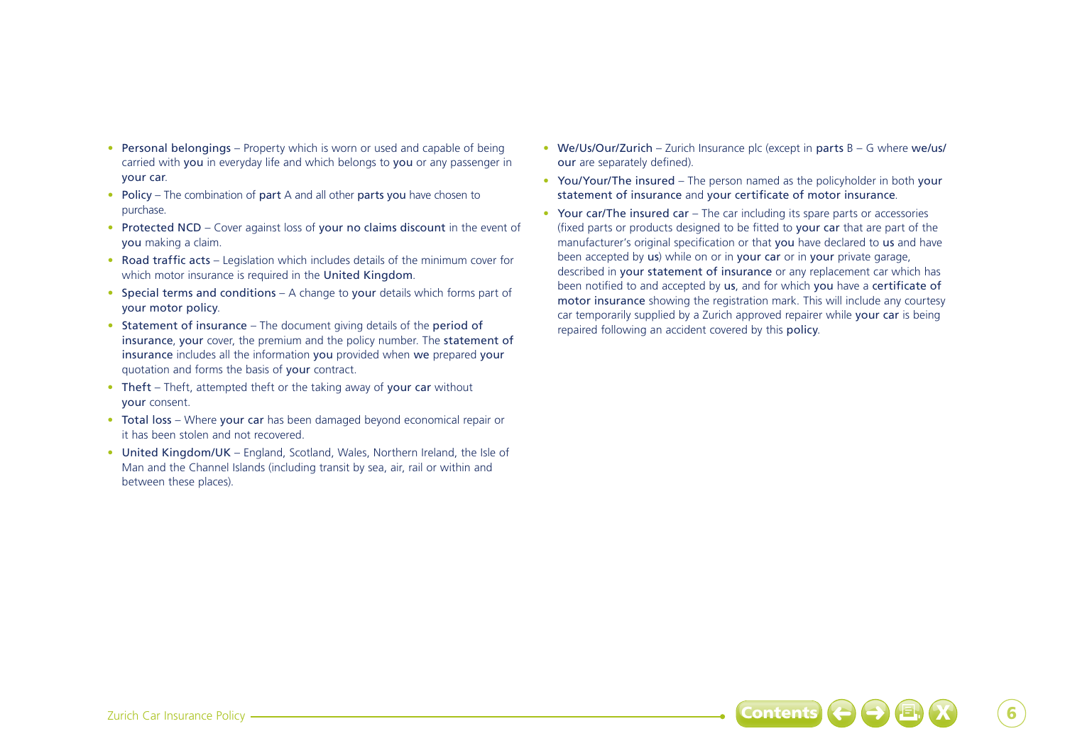- **Personal belongings** – Property which is worn or used and capable of being carried with **you** in everyday life and which belongs to **you** or any passenger in **your car**.
- **Policy** – The combination of **part** A and all other **parts you** have chosen to purchase.
- **Protected NCD** – Cover against loss of **your no claims discount** in the event of **you** making a claim.
- **Road traffic acts** – Legislation which includes details of the minimum cover for which motor insurance is required in the **United Kingdom**.
- **Special terms and conditions** – A change to **your** details which forms part of **your motor policy**.
- **Statement of insurance** – The document giving details of the **period of insurance**, **your** cover, the premium and the policy number. The **statement of insurance** includes all the information **you** provided when **we** prepared **your** quotation and forms the basis of **your** contract.
- **Theft** – Theft, attempted theft or the taking away of **your car** without **your** consent.
- **Total loss** – Where **your car** has been damaged beyond economical repair or it has been stolen and not recovered.
- **United Kingdom/UK** – England, Scotland, Wales, Northern Ireland, the Isle of Man and the Channel Islands (including transit by sea, air, rail or within and between these places).
- **We/Us/Our/Zurich** – Zurich Insurance plc (except in **parts** B – G where **we/us/our** are separately defined).
- **You/Your/The insured** – The person named as the policyholder in both **your statement of insurance** and **your certificate of motor insurance**.
- **Your car/The insured car** – The car including its spare parts or accessories (fixed parts or products designed to be fitted to **your car** that are part of the manufacturer's original specification or that **you** have declared to **us** and have been accepted by **us**) while on or in **your car** or in **your** private garage, described in **your statement of insurance** or any replacement car which has been notified to and accepted by **us**, and for which **you** have a **certificate of motor insurance** showing the registration mark. This will include any courtesy car temporarily supplied by a Zurich approved repairer while **your car** is being repaired following an accident covered by this **policy**.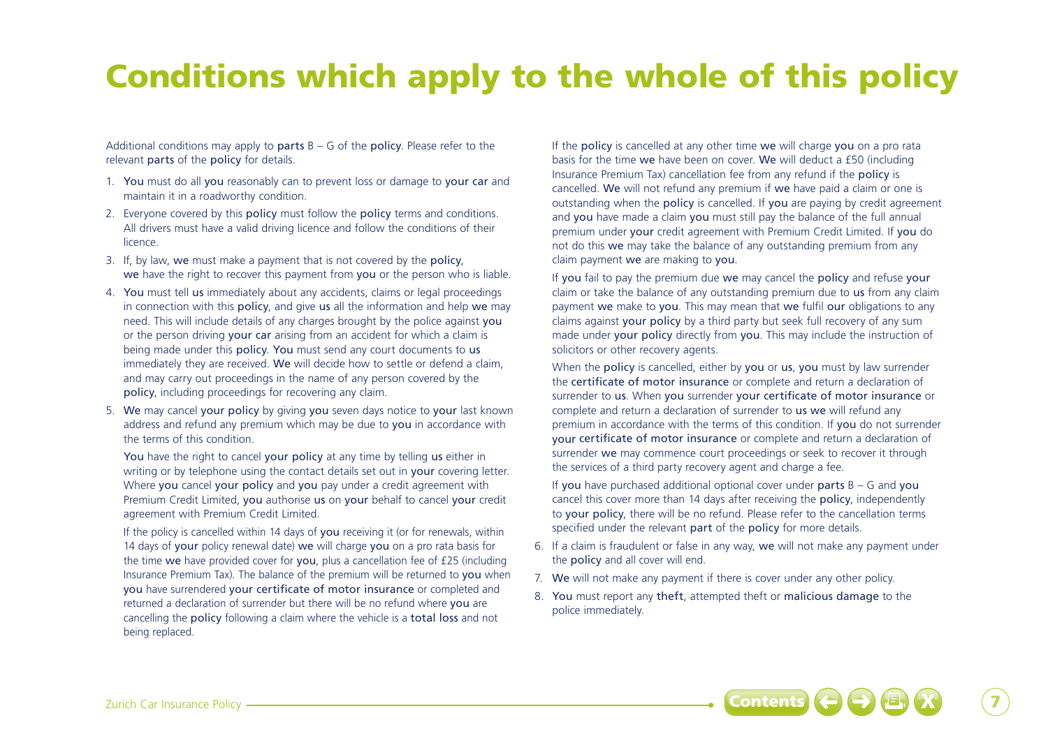# Conditions which apply to the whole of this policy

Additional conditions may apply to parts B – G of the policy. Please refer to the relevant parts of the policy for details.

1. You must do all you reasonably can to prevent loss or damage to your car and maintain it in a roadworthy condition.
2. Everyone covered by this policy must follow the policy terms and conditions. All drivers must have a valid driving licence and follow the conditions of their licence.
3. If, by law, we must make a payment that is not covered by the policy, we have the right to recover this payment from you or the person who is liable.
4. You must tell us immediately about any accidents, claims or legal proceedings in connection with this policy, and give us all the information and help we may need. This will include details of any charges brought by the police against you or the person driving your car arising from an accident for which a claim is being made under this policy. You must send any court documents to us immediately they are received. We will decide how to settle or defend a claim, and may carry out proceedings in the name of any person covered by the policy, including proceedings for recovering any claim.
5. We may cancel your policy by giving you seven days notice to your last known address and refund any premium which may be due to you in accordance with the terms of this condition.

   You have the right to cancel your policy at any time by telling us either in writing or by telephone using the contact details set out in your covering letter. Where you cancel your policy and you pay under a credit agreement with Premium Credit Limited, you authorise us on your behalf to cancel your credit agreement with Premium Credit Limited.

   If the policy is cancelled within 14 days of you receiving it (or for renewals, within 14 days of your policy renewal date) we will charge you on a pro rata basis for the time we have provided cover for you, plus a cancellation fee of £25 (including Insurance Premium Tax). The balance of the premium will be returned to you when you have surrendered your certificate of motor insurance or completed and returned a declaration of surrender but there will be no refund where you are cancelling the policy following a claim where the vehicle is a total loss and not being replaced.

   If the policy is cancelled at any other time we will charge you on a pro rata basis for the time we have been on cover. We will deduct a £50 (including Insurance Premium Tax) cancellation fee from any refund if the policy is cancelled. We will not refund any premium if we have paid a claim or one is outstanding when the policy is cancelled. If you are paying by credit agreement and you have made a claim you must still pay the balance of the full annual premium under your credit agreement with Premium Credit Limited. If you do not do this we may take the balance of any outstanding premium from any claim payment we are making to you.

   If you fail to pay the premium due we may cancel the policy and refuse your claim or take the balance of any outstanding premium due to us from any claim payment we make to you. This may mean that we fulfil our obligations to any claims against your policy by a third party but seek full recovery of any sum made under your policy directly from you. This may include the instruction of solicitors or other recovery agents.

   When the policy is cancelled, either by you or us, you must by law surrender the certificate of motor insurance or complete and return a declaration of surrender to us. When you surrender your certificate of motor insurance or complete and return a declaration of surrender to us we will refund any premium in accordance with the terms of this condition. If you do not surrender your certificate of motor insurance or complete and return a declaration of surrender we may commence court proceedings or seek to recover it through the services of a third party recovery agent and charge a fee.

   If you have purchased additional optional cover under parts B – G and you cancel this cover more than 14 days after receiving the policy, independently to your policy, there will be no refund. Please refer to the cancellation terms specified under the relevant part of the policy for more details.
6. If a claim is fraudulent or false in any way, we will not make any payment under the policy and all cover will end.
7. We will not make any payment if there is cover under any other policy.
8. You must report any theft, attempted theft or malicious damage to the police immediately.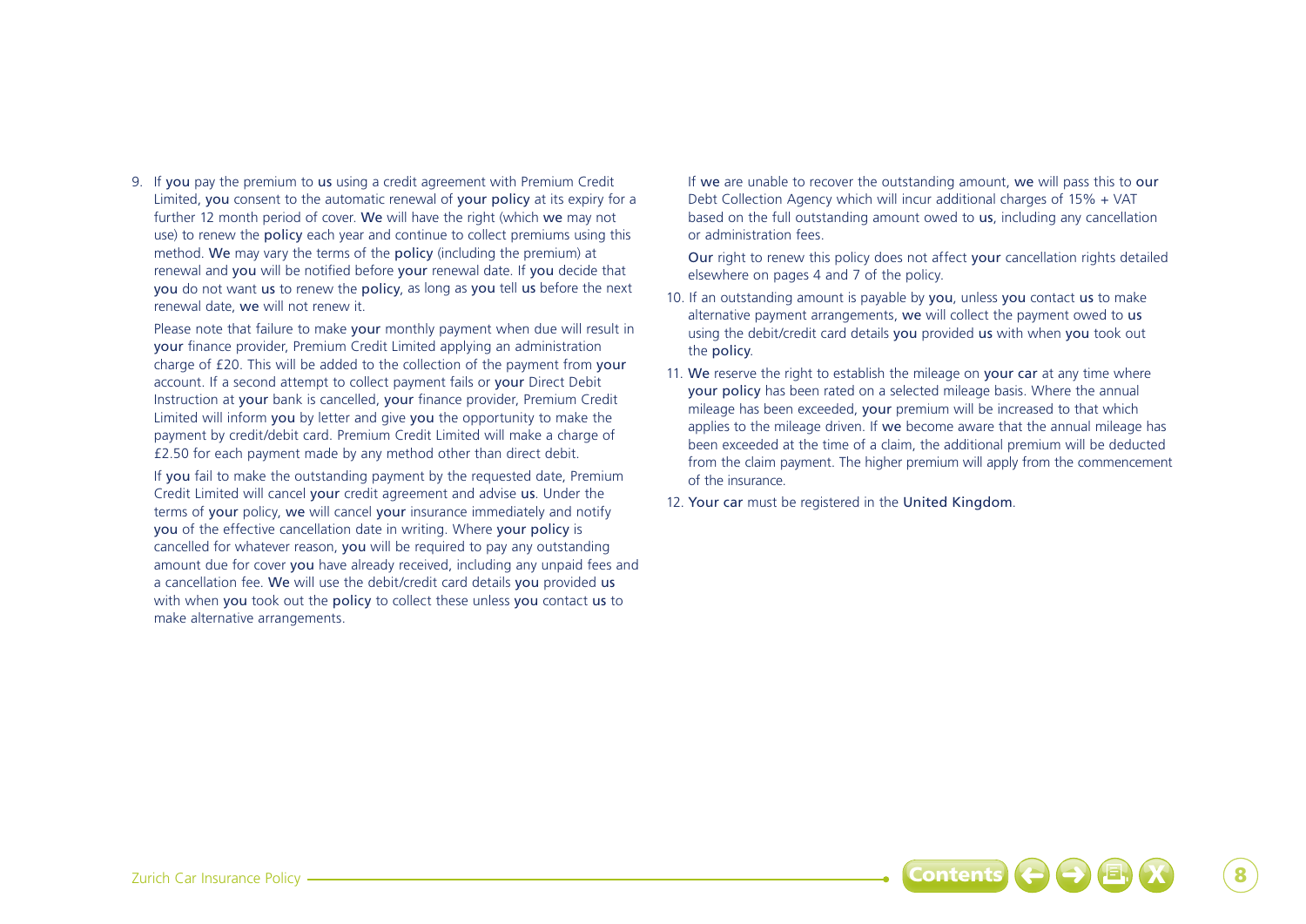9. If you pay the premium to us using a credit agreement with Premium Credit Limited, you consent to the automatic renewal of your policy at its expiry for a further 12 month period of cover. We will have the right (which we may not use) to renew the policy each year and continue to collect premiums using this method. We may vary the terms of the policy (including the premium) at renewal and you will be notified before your renewal date. If you decide that you do not want us to renew the policy, as long as you tell us before the next renewal date, we will not renew it.

   Please note that failure to make your monthly payment when due will result in your finance provider, Premium Credit Limited applying an administration charge of £20. This will be added to the collection of the payment from your account. If a second attempt to collect payment fails or your Direct Debit Instruction at your bank is cancelled, your finance provider, Premium Credit Limited will inform you by letter and give you the opportunity to make the payment by credit/debit card. Premium Credit Limited will make a charge of £2.50 for each payment made by any method other than direct debit.

   If you fail to make the outstanding payment by the requested date, Premium Credit Limited will cancel your credit agreement and advise us. Under the terms of your policy, we will cancel your insurance immediately and notify you of the effective cancellation date in writing. Where your policy is cancelled for whatever reason, you will be required to pay any outstanding amount due for cover you have already received, including any unpaid fees and a cancellation fee. We will use the debit/credit card details you provided us with when you took out the policy to collect these unless you contact us to make alternative arrangements.

   If we are unable to recover the outstanding amount, we will pass this to our Debt Collection Agency which will incur additional charges of 15% + VAT based on the full outstanding amount owed to us, including any cancellation or administration fees.

   Our right to renew this policy does not affect your cancellation rights detailed elsewhere on pages 4 and 7 of the policy.

10. If an outstanding amount is payable by you, unless you contact us to make alternative payment arrangements, we will collect the payment owed to us using the debit/credit card details you provided us with when you took out the policy.

11. We reserve the right to establish the mileage on your car at any time where your policy has been rated on a selected mileage basis. Where the annual mileage has been exceeded, your premium will be increased to that which applies to the mileage driven. If we become aware that the annual mileage has been exceeded at the time of a claim, the additional premium will be deducted from the claim payment. The higher premium will apply from the commencement of the insurance.

12. Your car must be registered in the United Kingdom.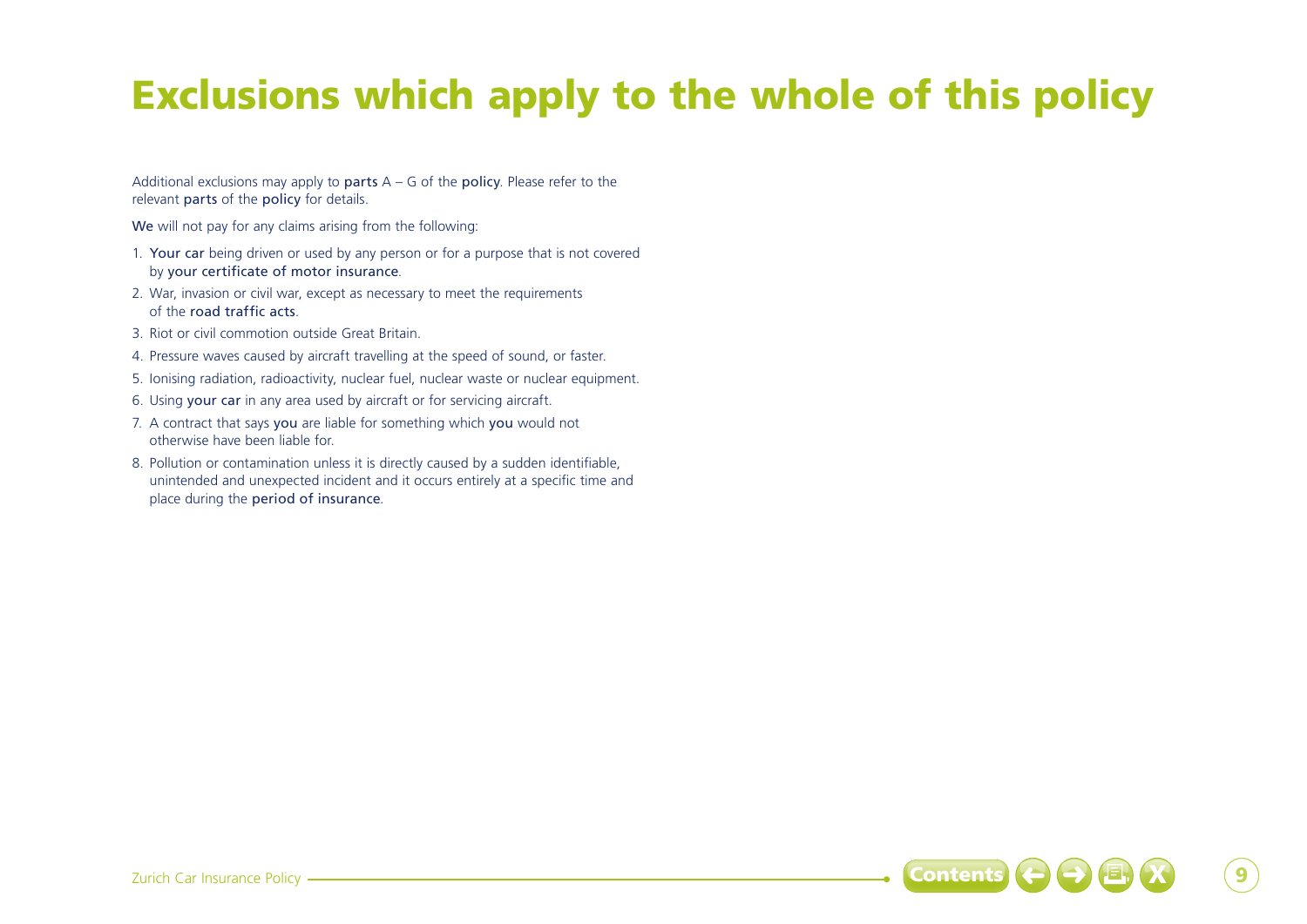# Exclusions which apply to the whole of this policy

Additional exclusions may apply to parts A – G of the policy. Please refer to the relevant parts of the policy for details.

We will not pay for any claims arising from the following:

1. Your car being driven or used by any person or for a purpose that is not covered by your certificate of motor insurance.
2. War, invasion or civil war, except as necessary to meet the requirements of the road traffic acts.
3. Riot or civil commotion outside Great Britain.
4. Pressure waves caused by aircraft travelling at the speed of sound, or faster.
5. Ionising radiation, radioactivity, nuclear fuel, nuclear waste or nuclear equipment.
6. Using your car in any area used by aircraft or for servicing aircraft.
7. A contract that says you are liable for something which you would not otherwise have been liable for.
8. Pollution or contamination unless it is directly caused by a sudden identifiable, unintended and unexpected incident and it occurs entirely at a specific time and place during the period of insurance.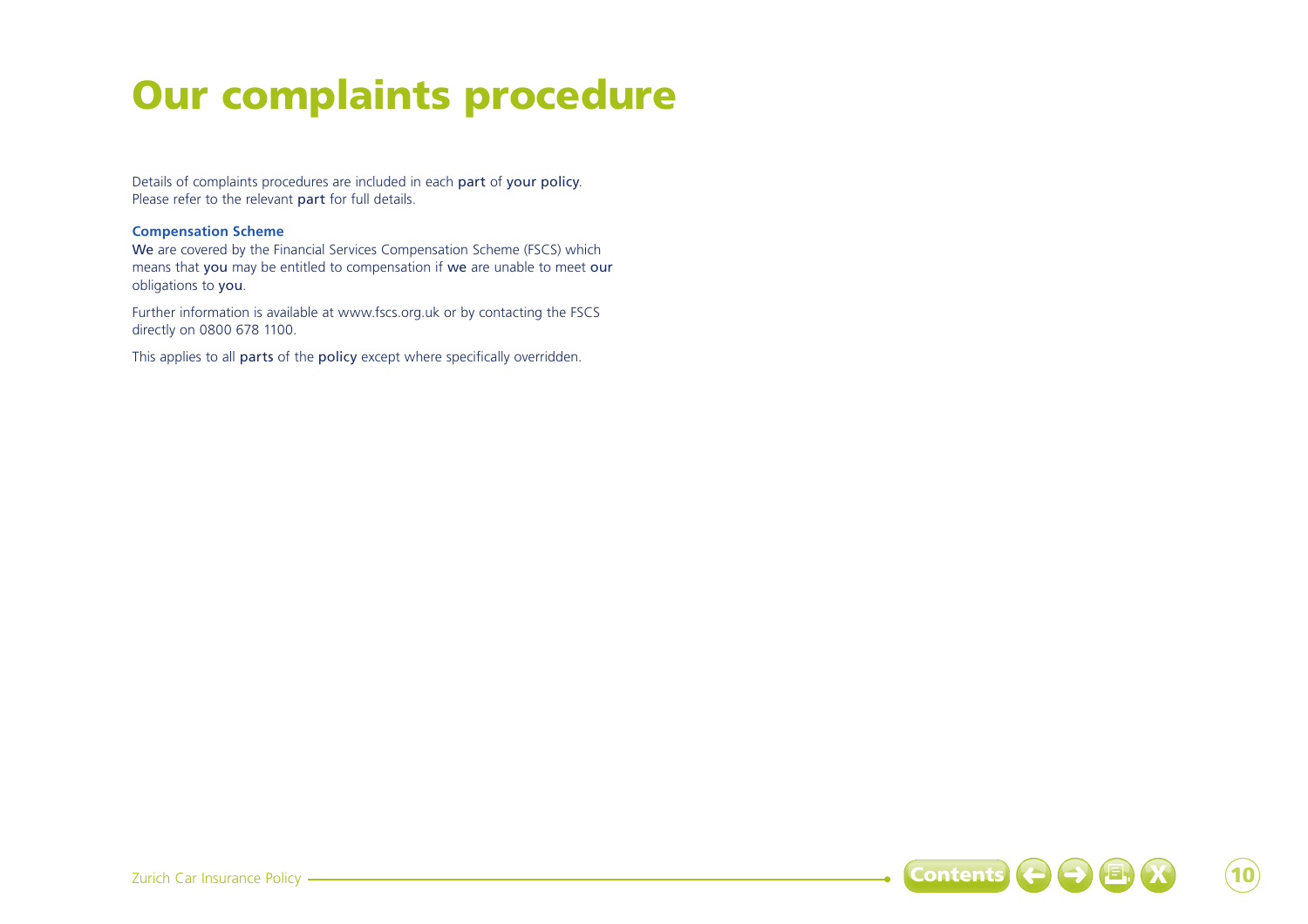# Our complaints procedure

Details of complaints procedures are included in each part of your policy. Please refer to the relevant part for full details.

### Compensation Scheme

We are covered by the Financial Services Compensation Scheme (FSCS) which means that you may be entitled to compensation if we are unable to meet our obligations to you.

Further information is available at www.fscs.org.uk or by contacting the FSCS directly on 0800 678 1100.

This applies to all parts of the policy except where specifically overridden.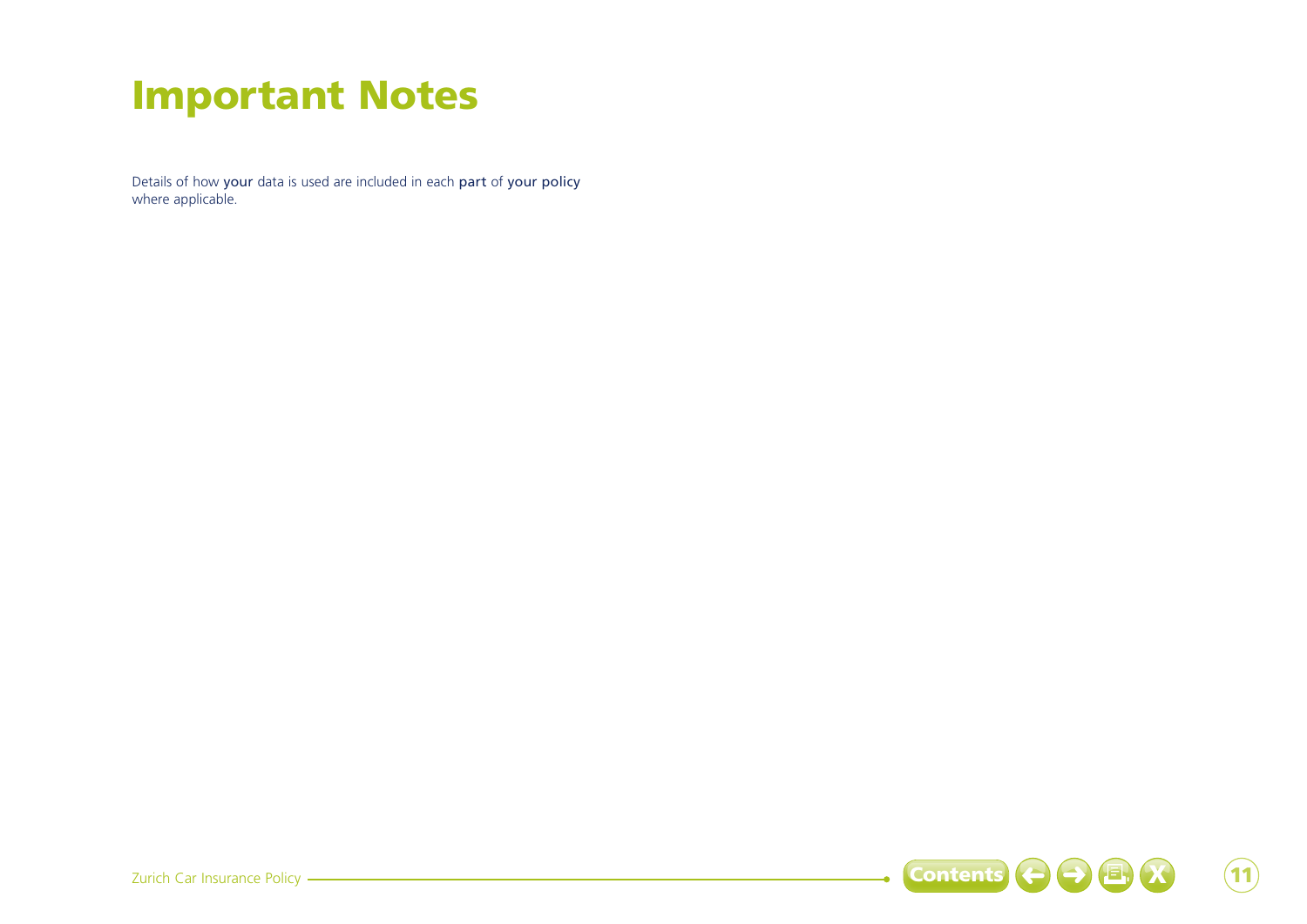# Important Notes

Details of how your data is used are included in each part of your policy where applicable.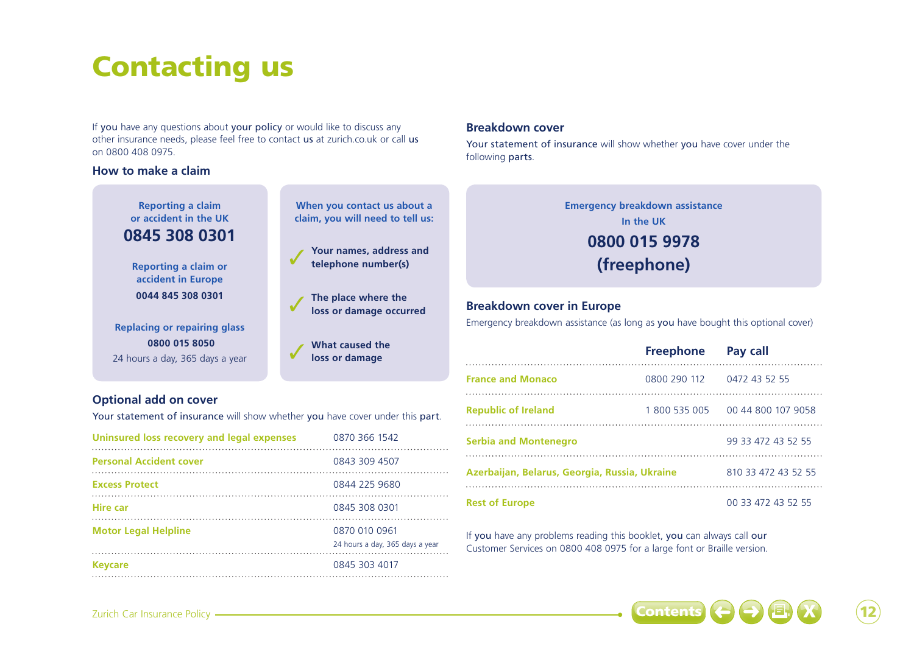# Contacting us

If you have any questions about your policy or would like to discuss any other insurance needs, please feel free to contact us at zurich.co.uk or call us on 0800 408 0975.

### How to make a claim

**Reporting a claim or accident in the UK**
**0845 308 0301**

**Reporting a claim or accident in Europe**
**0044 845 308 0301**

**Replacing or repairing glass**
**0800 015 8050**
24 hours a day, 365 days a year

**When you contact us about a claim, you will need to tell us:**

- ✓ **Your names, address and telephone number(s)**
- ✓ **The place where the loss or damage occurred**
- ✓ **What caused the loss or damage**

### Optional add on cover

Your statement of insurance will show whether you have cover under this part.

| | |
|---|---|
| **Uninsured loss recovery and legal expenses** | 0870 366 1542 |
| **Personal Accident cover** | 0843 309 4507 |
| **Excess Protect** | 0844 225 9680 |
| **Hire car** | 0845 308 0301 |
| **Motor Legal Helpline** | 0870 010 0961<br>24 hours a day, 365 days a year |
| **Keycare** | 0845 303 4017 |

### Breakdown cover

Your statement of insurance will show whether you have cover under the following parts.

**Emergency breakdown assistance**
**In the UK**
**0800 015 9978**
**(freephone)**

### Breakdown cover in Europe

Emergency breakdown assistance (as long as you have bought this optional cover)

| | Freephone | Pay call |
|---|---|---|
| **France and Monaco** | 0800 290 112 | 0472 43 52 55 |
| **Republic of Ireland** | 1 800 535 005 | 00 44 800 107 9058 |
| **Serbia and Montenegro** | | 99 33 472 43 52 55 |
| **Azerbaijan, Belarus, Georgia, Russia, Ukraine** | | 810 33 472 43 52 55 |
| **Rest of Europe** | | 00 33 472 43 52 55 |

If you have any problems reading this booklet, you can always call our Customer Services on 0800 408 0975 for a large font or Braille version.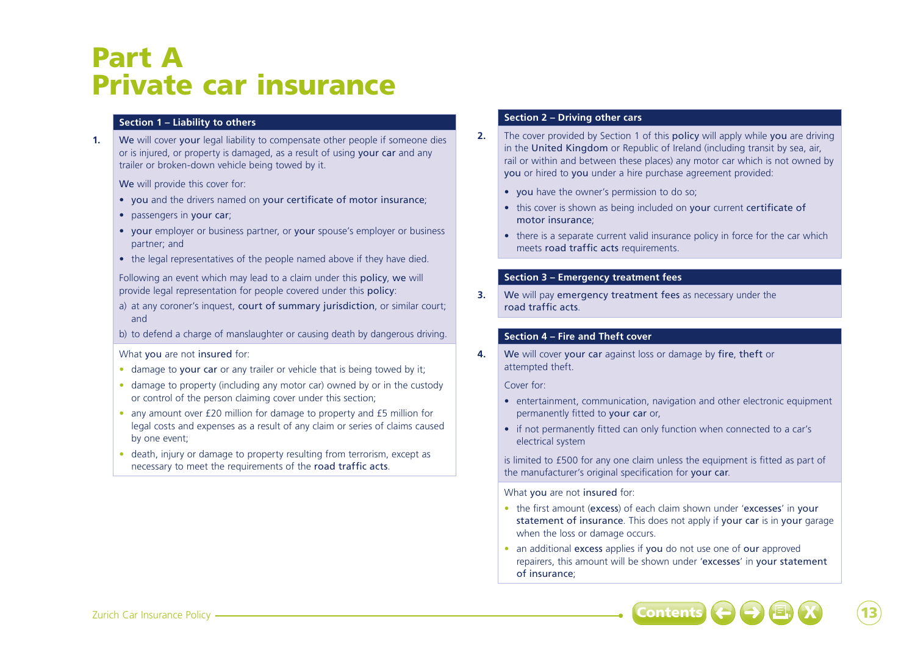# Part A
# Private car insurance

### Section 1 – Liability to others

**1.** We will cover your legal liability to compensate other people if someone dies or is injured, or property is damaged, as a result of using your car and any trailer or broken-down vehicle being towed by it.

We will provide this cover for:

- you and the drivers named on your certificate of motor insurance;
- passengers in your car;
- your employer or business partner, or your spouse's employer or business partner; and
- the legal representatives of the people named above if they have died.

Following an event which may lead to a claim under this policy, we will provide legal representation for people covered under this policy:

a) at any coroner's inquest, court of summary jurisdiction, or similar court; and

b) to defend a charge of manslaughter or causing death by dangerous driving.

What you are not insured for:

- damage to your car or any trailer or vehicle that is being towed by it;
- damage to property (including any motor car) owned by or in the custody or control of the person claiming cover under this section;
- any amount over £20 million for damage to property and £5 million for legal costs and expenses as a result of any claim or series of claims caused by one event;
- death, injury or damage to property resulting from terrorism, except as necessary to meet the requirements of the road traffic acts.

### Section 2 – Driving other cars

**2.** The cover provided by Section 1 of this policy will apply while you are driving in the United Kingdom or Republic of Ireland (including transit by sea, air, rail or within and between these places) any motor car which is not owned by you or hired to you under a hire purchase agreement provided:

- you have the owner's permission to do so;
- this cover is shown as being included on your current certificate of motor insurance;
- there is a separate current valid insurance policy in force for the car which meets road traffic acts requirements.

### Section 3 – Emergency treatment fees

**3.** We will pay emergency treatment fees as necessary under the road traffic acts.

### Section 4 – Fire and Theft cover

**4.** We will cover your car against loss or damage by fire, theft or attempted theft.

Cover for:

- entertainment, communication, navigation and other electronic equipment permanently fitted to your car or,
- if not permanently fitted can only function when connected to a car's electrical system

is limited to £500 for any one claim unless the equipment is fitted as part of the manufacturer's original specification for your car.

What you are not insured for:

- the first amount (excess) of each claim shown under 'excesses' in your statement of insurance. This does not apply if your car is in your garage when the loss or damage occurs.
- an additional excess applies if you do not use one of our approved repairers, this amount will be shown under 'excesses' in your statement of insurance;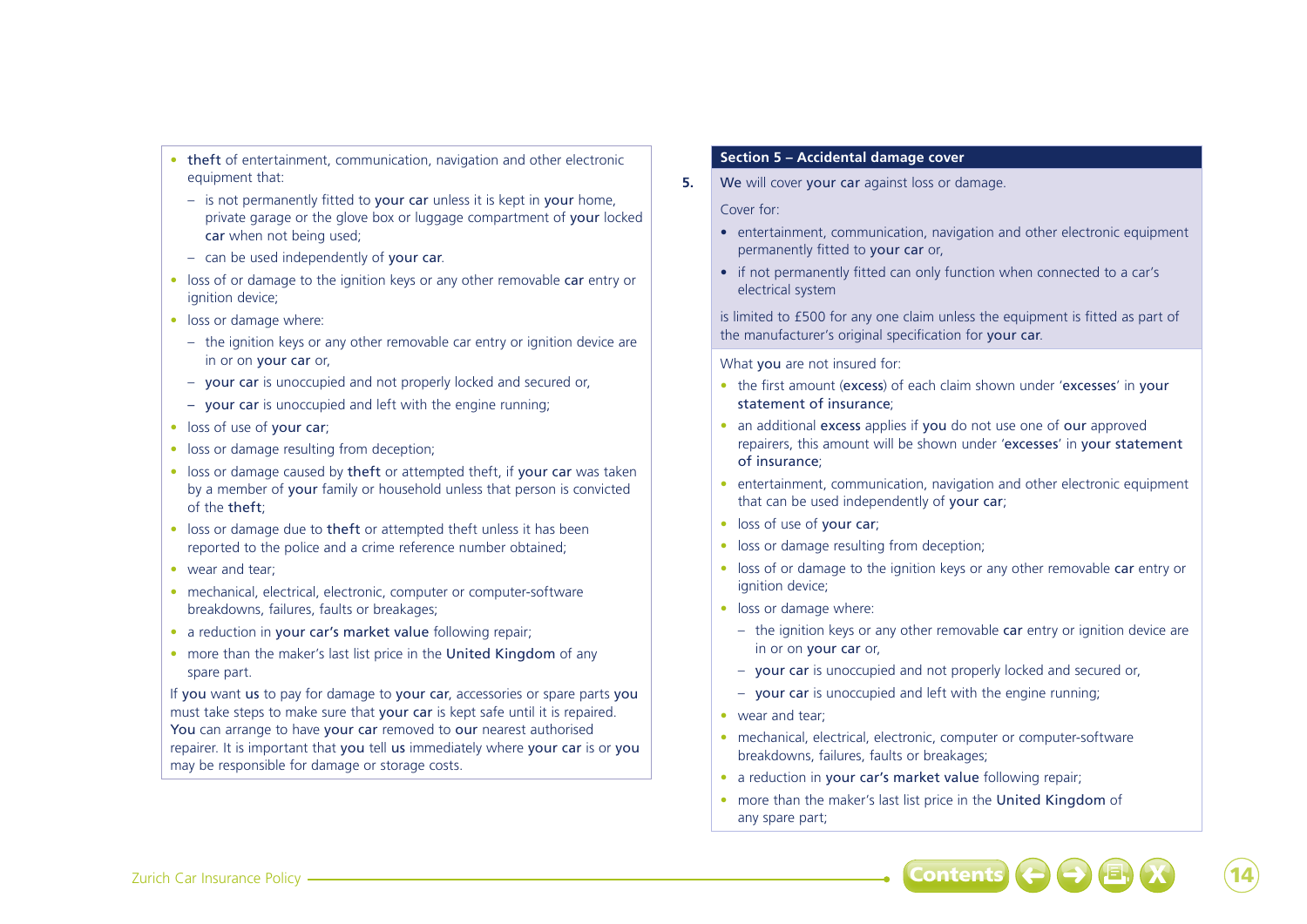- **theft** of entertainment, communication, navigation and other electronic equipment that:
  - is not permanently fitted to **your car** unless it is kept in **your** home, private garage or the glove box or luggage compartment of **your** locked **car** when not being used;
  - can be used independently of **your car**.
- loss of or damage to the ignition keys or any other removable **car** entry or ignition device;
- loss or damage where:
  - the ignition keys or any other removable car entry or ignition device are in or on **your car** or,
  - **your car** is unoccupied and not properly locked and secured or,
  - **your car** is unoccupied and left with the engine running;
- loss of use of **your car**;
- loss or damage resulting from deception;
- loss or damage caused by **theft** or attempted theft, if **your car** was taken by a member of **your** family or household unless that person is convicted of the **theft**;
- loss or damage due to **theft** or attempted theft unless it has been reported to the police and a crime reference number obtained;
- wear and tear;
- mechanical, electrical, electronic, computer or computer-software breakdowns, failures, faults or breakages;
- a reduction in **your car's market value** following repair;
- more than the maker's last list price in the **United Kingdom** of any spare part.

If **you** want **us** to pay for damage to **your car**, accessories or spare parts **you** must take steps to make sure that **your car** is kept safe until it is repaired. **You** can arrange to have **your car** removed to **our** nearest authorised repairer. It is important that **you** tell **us** immediately where **your car** is or **you** may be responsible for damage or storage costs.

## Section 5 – Accidental damage cover

**5.** **We** will cover **your car** against loss or damage.

Cover for:

- entertainment, communication, navigation and other electronic equipment permanently fitted to **your car** or,
- if not permanently fitted can only function when connected to a car's electrical system

is limited to £500 for any one claim unless the equipment is fitted as part of the manufacturer's original specification for **your car**.

What **you** are not insured for:

- the first amount (**excess**) of each claim shown under '**excesses**' in **your statement of insurance**;
- an additional **excess** applies if **you** do not use one of **our** approved repairers, this amount will be shown under '**excesses**' in **your statement of insurance**;
- entertainment, communication, navigation and other electronic equipment that can be used independently of **your car**;
- loss of use of **your car**;
- loss or damage resulting from deception;
- loss of or damage to the ignition keys or any other removable **car** entry or ignition device;
- loss or damage where:
  - the ignition keys or any other removable **car** entry or ignition device are in or on **your car** or,
  - **your car** is unoccupied and not properly locked and secured or,
  - **your car** is unoccupied and left with the engine running;
- wear and tear;
- mechanical, electrical, electronic, computer or computer-software breakdowns, failures, faults or breakages;
- a reduction in **your car's market value** following repair;
- more than the maker's last list price in the **United Kingdom** of any spare part;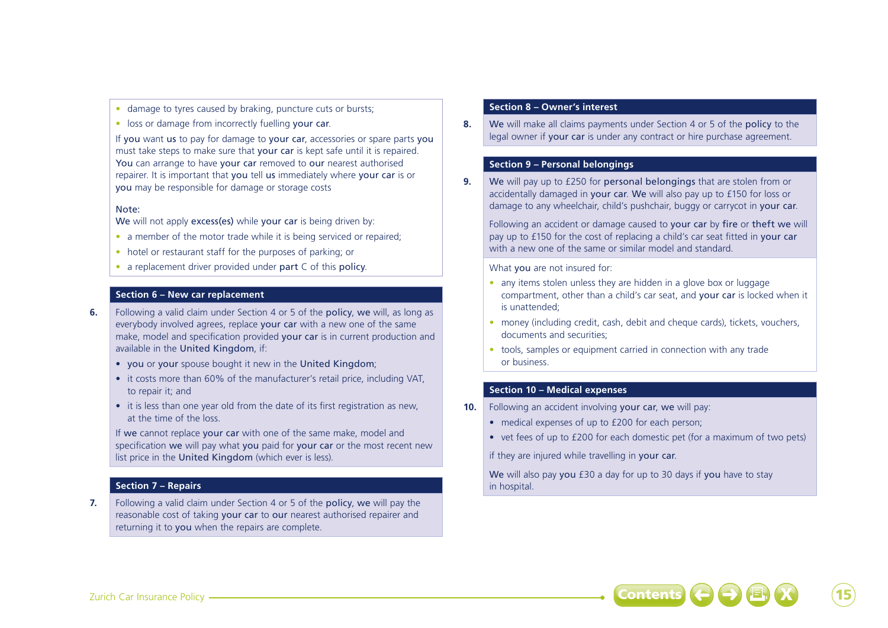- damage to tyres caused by braking, puncture cuts or bursts;
- loss or damage from incorrectly fuelling **your car**.

If **you** want **us** to pay for damage to **your car**, accessories or spare parts **you** must take steps to make sure that **your car** is kept safe until it is repaired. **You** can arrange to have **your car** removed to **our** nearest authorised repairer. It is important that **you** tell **us** immediately where **your car** is or **you** may be responsible for damage or storage costs

Note:
**We** will not apply **excess(es)** while **your car** is being driven by:

- a member of the motor trade while it is being serviced or repaired;
- hotel or restaurant staff for the purposes of parking; or
- a replacement driver provided under **part** C of this **policy**.

## Section 6 – New car replacement

**6.** Following a valid claim under Section 4 or 5 of the **policy**, **we** will, as long as everybody involved agrees, replace **your car** with a new one of the same make, model and specification provided **your car** is in current production and available in the **United Kingdom**, if:

- **you** or **your** spouse bought it new in the **United Kingdom**;
- it costs more than 60% of the manufacturer's retail price, including VAT, to repair it; and
- it is less than one year old from the date of its first registration as new, at the time of the loss.

If **we** cannot replace **your car** with one of the same make, model and specification **we** will pay what **you** paid for **your car** or the most recent new list price in the **United Kingdom** (which ever is less).

## Section 7 – Repairs

**7.** Following a valid claim under Section 4 or 5 of the **policy**, **we** will pay the reasonable cost of taking **your car** to **our** nearest authorised repairer and returning it to **you** when the repairs are complete.

## Section 8 – Owner's interest

**8.** **We** will make all claims payments under Section 4 or 5 of the **policy** to the legal owner if **your car** is under any contract or hire purchase agreement.

## Section 9 – Personal belongings

**9.** **We** will pay up to £250 for **personal belongings** that are stolen from or accidentally damaged in **your car**. **We** will also pay up to £150 for loss or damage to any wheelchair, child's pushchair, buggy or carrycot in **your car**.

Following an accident or damage caused to **your car** by **fire** or **theft we** will pay up to £150 for the cost of replacing a child's car seat fitted in **your car** with a new one of the same or similar model and standard.

What **you** are not insured for:

- any items stolen unless they are hidden in a glove box or luggage compartment, other than a child's car seat, and **your car** is locked when it is unattended;
- money (including credit, cash, debit and cheque cards), tickets, vouchers, documents and securities;
- tools, samples or equipment carried in connection with any trade or business.

## Section 10 – Medical expenses

**10.** Following an accident involving **your car**, **we** will pay:

- medical expenses of up to £200 for each person;
- vet fees of up to £200 for each domestic pet (for a maximum of two pets)

if they are injured while travelling in **your car**.

**We** will also pay **you** £30 a day for up to 30 days if **you** have to stay in hospital.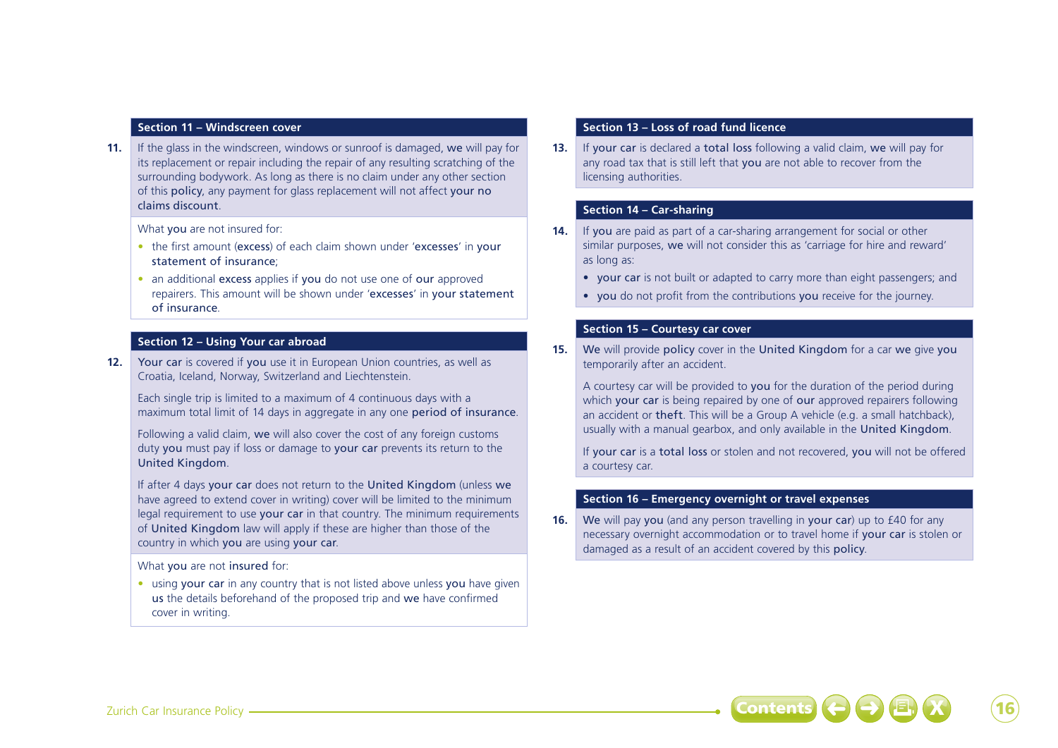## Section 11 – Windscreen cover

**11.** If the glass in the windscreen, windows or sunroof is damaged, **we** will pay for its replacement or repair including the repair of any resulting scratching of the surrounding bodywork. As long as there is no claim under any other section of this **policy**, any payment for glass replacement will not affect **your no claims discount**.

What **you** are not insured for:

- the first amount (**excess**) of each claim shown under '**excesses**' in **your statement of insurance**;
- an additional **excess** applies if **you** do not use one of **our** approved repairers. This amount will be shown under '**excesses**' in **your statement of insurance**.

## Section 12 – Using Your car abroad

**12.** **Your car** is covered if **you** use it in European Union countries, as well as Croatia, Iceland, Norway, Switzerland and Liechtenstein.

Each single trip is limited to a maximum of 4 continuous days with a maximum total limit of 14 days in aggregate in any one **period of insurance**.

Following a valid claim, **we** will also cover the cost of any foreign customs duty **you** must pay if loss or damage to **your car** prevents its return to the **United Kingdom**.

If after 4 days **your car** does not return to the **United Kingdom** (unless **we** have agreed to extend cover in writing) cover will be limited to the minimum legal requirement to use **your car** in that country. The minimum requirements of **United Kingdom** law will apply if these are higher than those of the country in which **you** are using **your car**.

What **you** are not **insured** for:

- using **your car** in any country that is not listed above unless **you** have given **us** the details beforehand of the proposed trip and **we** have confirmed cover in writing.

## Section 13 – Loss of road fund licence

**13.** If **your car** is declared a **total loss** following a valid claim, **we** will pay for any road tax that is still left that **you** are not able to recover from the licensing authorities.

## Section 14 – Car-sharing

**14.** If **you** are paid as part of a car-sharing arrangement for social or other similar purposes, **we** will not consider this as 'carriage for hire and reward' as long as:

- **your car** is not built or adapted to carry more than eight passengers; and
- **you** do not profit from the contributions **you** receive for the journey.

## Section 15 – Courtesy car cover

**15.** **We** will provide **policy** cover in the **United Kingdom** for a car **we** give **you** temporarily after an accident.

A courtesy car will be provided to **you** for the duration of the period during which **your car** is being repaired by one of **our** approved repairers following an accident or **theft**. This will be a Group A vehicle (e.g. a small hatchback), usually with a manual gearbox, and only available in the **United Kingdom**.

If **your car** is a **total loss** or stolen and not recovered, **you** will not be offered a courtesy car.

## Section 16 – Emergency overnight or travel expenses

**16.** **We** will pay **you** (and any person travelling in **your car**) up to £40 for any necessary overnight accommodation or to travel home if **your car** is stolen or damaged as a result of an accident covered by this **policy**.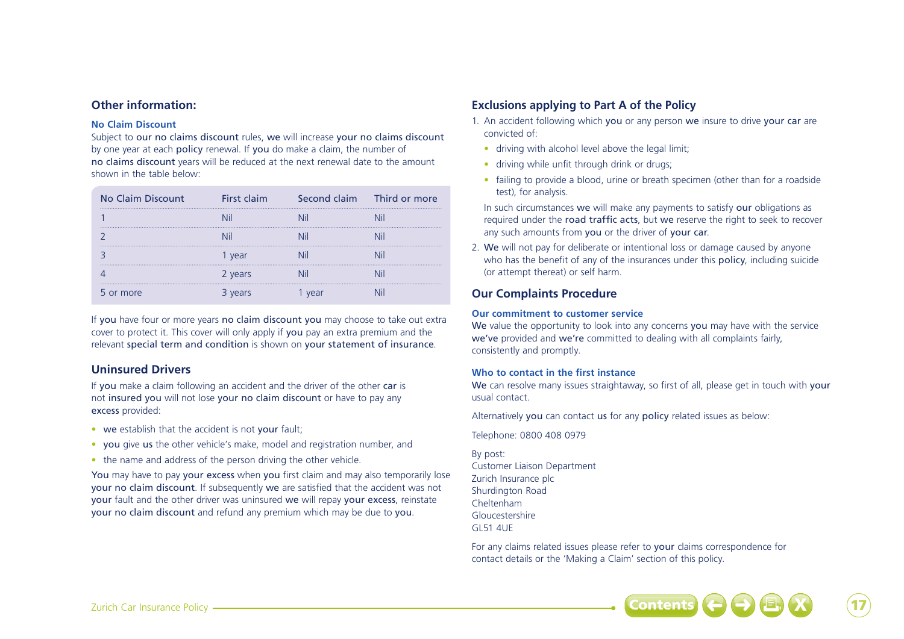## Other information:

### No Claim Discount

Subject to our no claims discount rules, we will increase your no claims discount by one year at each policy renewal. If you do make a claim, the number of no claims discount years will be reduced at the next renewal date to the amount shown in the table below:

| No Claim Discount | First claim | Second claim | Third or more |
|---|---|---|---|
| 1 | Nil | Nil | Nil |
| 2 | Nil | Nil | Nil |
| 3 | 1 year | Nil | Nil |
| 4 | 2 years | Nil | Nil |
| 5 or more | 3 years | 1 year | Nil |

If you have four or more years no claim discount you may choose to take out extra cover to protect it. This cover will only apply if you pay an extra premium and the relevant special term and condition is shown on your statement of insurance.

## Uninsured Drivers

If you make a claim following an accident and the driver of the other car is not insured you will not lose your no claim discount or have to pay any excess provided:

- we establish that the accident is not your fault;
- you give us the other vehicle's make, model and registration number, and
- the name and address of the person driving the other vehicle.

You may have to pay your excess when you first claim and may also temporarily lose your no claim discount. If subsequently we are satisfied that the accident was not your fault and the other driver was uninsured we will repay your excess, reinstate your no claim discount and refund any premium which may be due to you.

## Exclusions applying to Part A of the Policy

1. An accident following which you or any person we insure to drive your car are convicted of:
   - driving with alcohol level above the legal limit;
   - driving while unfit through drink or drugs;
   - failing to provide a blood, urine or breath specimen (other than for a roadside test), for analysis.

   In such circumstances we will make any payments to satisfy our obligations as required under the road traffic acts, but we reserve the right to seek to recover any such amounts from you or the driver of your car.
2. We will not pay for deliberate or intentional loss or damage caused by anyone who has the benefit of any of the insurances under this policy, including suicide (or attempt thereat) or self harm.

## Our Complaints Procedure

### Our commitment to customer service

We value the opportunity to look into any concerns you may have with the service we've provided and we're committed to dealing with all complaints fairly, consistently and promptly.

### Who to contact in the first instance

We can resolve many issues straightaway, so first of all, please get in touch with your usual contact.

Alternatively you can contact us for any policy related issues as below:

Telephone: 0800 408 0979

By post:
Customer Liaison Department
Zurich Insurance plc
Shurdington Road
Cheltenham
Gloucestershire
GL51 4UE

For any claims related issues please refer to your claims correspondence for contact details or the 'Making a Claim' section of this policy.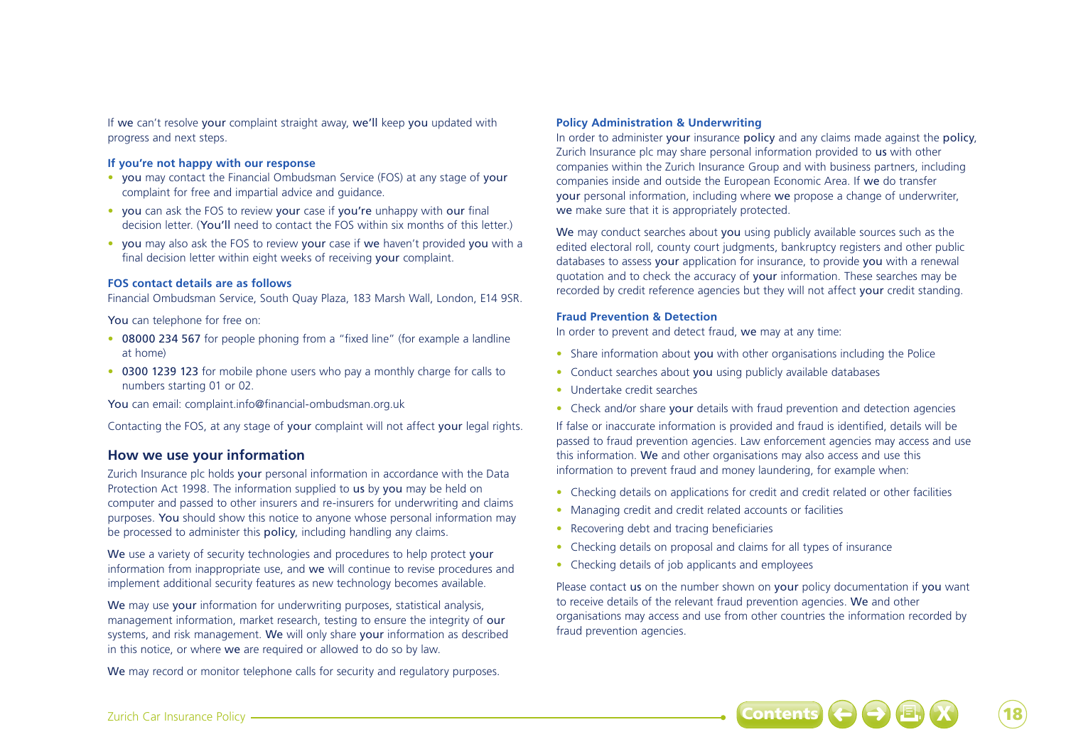If we can't resolve your complaint straight away, we'll keep you updated with progress and next steps.

#### If you're not happy with our response

- you may contact the Financial Ombudsman Service (FOS) at any stage of your complaint for free and impartial advice and guidance.
- you can ask the FOS to review your case if you're unhappy with our final decision letter. (You'll need to contact the FOS within six months of this letter.)
- you may also ask the FOS to review your case if we haven't provided you with a final decision letter within eight weeks of receiving your complaint.

#### FOS contact details are as follows

Financial Ombudsman Service, South Quay Plaza, 183 Marsh Wall, London, E14 9SR.

You can telephone for free on:

- 08000 234 567 for people phoning from a "fixed line" (for example a landline at home)
- 0300 1239 123 for mobile phone users who pay a monthly charge for calls to numbers starting 01 or 02.

You can email: complaint.info@financial-ombudsman.org.uk

Contacting the FOS, at any stage of your complaint will not affect your legal rights.

## How we use your information

Zurich Insurance plc holds your personal information in accordance with the Data Protection Act 1998. The information supplied to us by you may be held on computer and passed to other insurers and re-insurers for underwriting and claims purposes. You should show this notice to anyone whose personal information may be processed to administer this policy, including handling any claims.

We use a variety of security technologies and procedures to help protect your information from inappropriate use, and we will continue to revise procedures and implement additional security features as new technology becomes available.

We may use your information for underwriting purposes, statistical analysis, management information, market research, testing to ensure the integrity of our systems, and risk management. We will only share your information as described in this notice, or where we are required or allowed to do so by law.

We may record or monitor telephone calls for security and regulatory purposes.

#### Policy Administration & Underwriting

In order to administer your insurance policy and any claims made against the policy, Zurich Insurance plc may share personal information provided to us with other companies within the Zurich Insurance Group and with business partners, including companies inside and outside the European Economic Area. If we do transfer your personal information, including where we propose a change of underwriter, we make sure that it is appropriately protected.

We may conduct searches about you using publicly available sources such as the edited electoral roll, county court judgments, bankruptcy registers and other public databases to assess your application for insurance, to provide you with a renewal quotation and to check the accuracy of your information. These searches may be recorded by credit reference agencies but they will not affect your credit standing.

#### Fraud Prevention & Detection

In order to prevent and detect fraud, we may at any time:

- Share information about you with other organisations including the Police
- Conduct searches about you using publicly available databases
- Undertake credit searches
- Check and/or share your details with fraud prevention and detection agencies

If false or inaccurate information is provided and fraud is identified, details will be passed to fraud prevention agencies. Law enforcement agencies may access and use this information. We and other organisations may also access and use this information to prevent fraud and money laundering, for example when:

- Checking details on applications for credit and credit related or other facilities
- Managing credit and credit related accounts or facilities
- Recovering debt and tracing beneficiaries
- Checking details on proposal and claims for all types of insurance
- Checking details of job applicants and employees

Please contact us on the number shown on your policy documentation if you want to receive details of the relevant fraud prevention agencies. We and other organisations may access and use from other countries the information recorded by fraud prevention agencies.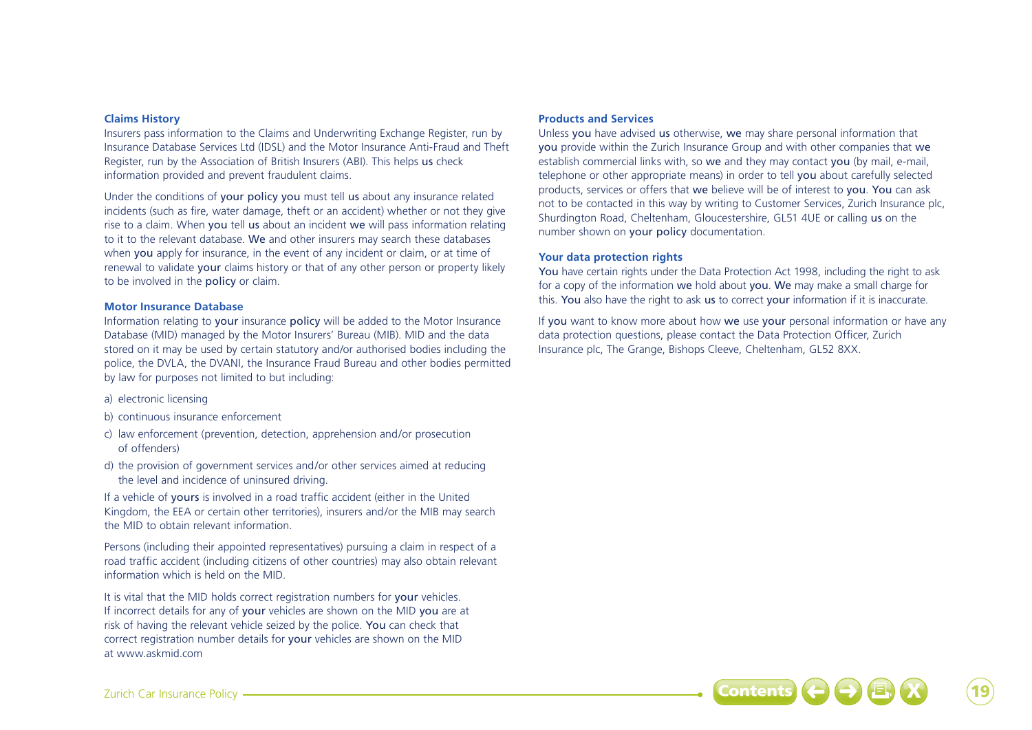### Claims History

Insurers pass information to the Claims and Underwriting Exchange Register, run by Insurance Database Services Ltd (IDSL) and the Motor Insurance Anti-Fraud and Theft Register, run by the Association of British Insurers (ABI). This helps us check information provided and prevent fraudulent claims.

Under the conditions of your policy you must tell us about any insurance related incidents (such as fire, water damage, theft or an accident) whether or not they give rise to a claim. When you tell us about an incident we will pass information relating to it to the relevant database. We and other insurers may search these databases when you apply for insurance, in the event of any incident or claim, or at time of renewal to validate your claims history or that of any other person or property likely to be involved in the policy or claim.

### Motor Insurance Database

Information relating to your insurance policy will be added to the Motor Insurance Database (MID) managed by the Motor Insurers' Bureau (MIB). MID and the data stored on it may be used by certain statutory and/or authorised bodies including the police, the DVLA, the DVANI, the Insurance Fraud Bureau and other bodies permitted by law for purposes not limited to but including:

a) electronic licensing

b) continuous insurance enforcement

c) law enforcement (prevention, detection, apprehension and/or prosecution of offenders)

d) the provision of government services and/or other services aimed at reducing the level and incidence of uninsured driving.

If a vehicle of yours is involved in a road traffic accident (either in the United Kingdom, the EEA or certain other territories), insurers and/or the MIB may search the MID to obtain relevant information.

Persons (including their appointed representatives) pursuing a claim in respect of a road traffic accident (including citizens of other countries) may also obtain relevant information which is held on the MID.

It is vital that the MID holds correct registration numbers for your vehicles. If incorrect details for any of your vehicles are shown on the MID you are at risk of having the relevant vehicle seized by the police. You can check that correct registration number details for your vehicles are shown on the MID at www.askmid.com

### Products and Services

Unless you have advised us otherwise, we may share personal information that you provide within the Zurich Insurance Group and with other companies that we establish commercial links with, so we and they may contact you (by mail, e-mail, telephone or other appropriate means) in order to tell you about carefully selected products, services or offers that we believe will be of interest to you. You can ask not to be contacted in this way by writing to Customer Services, Zurich Insurance plc, Shurdington Road, Cheltenham, Gloucestershire, GL51 4UE or calling us on the number shown on your policy documentation.

### Your data protection rights

You have certain rights under the Data Protection Act 1998, including the right to ask for a copy of the information we hold about you. We may make a small charge for this. You also have the right to ask us to correct your information if it is inaccurate.

If you want to know more about how we use your personal information or have any data protection questions, please contact the Data Protection Officer, Zurich Insurance plc, The Grange, Bishops Cleeve, Cheltenham, GL52 8XX.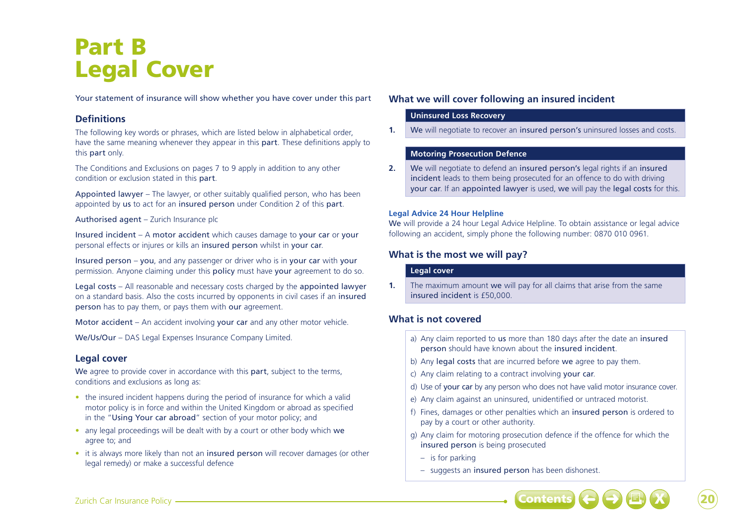# Part B Legal Cover

Your statement of insurance will show whether you have cover under this part

## Definitions

The following key words or phrases, which are listed below in alphabetical order, have the same meaning whenever they appear in this **part**. These definitions apply to this **part** only.

The Conditions and Exclusions on pages 7 to 9 apply in addition to any other condition or exclusion stated in this **part**.

**Appointed lawyer** – The lawyer, or other suitably qualified person, who has been appointed by **us** to act for an **insured person** under Condition 2 of this **part**.

**Authorised agent** – Zurich Insurance plc

**Insured incident** – A **motor accident** which causes damage to **your car** or **your** personal effects or injures or kills an **insured person** whilst in **your car**.

**Insured person** – **you**, and any passenger or driver who is in **your car** with **your** permission. Anyone claiming under this **policy** must have **your** agreement to do so.

**Legal costs** – All reasonable and necessary costs charged by the **appointed lawyer** on a standard basis. Also the costs incurred by opponents in civil cases if an **insured person** has to pay them, or pays them with **our** agreement.

**Motor accident** – An accident involving **your car** and any other motor vehicle.

**We/Us/Our** – DAS Legal Expenses Insurance Company Limited.

## Legal cover

**We** agree to provide cover in accordance with this **part**, subject to the terms, conditions and exclusions as long as:

- the insured incident happens during the period of insurance for which a valid motor policy is in force and within the United Kingdom or abroad as specified in the "**Using Your car abroad**" section of your motor policy; and
- any legal proceedings will be dealt with by a court or other body which **we** agree to; and
- it is always more likely than not an **insured person** will recover damages (or other legal remedy) or make a successful defence

## What we will cover following an insured incident

| | Uninsured Loss Recovery |
|---|---|
| **1.** | **We** will negotiate to recover an **insured person's** uninsured losses and costs. |

| | Motoring Prosecution Defence |
|---|---|
| **2.** | **We** will negotiate to defend an **insured person's** legal rights if an **insured incident** leads to them being prosecuted for an offence to do with driving **your car**. If an **appointed lawyer** is used, **we** will pay the **legal costs** for this. |

**Legal Advice 24 Hour Helpline**

**We** will provide a 24 hour Legal Advice Helpline. To obtain assistance or legal advice following an accident, simply phone the following number: 0870 010 0961.

## What is the most we will pay?

| | Legal cover |
|---|---|
| **1.** | The maximum amount **we** will pay for all claims that arise from the same **insured incident** is £50,000. |

## What is not covered

a) Any claim reported to **us** more than 180 days after the date an **insured person** should have known about the **insured incident**.

b) Any **legal costs** that are incurred before **we** agree to pay them.

c) Any claim relating to a contract involving **your car**.

d) Use of **your car** by any person who does not have valid motor insurance cover.

e) Any claim against an uninsured, unidentified or untraced motorist.

f) Fines, damages or other penalties which an **insured person** is ordered to pay by a court or other authority.

g) Any claim for motoring prosecution defence if the offence for which the **insured person** is being prosecuted

- is for parking
- suggests an **insured person** has been dishonest.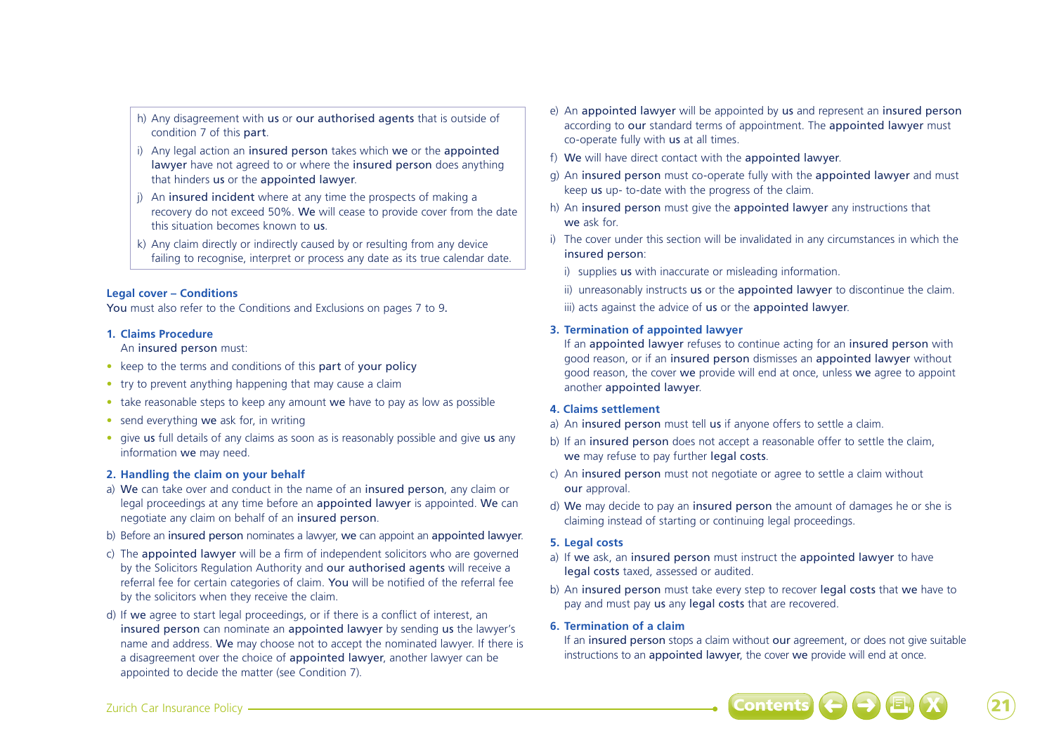h) Any disagreement with us or our authorised agents that is outside of condition 7 of this part.

i) Any legal action an insured person takes which we or the appointed lawyer have not agreed to or where the insured person does anything that hinders us or the appointed lawyer.

j) An insured incident where at any time the prospects of making a recovery do not exceed 50%. We will cease to provide cover from the date this situation becomes known to us.

k) Any claim directly or indirectly caused by or resulting from any device failing to recognise, interpret or process any date as its true calendar date.

### Legal cover – Conditions

You must also refer to the Conditions and Exclusions on pages 7 to 9.

#### 1. Claims Procedure

An insured person must:

- keep to the terms and conditions of this part of your policy
- try to prevent anything happening that may cause a claim
- take reasonable steps to keep any amount we have to pay as low as possible
- send everything we ask for, in writing
- give us full details of any claims as soon as is reasonably possible and give us any information we may need.

#### 2. Handling the claim on your behalf

a) We can take over and conduct in the name of an insured person, any claim or legal proceedings at any time before an appointed lawyer is appointed. We can negotiate any claim on behalf of an insured person.

b) Before an insured person nominates a lawyer, we can appoint an appointed lawyer.

c) The appointed lawyer will be a firm of independent solicitors who are governed by the Solicitors Regulation Authority and our authorised agents will receive a referral fee for certain categories of claim. You will be notified of the referral fee by the solicitors when they receive the claim.

d) If we agree to start legal proceedings, or if there is a conflict of interest, an insured person can nominate an appointed lawyer by sending us the lawyer's name and address. We may choose not to accept the nominated lawyer. If there is a disagreement over the choice of appointed lawyer, another lawyer can be appointed to decide the matter (see Condition 7).

e) An appointed lawyer will be appointed by us and represent an insured person according to our standard terms of appointment. The appointed lawyer must co-operate fully with us at all times.

f) We will have direct contact with the appointed lawyer.

g) An insured person must co-operate fully with the appointed lawyer and must keep us up- to-date with the progress of the claim.

h) An insured person must give the appointed lawyer any instructions that we ask for.

i) The cover under this section will be invalidated in any circumstances in which the insured person:

  i) supplies us with inaccurate or misleading information.

  ii) unreasonably instructs us or the appointed lawyer to discontinue the claim.

  iii) acts against the advice of us or the appointed lawyer.

#### 3. Termination of appointed lawyer

If an appointed lawyer refuses to continue acting for an insured person with good reason, or if an insured person dismisses an appointed lawyer without good reason, the cover we provide will end at once, unless we agree to appoint another appointed lawyer.

#### 4. Claims settlement

a) An insured person must tell us if anyone offers to settle a claim.

b) If an insured person does not accept a reasonable offer to settle the claim, we may refuse to pay further legal costs.

c) An insured person must not negotiate or agree to settle a claim without our approval.

d) We may decide to pay an insured person the amount of damages he or she is claiming instead of starting or continuing legal proceedings.

#### 5. Legal costs

a) If we ask, an insured person must instruct the appointed lawyer to have legal costs taxed, assessed or audited.

b) An insured person must take every step to recover legal costs that we have to pay and must pay us any legal costs that are recovered.

#### 6. Termination of a claim

If an insured person stops a claim without our agreement, or does not give suitable instructions to an appointed lawyer, the cover we provide will end at once.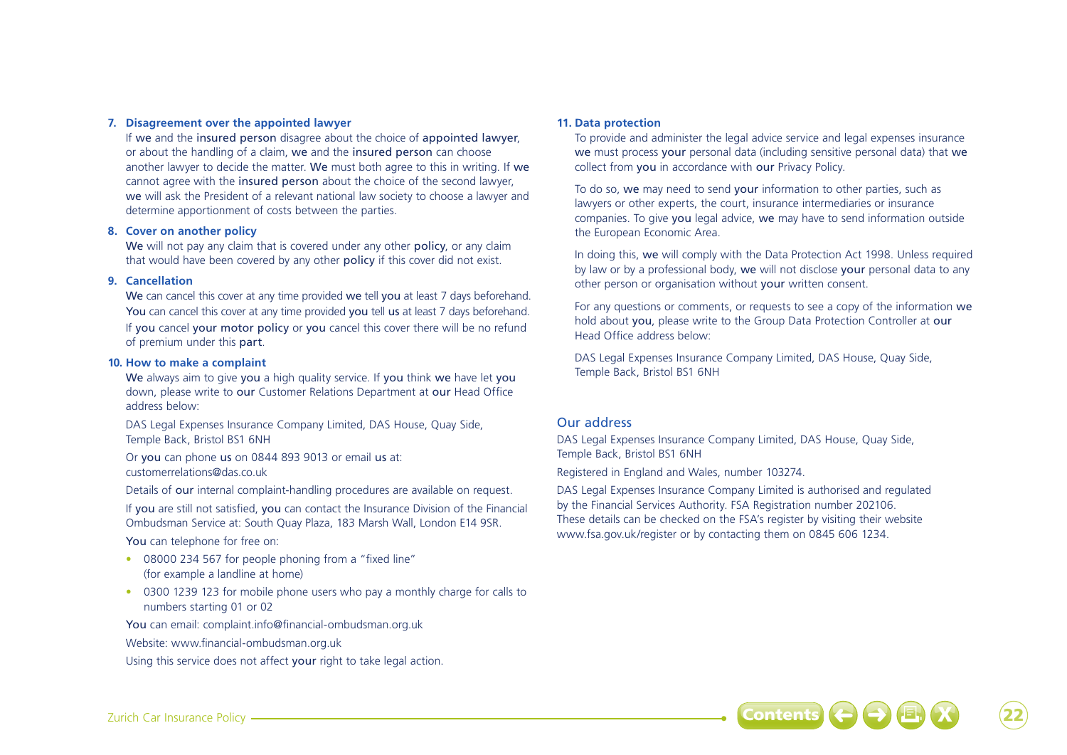**7. Disagreement over the appointed lawyer**

If we and the insured person disagree about the choice of appointed lawyer, or about the handling of a claim, we and the insured person can choose another lawyer to decide the matter. We must both agree to this in writing. If we cannot agree with the insured person about the choice of the second lawyer, we will ask the President of a relevant national law society to choose a lawyer and determine apportionment of costs between the parties.

**8. Cover on another policy**

We will not pay any claim that is covered under any other policy, or any claim that would have been covered by any other policy if this cover did not exist.

**9. Cancellation**

We can cancel this cover at any time provided we tell you at least 7 days beforehand. You can cancel this cover at any time provided you tell us at least 7 days beforehand. If you cancel your motor policy or you cancel this cover there will be no refund of premium under this part.

**10. How to make a complaint**

We always aim to give you a high quality service. If you think we have let you down, please write to our Customer Relations Department at our Head Office address below:

DAS Legal Expenses Insurance Company Limited, DAS House, Quay Side, Temple Back, Bristol BS1 6NH

Or you can phone us on 0844 893 9013 or email us at: customerrelations@das.co.uk

Details of our internal complaint-handling procedures are available on request.

If you are still not satisfied, you can contact the Insurance Division of the Financial Ombudsman Service at: South Quay Plaza, 183 Marsh Wall, London E14 9SR.

You can telephone for free on:

- 08000 234 567 for people phoning from a "fixed line" (for example a landline at home)
- 0300 1239 123 for mobile phone users who pay a monthly charge for calls to numbers starting 01 or 02

You can email: complaint.info@financial-ombudsman.org.uk

Website: www.financial-ombudsman.org.uk

Using this service does not affect your right to take legal action.

**11. Data protection**

To provide and administer the legal advice service and legal expenses insurance we must process your personal data (including sensitive personal data) that we collect from you in accordance with our Privacy Policy.

To do so, we may need to send your information to other parties, such as lawyers or other experts, the court, insurance intermediaries or insurance companies. To give you legal advice, we may have to send information outside the European Economic Area.

In doing this, we will comply with the Data Protection Act 1998. Unless required by law or by a professional body, we will not disclose your personal data to any other person or organisation without your written consent.

For any questions or comments, or requests to see a copy of the information we hold about you, please write to the Group Data Protection Controller at our Head Office address below:

DAS Legal Expenses Insurance Company Limited, DAS House, Quay Side, Temple Back, Bristol BS1 6NH

## Our address

DAS Legal Expenses Insurance Company Limited, DAS House, Quay Side, Temple Back, Bristol BS1 6NH

Registered in England and Wales, number 103274.

DAS Legal Expenses Insurance Company Limited is authorised and regulated by the Financial Services Authority. FSA Registration number 202106. These details can be checked on the FSA's register by visiting their website www.fsa.gov.uk/register or by contacting them on 0845 606 1234.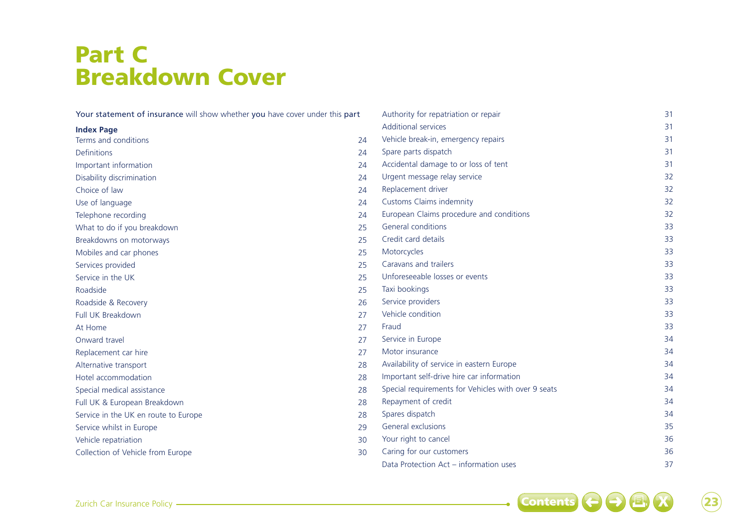# Part C Breakdown Cover

Your statement of insurance will show whether you have cover under this part

**Index Page**

| | |
|---|---|
| Terms and conditions | 24 |
| Definitions | 24 |
| Important information | 24 |
| Disability discrimination | 24 |
| Choice of law | 24 |
| Use of language | 24 |
| Telephone recording | 24 |
| What to do if you breakdown | 25 |
| Breakdowns on motorways | 25 |
| Mobiles and car phones | 25 |
| Services provided | 25 |
| Service in the UK | 25 |
| Roadside | 25 |
| Roadside & Recovery | 26 |
| Full UK Breakdown | 27 |
| At Home | 27 |
| Onward travel | 27 |
| Replacement car hire | 27 |
| Alternative transport | 28 |
| Hotel accommodation | 28 |
| Special medical assistance | 28 |
| Full UK & European Breakdown | 28 |
| Service in the UK en route to Europe | 28 |
| Service whilst in Europe | 29 |
| Vehicle repatriation | 30 |
| Collection of Vehicle from Europe | 30 |
| Authority for repatriation or repair | 31 |
| Additional services | 31 |
| Vehicle break-in, emergency repairs | 31 |
| Spare parts dispatch | 31 |
| Accidental damage to or loss of tent | 31 |
| Urgent message relay service | 32 |
| Replacement driver | 32 |
| Customs Claims indemnity | 32 |
| European Claims procedure and conditions | 32 |
| General conditions | 33 |
| Credit card details | 33 |
| Motorcycles | 33 |
| Caravans and trailers | 33 |
| Unforeseeable losses or events | 33 |
| Taxi bookings | 33 |
| Service providers | 33 |
| Vehicle condition | 33 |
| Fraud | 33 |
| Service in Europe | 34 |
| Motor insurance | 34 |
| Availability of service in eastern Europe | 34 |
| Important self-drive hire car information | 34 |
| Special requirements for Vehicles with over 9 seats | 34 |
| Repayment of credit | 34 |
| Spares dispatch | 34 |
| General exclusions | 35 |
| Your right to cancel | 36 |
| Caring for our customers | 36 |
| Data Protection Act – information uses | 37 |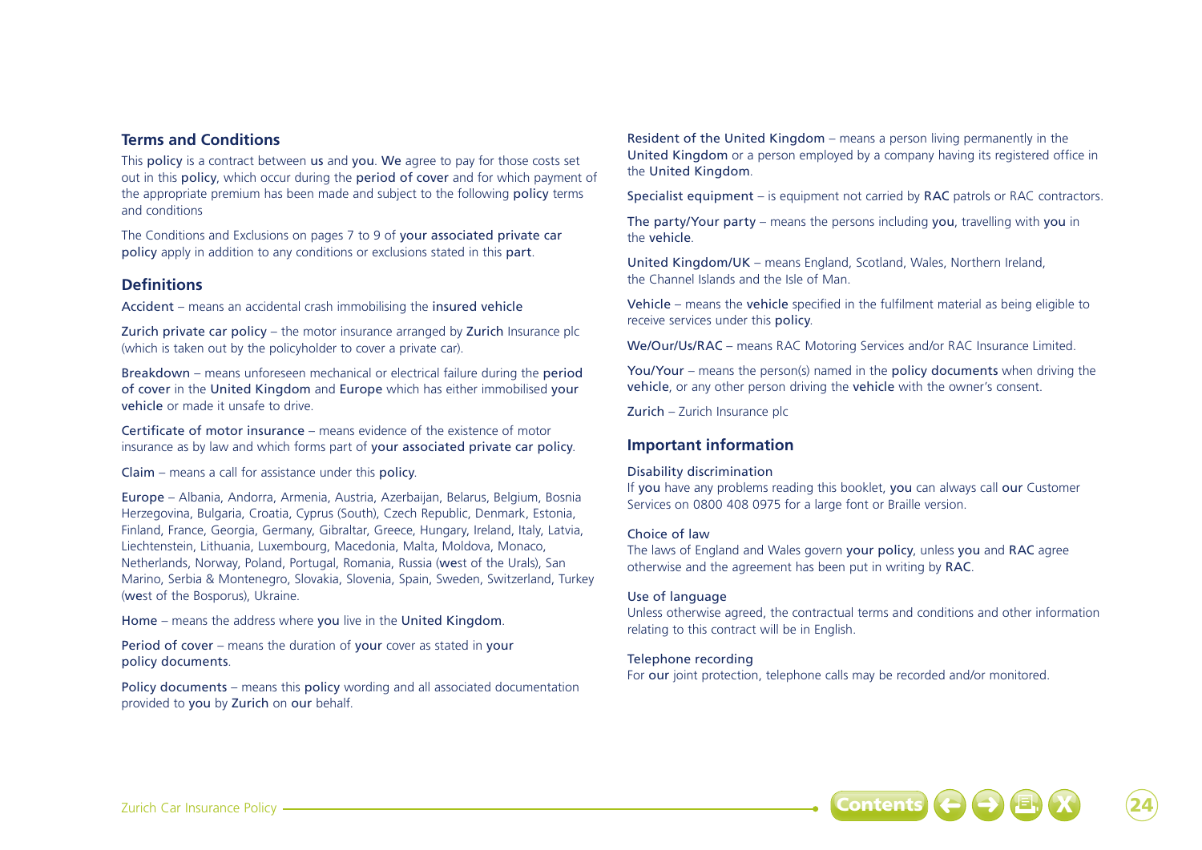## Terms and Conditions

This policy is a contract between us and you. We agree to pay for those costs set out in this policy, which occur during the period of cover and for which payment of the appropriate premium has been made and subject to the following policy terms and conditions

The Conditions and Exclusions on pages 7 to 9 of your associated private car policy apply in addition to any conditions or exclusions stated in this part.

## Definitions

Accident – means an accidental crash immobilising the insured vehicle

Zurich private car policy – the motor insurance arranged by Zurich Insurance plc (which is taken out by the policyholder to cover a private car).

Breakdown – means unforeseen mechanical or electrical failure during the period of cover in the United Kingdom and Europe which has either immobilised your vehicle or made it unsafe to drive.

Certificate of motor insurance – means evidence of the existence of motor insurance as by law and which forms part of your associated private car policy.

Claim – means a call for assistance under this policy.

Europe – Albania, Andorra, Armenia, Austria, Azerbaijan, Belarus, Belgium, Bosnia Herzegovina, Bulgaria, Croatia, Cyprus (South), Czech Republic, Denmark, Estonia, Finland, France, Georgia, Germany, Gibraltar, Greece, Hungary, Ireland, Italy, Latvia, Liechtenstein, Lithuania, Luxembourg, Macedonia, Malta, Moldova, Monaco, Netherlands, Norway, Poland, Portugal, Romania, Russia (west of the Urals), San Marino, Serbia & Montenegro, Slovakia, Slovenia, Spain, Sweden, Switzerland, Turkey (west of the Bosporus), Ukraine.

Home – means the address where you live in the United Kingdom.

Period of cover – means the duration of your cover as stated in your policy documents.

Policy documents – means this policy wording and all associated documentation provided to you by Zurich on our behalf.

Resident of the United Kingdom – means a person living permanently in the United Kingdom or a person employed by a company having its registered office in the United Kingdom.

Specialist equipment – is equipment not carried by RAC patrols or RAC contractors.

The party/Your party – means the persons including you, travelling with you in the vehicle.

United Kingdom/UK – means England, Scotland, Wales, Northern Ireland, the Channel Islands and the Isle of Man.

Vehicle – means the vehicle specified in the fulfilment material as being eligible to receive services under this policy.

We/Our/Us/RAC – means RAC Motoring Services and/or RAC Insurance Limited.

You/Your – means the person(s) named in the policy documents when driving the vehicle, or any other person driving the vehicle with the owner's consent.

Zurich – Zurich Insurance plc

## Important information

### Disability discrimination

If you have any problems reading this booklet, you can always call our Customer Services on 0800 408 0975 for a large font or Braille version.

### Choice of law

The laws of England and Wales govern your policy, unless you and RAC agree otherwise and the agreement has been put in writing by RAC.

### Use of language

Unless otherwise agreed, the contractual terms and conditions and other information relating to this contract will be in English.

### Telephone recording

For our joint protection, telephone calls may be recorded and/or monitored.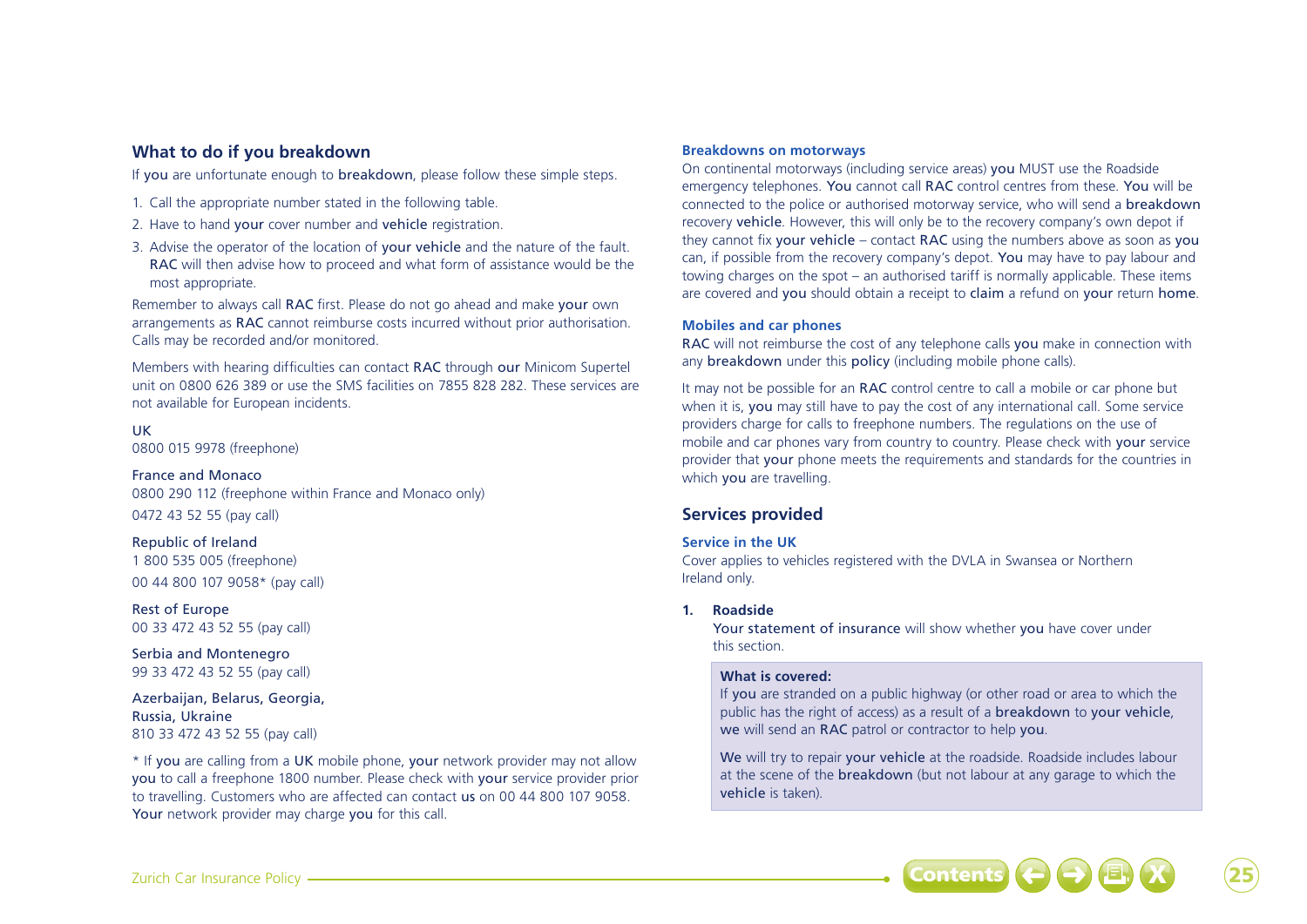## What to do if you breakdown

If you are unfortunate enough to breakdown, please follow these simple steps.

1. Call the appropriate number stated in the following table.
2. Have to hand your cover number and vehicle registration.
3. Advise the operator of the location of your vehicle and the nature of the fault. RAC will then advise how to proceed and what form of assistance would be the most appropriate.

Remember to always call RAC first. Please do not go ahead and make your own arrangements as RAC cannot reimburse costs incurred without prior authorisation. Calls may be recorded and/or monitored.

Members with hearing difficulties can contact RAC through our Minicom Supertel unit on 0800 626 389 or use the SMS facilities on 7855 828 282. These services are not available for European incidents.

UK
0800 015 9978 (freephone)

France and Monaco
0800 290 112 (freephone within France and Monaco only)
0472 43 52 55 (pay call)

Republic of Ireland
1 800 535 005 (freephone)
00 44 800 107 9058* (pay call)

Rest of Europe
00 33 472 43 52 55 (pay call)

Serbia and Montenegro
99 33 472 43 52 55 (pay call)

Azerbaijan, Belarus, Georgia, Russia, Ukraine
810 33 472 43 52 55 (pay call)

* If you are calling from a UK mobile phone, your network provider may not allow you to call a freephone 1800 number. Please check with your service provider prior to travelling. Customers who are affected can contact us on 00 44 800 107 9058. Your network provider may charge you for this call.

### Breakdowns on motorways

On continental motorways (including service areas) you MUST use the Roadside emergency telephones. You cannot call RAC control centres from these. You will be connected to the police or authorised motorway service, who will send a breakdown recovery vehicle. However, this will only be to the recovery company's own depot if they cannot fix your vehicle – contact RAC using the numbers above as soon as you can, if possible from the recovery company's depot. You may have to pay labour and towing charges on the spot – an authorised tariff is normally applicable. These items are covered and you should obtain a receipt to claim a refund on your return home.

### Mobiles and car phones

RAC will not reimburse the cost of any telephone calls you make in connection with any breakdown under this policy (including mobile phone calls).

It may not be possible for an RAC control centre to call a mobile or car phone but when it is, you may still have to pay the cost of any international call. Some service providers charge for calls to freephone numbers. The regulations on the use of mobile and car phones vary from country to country. Please check with your service provider that your phone meets the requirements and standards for the countries in which you are travelling.

## Services provided

### Service in the UK

Cover applies to vehicles registered with the DVLA in Swansea or Northern Ireland only.

**1. Roadside**

Your statement of insurance will show whether you have cover under this section.

**What is covered:**

If you are stranded on a public highway (or other road or area to which the public has the right of access) as a result of a breakdown to your vehicle, we will send an RAC patrol or contractor to help you.

We will try to repair your vehicle at the roadside. Roadside includes labour at the scene of the breakdown (but not labour at any garage to which the vehicle is taken).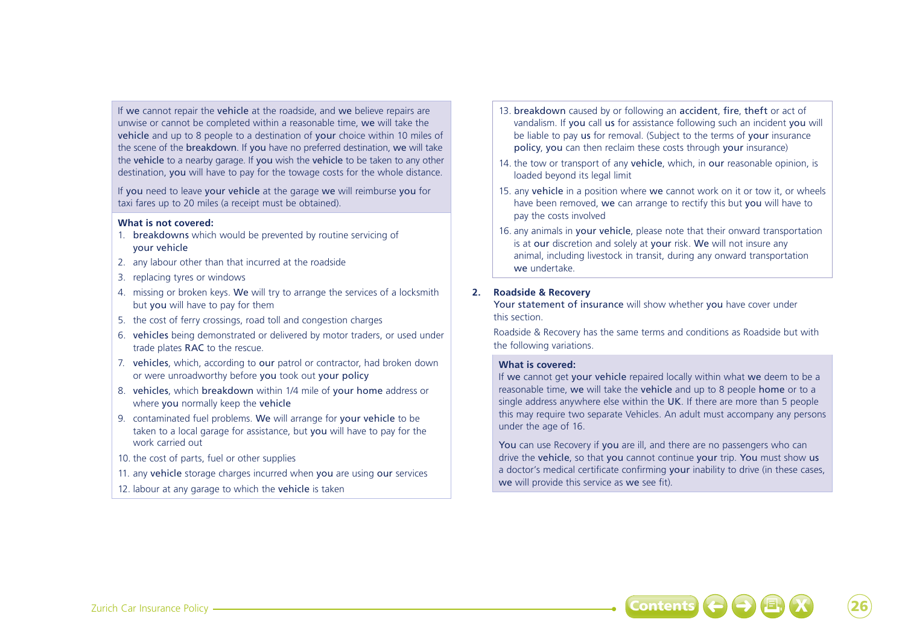If we cannot repair the vehicle at the roadside, and we believe repairs are unwise or cannot be completed within a reasonable time, we will take the vehicle and up to 8 people to a destination of your choice within 10 miles of the scene of the breakdown. If you have no preferred destination, we will take the vehicle to a nearby garage. If you wish the vehicle to be taken to any other destination, you will have to pay for the towage costs for the whole distance.

If you need to leave your vehicle at the garage we will reimburse you for taxi fares up to 20 miles (a receipt must be obtained).

**What is not covered:**

1. breakdowns which would be prevented by routine servicing of your vehicle
2. any labour other than that incurred at the roadside
3. replacing tyres or windows
4. missing or broken keys. We will try to arrange the services of a locksmith but you will have to pay for them
5. the cost of ferry crossings, road toll and congestion charges
6. vehicles being demonstrated or delivered by motor traders, or used under trade plates RAC to the rescue.
7. vehicles, which, according to our patrol or contractor, had broken down or were unroadworthy before you took out your policy
8. vehicles, which breakdown within 1/4 mile of your home address or where you normally keep the vehicle
9. contaminated fuel problems. We will arrange for your vehicle to be taken to a local garage for assistance, but you will have to pay for the work carried out
10. the cost of parts, fuel or other supplies
11. any vehicle storage charges incurred when you are using our services
12. labour at any garage to which the vehicle is taken
13. breakdown caused by or following an accident, fire, theft or act of vandalism. If you call us for assistance following such an incident you will be liable to pay us for removal. (Subject to the terms of your insurance policy, you can then reclaim these costs through your insurance)
14. the tow or transport of any vehicle, which, in our reasonable opinion, is loaded beyond its legal limit
15. any vehicle in a position where we cannot work on it or tow it, or wheels have been removed, we can arrange to rectify this but you will have to pay the costs involved
16. any animals in your vehicle, please note that their onward transportation is at our discretion and solely at your risk. We will not insure any animal, including livestock in transit, during any onward transportation we undertake.

**2. Roadside & Recovery**

Your statement of insurance will show whether you have cover under this section.

Roadside & Recovery has the same terms and conditions as Roadside but with the following variations.

**What is covered:**

If we cannot get your vehicle repaired locally within what we deem to be a reasonable time, we will take the vehicle and up to 8 people home or to a single address anywhere else within the UK. If there are more than 5 people this may require two separate Vehicles. An adult must accompany any persons under the age of 16.

You can use Recovery if you are ill, and there are no passengers who can drive the vehicle, so that you cannot continue your trip. You must show us a doctor's medical certificate confirming your inability to drive (in these cases, we will provide this service as we see fit).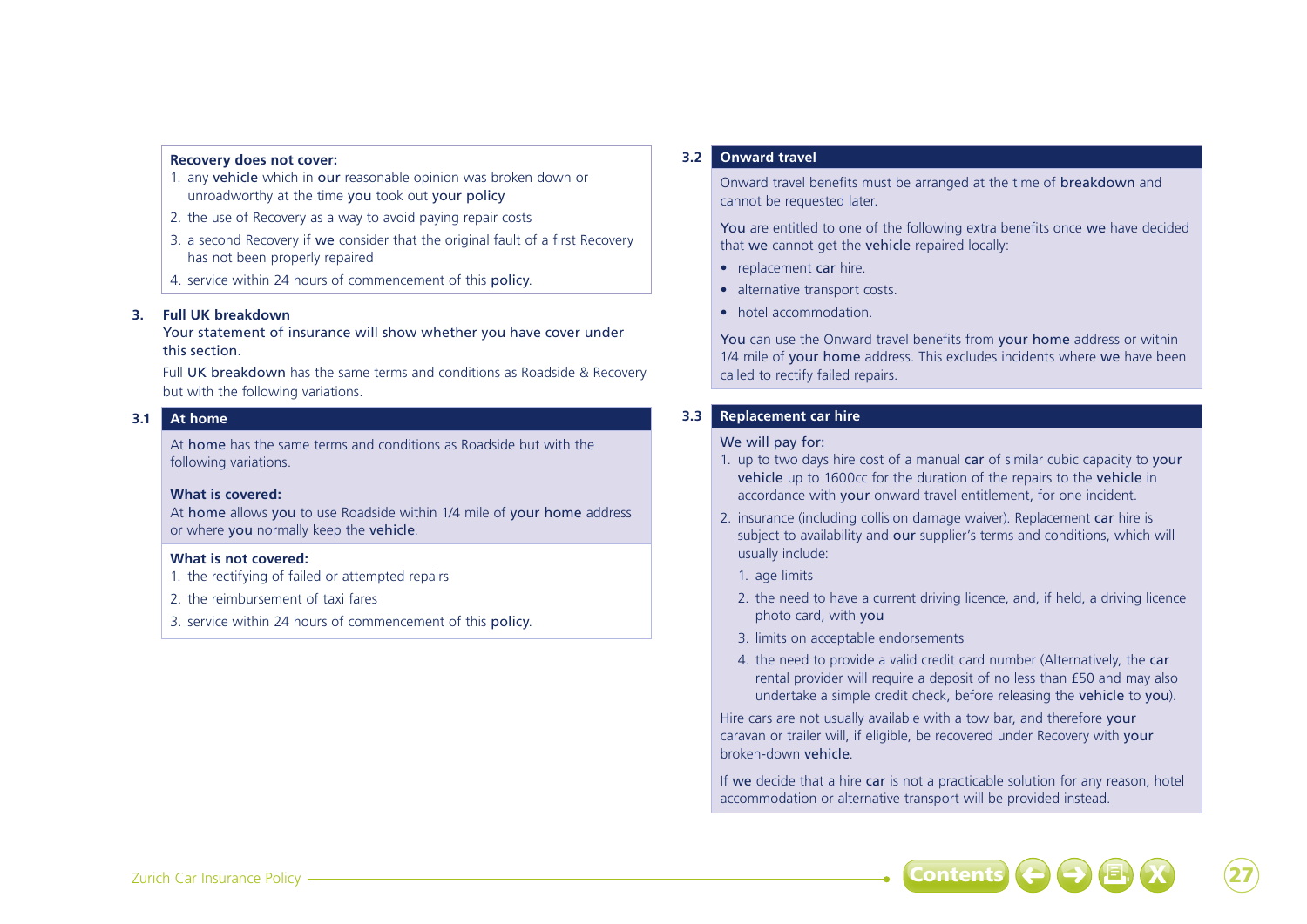**Recovery does not cover:**

1. any **vehicle** which in **our** reasonable opinion was broken down or unroadworthy at the time **you** took out **your policy**
2. the use of Recovery as a way to avoid paying repair costs
3. a second Recovery if **we** consider that the original fault of a first Recovery has not been properly repaired
4. service within 24 hours of commencement of this **policy**.

### 3. Full UK breakdown

Your statement of insurance will show whether you have cover under this section.

Full UK **breakdown** has the same terms and conditions as Roadside & Recovery but with the following variations.

#### 3.1 At home

At **home** has the same terms and conditions as Roadside but with the following variations.

**What is covered:**

At **home** allows **you** to use Roadside within 1/4 mile of **your home** address or where **you** normally keep the **vehicle**.

**What is not covered:**

1. the rectifying of failed or attempted repairs
2. the reimbursement of taxi fares
3. service within 24 hours of commencement of this **policy**.

#### 3.2 Onward travel

Onward travel benefits must be arranged at the time of **breakdown** and cannot be requested later.

**You** are entitled to one of the following extra benefits once **we** have decided that **we** cannot get the **vehicle** repaired locally:

- replacement **car** hire.
- alternative transport costs.
- hotel accommodation.

**You** can use the Onward travel benefits from **your home** address or within 1/4 mile of **your home** address. This excludes incidents where **we** have been called to rectify failed repairs.

#### 3.3 Replacement car hire

We will pay for:

1. up to two days hire cost of a manual **car** of similar cubic capacity to **your vehicle** up to 1600cc for the duration of the repairs to the **vehicle** in accordance with **your** onward travel entitlement, for one incident.
2. insurance (including collision damage waiver). Replacement **car** hire is subject to availability and **our** supplier's terms and conditions, which will usually include:
    1. age limits
    2. the need to have a current driving licence, and, if held, a driving licence photo card, with **you**
    3. limits on acceptable endorsements
    4. the need to provide a valid credit card number (Alternatively, the **car** rental provider will require a deposit of no less than £50 and may also undertake a simple credit check, before releasing the **vehicle** to **you**).

Hire cars are not usually available with a tow bar, and therefore **your** caravan or trailer will, if eligible, be recovered under Recovery with **your** broken-down **vehicle**.

If **we** decide that a hire **car** is not a practicable solution for any reason, hotel accommodation or alternative transport will be provided instead.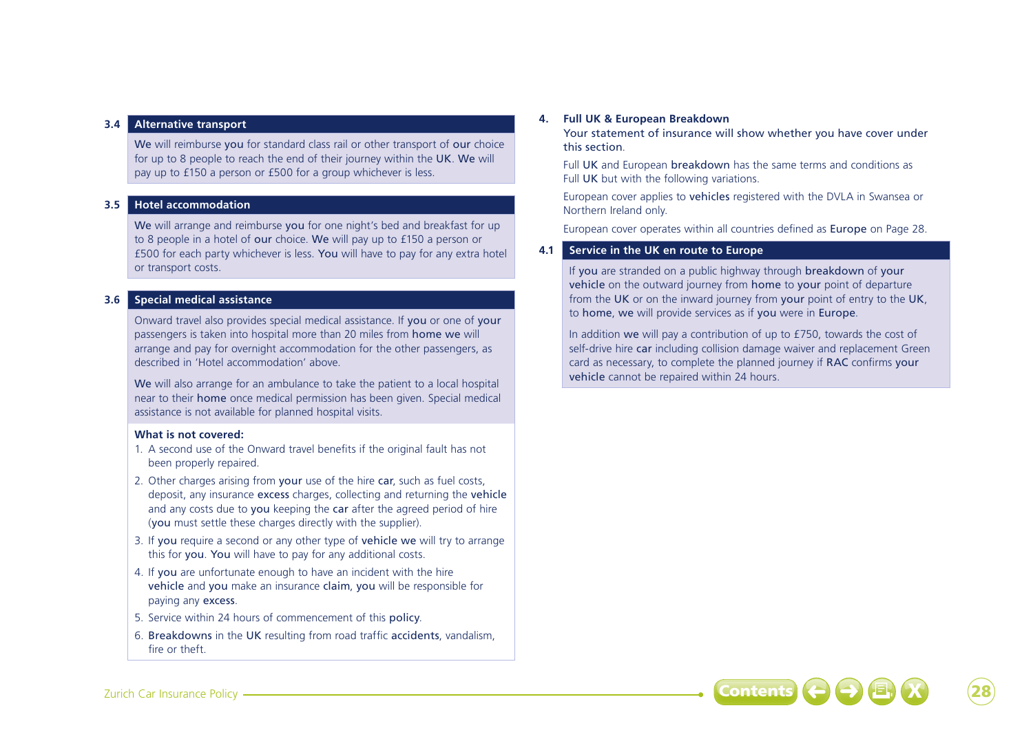### 3.4 Alternative transport

**We** will reimburse **you** for standard class rail or other transport of **our** choice for up to 8 people to reach the end of their journey within the **UK**. **We** will pay up to £150 a person or £500 for a group whichever is less.

### 3.5 Hotel accommodation

**We** will arrange and reimburse **you** for one night's bed and breakfast for up to 8 people in a hotel of **our** choice. **We** will pay up to £150 a person or £500 for each party whichever is less. **You** will have to pay for any extra hotel or transport costs.

### 3.6 Special medical assistance

Onward travel also provides special medical assistance. If **you** or one of **your** passengers is taken into hospital more than 20 miles from **home we** will arrange and pay for overnight accommodation for the other passengers, as described in 'Hotel accommodation' above.

**We** will also arrange for an ambulance to take the patient to a local hospital near to their **home** once medical permission has been given. Special medical assistance is not available for planned hospital visits.

**What is not covered:**

1. A second use of the Onward travel benefits if the original fault has not been properly repaired.
2. Other charges arising from **your** use of the hire **car**, such as fuel costs, deposit, any insurance **excess** charges, collecting and returning the **vehicle** and any costs due to **you** keeping the **car** after the agreed period of hire (**you** must settle these charges directly with the supplier).
3. If **you** require a second or any other type of **vehicle we** will try to arrange this for **you**. **You** will have to pay for any additional costs.
4. If **you** are unfortunate enough to have an incident with the hire **vehicle** and **you** make an insurance **claim**, **you** will be responsible for paying any **excess**.
5. Service within 24 hours of commencement of this **policy**.
6. **Breakdowns** in the **UK** resulting from road traffic **accidents**, vandalism, fire or theft.

## 4. Full UK & European Breakdown

Your statement of insurance will show whether you have cover under this section.

Full **UK** and European **breakdown** has the same terms and conditions as Full **UK** but with the following variations.

European cover applies to **vehicles** registered with the DVLA in Swansea or Northern Ireland only.

European cover operates within all countries defined as **Europe** on Page 28.

### 4.1 Service in the UK en route to Europe

If **you** are stranded on a public highway through **breakdown** of **your vehicle** on the outward journey from **home** to **your** point of departure from the **UK** or on the inward journey from **your** point of entry to the **UK**, to **home**, **we** will provide services as if **you** were in **Europe**.

In addition **we** will pay a contribution of up to £750, towards the cost of self-drive hire **car** including collision damage waiver and replacement Green card as necessary, to complete the planned journey if **RAC** confirms **your vehicle** cannot be repaired within 24 hours.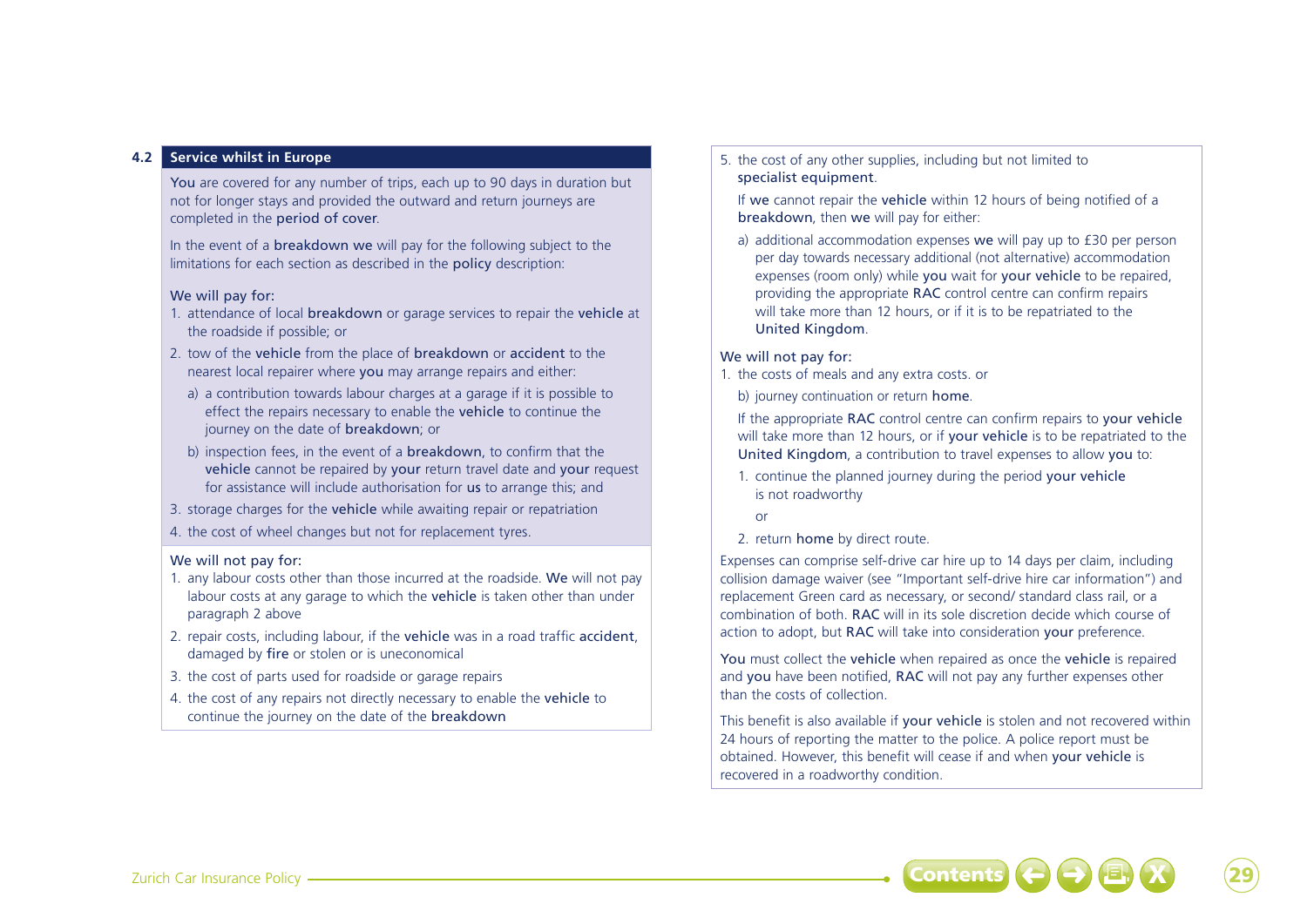## 4.2 Service whilst in Europe

You are covered for any number of trips, each up to 90 days in duration but not for longer stays and provided the outward and return journeys are completed in the period of cover.

In the event of a breakdown we will pay for the following subject to the limitations for each section as described in the policy description:

We will pay for:

1. attendance of local breakdown or garage services to repair the vehicle at the roadside if possible; or
2. tow of the vehicle from the place of breakdown or accident to the nearest local repairer where you may arrange repairs and either:
   a) a contribution towards labour charges at a garage if it is possible to effect the repairs necessary to enable the vehicle to continue the journey on the date of breakdown; or
   b) inspection fees, in the event of a breakdown, to confirm that the vehicle cannot be repaired by your return travel date and your request for assistance will include authorisation for us to arrange this; and
3. storage charges for the vehicle while awaiting repair or repatriation
4. the cost of wheel changes but not for replacement tyres.

We will not pay for:

1. any labour costs other than those incurred at the roadside. We will not pay labour costs at any garage to which the vehicle is taken other than under paragraph 2 above
2. repair costs, including labour, if the vehicle was in a road traffic accident, damaged by fire or stolen or is uneconomical
3. the cost of parts used for roadside or garage repairs
4. the cost of any repairs not directly necessary to enable the vehicle to continue the journey on the date of the breakdown
5. the cost of any other supplies, including but not limited to specialist equipment.

If we cannot repair the vehicle within 12 hours of being notified of a breakdown, then we will pay for either:

a) additional accommodation expenses we will pay up to £30 per person per day towards necessary additional (not alternative) accommodation expenses (room only) while you wait for your vehicle to be repaired, providing the appropriate RAC control centre can confirm repairs will take more than 12 hours, or if it is to be repatriated to the United Kingdom.

We will not pay for:

1. the costs of meals and any extra costs. or

b) journey continuation or return home.

If the appropriate RAC control centre can confirm repairs to your vehicle will take more than 12 hours, or if your vehicle is to be repatriated to the United Kingdom, a contribution to travel expenses to allow you to:

1. continue the planned journey during the period your vehicle is not roadworthy

   or

2. return home by direct route.

Expenses can comprise self-drive car hire up to 14 days per claim, including collision damage waiver (see "Important self-drive hire car information") and replacement Green card as necessary, or second/ standard class rail, or a combination of both. RAC will in its sole discretion decide which course of action to adopt, but RAC will take into consideration your preference.

You must collect the vehicle when repaired as once the vehicle is repaired and you have been notified, RAC will not pay any further expenses other than the costs of collection.

This benefit is also available if your vehicle is stolen and not recovered within 24 hours of reporting the matter to the police. A police report must be obtained. However, this benefit will cease if and when your vehicle is recovered in a roadworthy condition.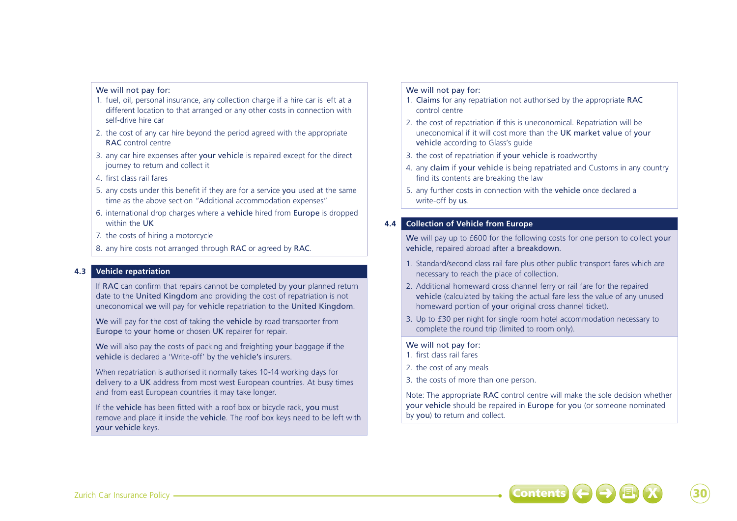We will not pay for:

1. fuel, oil, personal insurance, any collection charge if a hire car is left at a different location to that arranged or any other costs in connection with self-drive hire car
2. the cost of any car hire beyond the period agreed with the appropriate RAC control centre
3. any car hire expenses after **your vehicle** is repaired except for the direct journey to return and collect it
4. first class rail fares
5. any costs under this benefit if they are for a service **you** used at the same time as the above section "Additional accommodation expenses"
6. international drop charges where a **vehicle** hired from **Europe** is dropped within the **UK**
7. the costs of hiring a motorcycle
8. any hire costs not arranged through **RAC** or agreed by **RAC**.

## 4.3 Vehicle repatriation

If **RAC** can confirm that repairs cannot be completed by **your** planned return date to the **United Kingdom** and providing the cost of repatriation is not uneconomical **we** will pay for **vehicle** repatriation to the **United Kingdom**.

**We** will pay for the cost of taking the **vehicle** by road transporter from **Europe** to **your home** or chosen **UK** repairer for repair.

**We** will also pay the costs of packing and freighting **your** baggage if the **vehicle** is declared a 'Write-off' by the **vehicle's** insurers.

When repatriation is authorised it normally takes 10-14 working days for delivery to a **UK** address from most west European countries. At busy times and from east European countries it may take longer.

If the **vehicle** has been fitted with a roof box or bicycle rack, **you** must remove and place it inside the **vehicle**. The roof box keys need to be left with **your vehicle** keys.

We will not pay for:

1. **Claims** for any repatriation not authorised by the appropriate **RAC** control centre
2. the cost of repatriation if this is uneconomical. Repatriation will be uneconomical if it will cost more than the **UK market value** of **your vehicle** according to Glass's guide
3. the cost of repatriation if **your vehicle** is roadworthy
4. any **claim** if **your vehicle** is being repatriated and Customs in any country find its contents are breaking the law
5. any further costs in connection with the **vehicle** once declared a write-off by **us**.

## 4.4 Collection of Vehicle from Europe

**We** will pay up to £600 for the following costs for one person to collect **your vehicle**, repaired abroad after a **breakdown**.

1. Standard/second class rail fare plus other public transport fares which are necessary to reach the place of collection.
2. Additional homeward cross channel ferry or rail fare for the repaired **vehicle** (calculated by taking the actual fare less the value of any unused homeward portion of **your** original cross channel ticket).
3. Up to £30 per night for single room hotel accommodation necessary to complete the round trip (limited to room only).

We will not pay for:

1. first class rail fares
2. the cost of any meals
3. the costs of more than one person.

Note: The appropriate **RAC** control centre will make the sole decision whether **your vehicle** should be repaired in **Europe** for **you** (or someone nominated by **you**) to return and collect.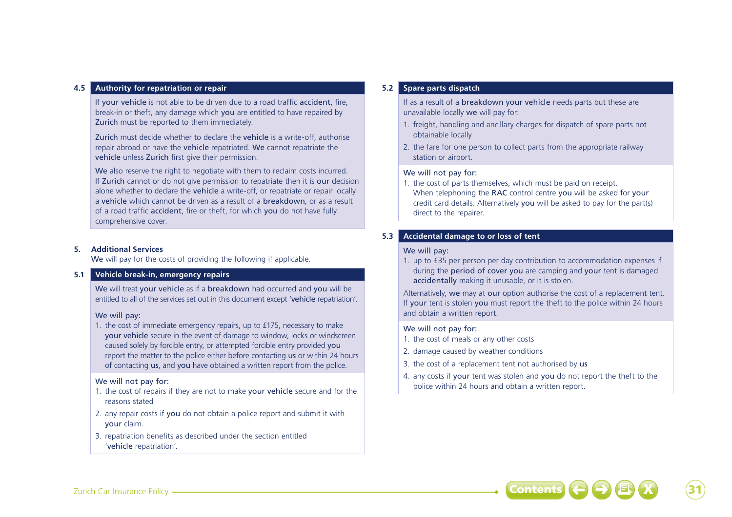### 4.5 Authority for repatriation or repair

If **your vehicle** is not able to be driven due to a road traffic **accident**, fire, break-in or theft, any damage which **you** are entitled to have repaired by **Zurich** must be reported to them immediately.

**Zurich** must decide whether to declare the **vehicle** is a write-off, authorise repair abroad or have the **vehicle** repatriated. **We** cannot repatriate the **vehicle** unless **Zurich** first give their permission.

**We** also reserve the right to negotiate with them to reclaim costs incurred. If **Zurich** cannot or do not give permission to repatriate then it is **our** decision alone whether to declare the **vehicle** a write-off, or repatriate or repair locally a **vehicle** which cannot be driven as a result of a **breakdown**, or as a result of a road traffic **accident**, fire or theft, for which **you** do not have fully comprehensive cover.

## 5. Additional Services

**We** will pay for the costs of providing the following if applicable.

### 5.1 Vehicle break-in, emergency repairs

**We** will treat **your vehicle** as if a **breakdown** had occurred and **you** will be entitled to all of the services set out in this document except '**vehicle** repatriation'.

We will pay:

1. the cost of immediate emergency repairs, up to £175, necessary to make **your vehicle** secure in the event of damage to window, locks or windscreen caused solely by forcible entry, or attempted forcible entry provided **you** report the matter to the police either before contacting **us** or within 24 hours of contacting **us**, and **you** have obtained a written report from the police.

We will not pay for:

1. the cost of repairs if they are not to make **your vehicle** secure and for the reasons stated
2. any repair costs if **you** do not obtain a police report and submit it with **your** claim.
3. repatriation benefits as described under the section entitled '**vehicle** repatriation'.

### 5.2 Spare parts dispatch

If as a result of a **breakdown your vehicle** needs parts but these are unavailable locally **we** will pay for:

1. freight, handling and ancillary charges for dispatch of spare parts not obtainable locally
2. the fare for one person to collect parts from the appropriate railway station or airport.

We will not pay for:

1. the cost of parts themselves, which must be paid on receipt. When telephoning the **RAC** control centre **you** will be asked for **your** credit card details. Alternatively **you** will be asked to pay for the part(s) direct to the repairer.

### 5.3 Accidental damage to or loss of tent

We will pay:

1. up to £35 per person per day contribution to accommodation expenses if during the **period of cover you** are camping and **your** tent is damaged **accidentally** making it unusable, or it is stolen.

Alternatively, **we** may at **our** option authorise the cost of a replacement tent. If **your** tent is stolen **you** must report the theft to the police within 24 hours and obtain a written report.

We will not pay for:

1. the cost of meals or any other costs
2. damage caused by weather conditions
3. the cost of a replacement tent not authorised by **us**
4. any costs if **your** tent was stolen and **you** do not report the theft to the police within 24 hours and obtain a written report.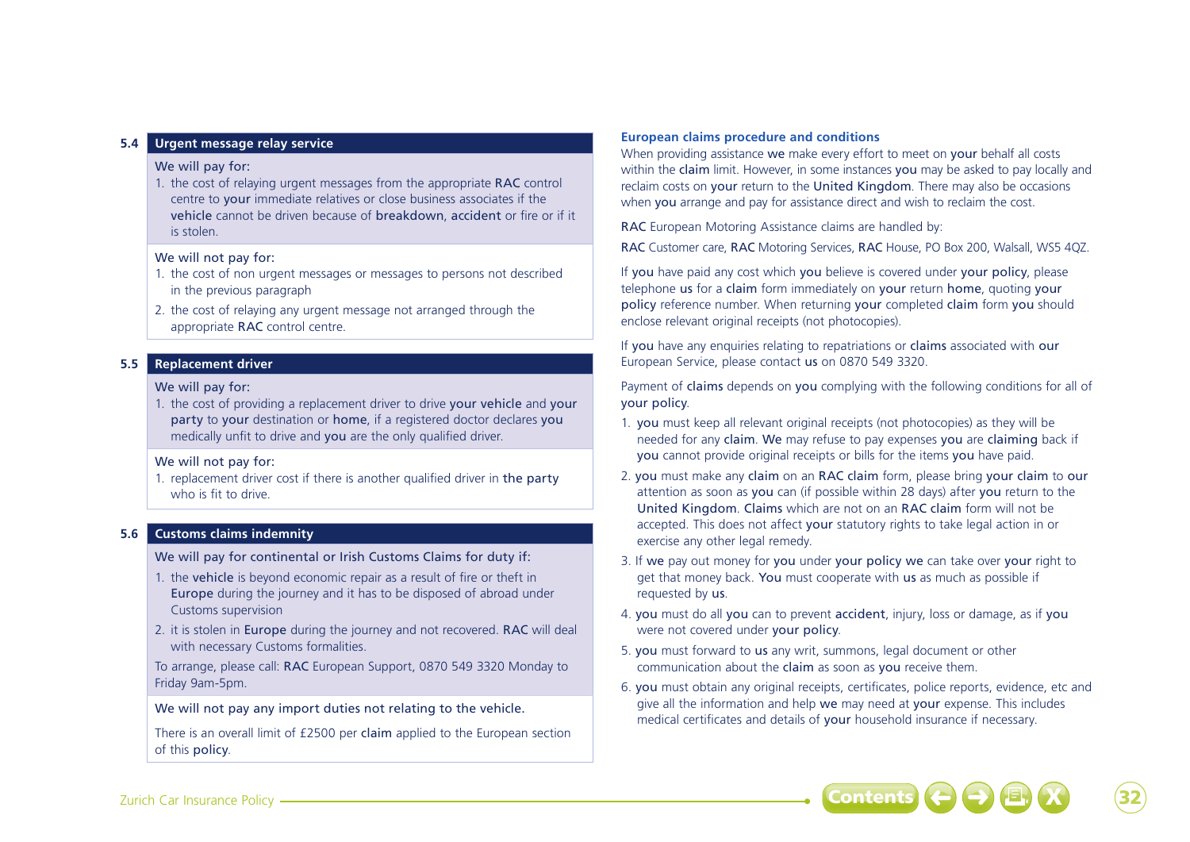## 5.4 Urgent message relay service

We will pay for:

1. the cost of relaying urgent messages from the appropriate **RAC** control centre to **your** immediate relatives or close business associates if the **vehicle** cannot be driven because of **breakdown**, **accident** or fire or if it is stolen.

We will not pay for:

1. the cost of non urgent messages or messages to persons not described in the previous paragraph
2. the cost of relaying any urgent message not arranged through the appropriate **RAC** control centre.

## 5.5 Replacement driver

We will pay for:

1. the cost of providing a replacement driver to drive **your vehicle** and **your party** to **your** destination or **home**, if a registered doctor declares **you** medically unfit to drive and **you** are the only qualified driver.

We will not pay for:

1. replacement driver cost if there is another qualified driver in **the party** who is fit to drive.

## 5.6 Customs claims indemnity

We will pay for continental or Irish Customs Claims for duty if:

1. the **vehicle** is beyond economic repair as a result of fire or theft in **Europe** during the journey and it has to be disposed of abroad under Customs supervision
2. it is stolen in **Europe** during the journey and not recovered. **RAC** will deal with necessary Customs formalities.

To arrange, please call: **RAC** European Support, 0870 549 3320 Monday to Friday 9am-5pm.

We will not pay any import duties not relating to the vehicle.

There is an overall limit of £2500 per **claim** applied to the European section of this **policy**.

## European claims procedure and conditions

When providing assistance **we** make every effort to meet on **your** behalf all costs within the **claim** limit. However, in some instances **you** may be asked to pay locally and reclaim costs on **your** return to the **United Kingdom**. There may also be occasions when **you** arrange and pay for assistance direct and wish to reclaim the cost.

**RAC** European Motoring Assistance claims are handled by:

**RAC** Customer care, **RAC** Motoring Services, **RAC** House, PO Box 200, Walsall, WS5 4QZ.

If **you** have paid any cost which **you** believe is covered under **your policy**, please telephone **us** for a **claim** form immediately on **your** return **home**, quoting **your policy** reference number. When returning **your** completed **claim** form **you** should enclose relevant original receipts (not photocopies).

If **you** have any enquiries relating to repatriations or **claims** associated with **our** European Service, please contact **us** on 0870 549 3320.

Payment of **claims** depends on **you** complying with the following conditions for all of **your policy**.

1. **you** must keep all relevant original receipts (not photocopies) as they will be needed for any **claim**. **We** may refuse to pay expenses **you** are **claiming** back if **you** cannot provide original receipts or bills for the items **you** have paid.
2. **you** must make any **claim** on an **RAC claim** form, please bring **your claim** to **our** attention as soon as **you** can (if possible within 28 days) after **you** return to the **United Kingdom**. **Claims** which are not on an **RAC claim** form will not be accepted. This does not affect **your** statutory rights to take legal action in or exercise any other legal remedy.
3. If **we** pay out money for **you** under **your policy we** can take over **your** right to get that money back. **You** must cooperate with **us** as much as possible if requested by **us**.
4. **you** must do all **you** can to prevent **accident**, injury, loss or damage, as if **you** were not covered under **your policy**.
5. **you** must forward to **us** any writ, summons, legal document or other communication about the **claim** as soon as **you** receive them.
6. **you** must obtain any original receipts, certificates, police reports, evidence, etc and give all the information and help **we** may need at **your** expense. This includes medical certificates and details of **your** household insurance if necessary.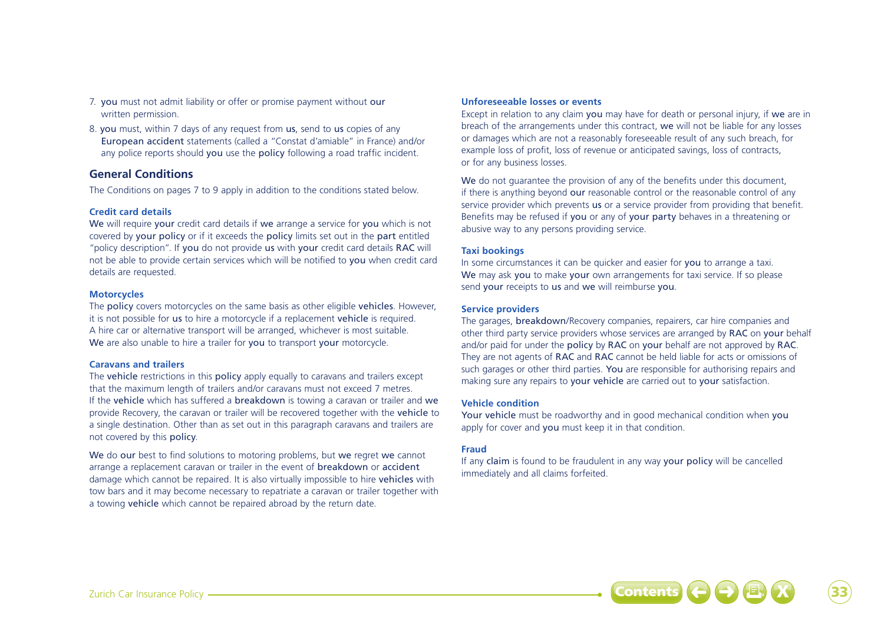7. you must not admit liability or offer or promise payment without our written permission.
8. you must, within 7 days of any request from us, send to us copies of any European accident statements (called a "Constat d'amiable" in France) and/or any police reports should you use the policy following a road traffic incident.

## General Conditions

The Conditions on pages 7 to 9 apply in addition to the conditions stated below.

### Credit card details

We will require your credit card details if we arrange a service for you which is not covered by your policy or if it exceeds the policy limits set out in the part entitled "policy description". If you do not provide us with your credit card details RAC will not be able to provide certain services which will be notified to you when credit card details are requested.

### Motorcycles

The policy covers motorcycles on the same basis as other eligible vehicles. However, it is not possible for us to hire a motorcycle if a replacement vehicle is required. A hire car or alternative transport will be arranged, whichever is most suitable. We are also unable to hire a trailer for you to transport your motorcycle.

### Caravans and trailers

The vehicle restrictions in this policy apply equally to caravans and trailers except that the maximum length of trailers and/or caravans must not exceed 7 metres. If the vehicle which has suffered a breakdown is towing a caravan or trailer and we provide Recovery, the caravan or trailer will be recovered together with the vehicle to a single destination. Other than as set out in this paragraph caravans and trailers are not covered by this policy.

We do our best to find solutions to motoring problems, but we regret we cannot arrange a replacement caravan or trailer in the event of breakdown or accident damage which cannot be repaired. It is also virtually impossible to hire vehicles with tow bars and it may become necessary to repatriate a caravan or trailer together with a towing vehicle which cannot be repaired abroad by the return date.

### Unforeseeable losses or events

Except in relation to any claim you may have for death or personal injury, if we are in breach of the arrangements under this contract, we will not be liable for any losses or damages which are not a reasonably foreseeable result of any such breach, for example loss of profit, loss of revenue or anticipated savings, loss of contracts, or for any business losses.

We do not guarantee the provision of any of the benefits under this document, if there is anything beyond our reasonable control or the reasonable control of any service provider which prevents us or a service provider from providing that benefit. Benefits may be refused if you or any of your party behaves in a threatening or abusive way to any persons providing service.

### Taxi bookings

In some circumstances it can be quicker and easier for you to arrange a taxi. We may ask you to make your own arrangements for taxi service. If so please send your receipts to us and we will reimburse you.

### Service providers

The garages, breakdown/Recovery companies, repairers, car hire companies and other third party service providers whose services are arranged by RAC on your behalf and/or paid for under the policy by RAC on your behalf are not approved by RAC. They are not agents of RAC and RAC cannot be held liable for acts or omissions of such garages or other third parties. You are responsible for authorising repairs and making sure any repairs to your vehicle are carried out to your satisfaction.

### Vehicle condition

Your vehicle must be roadworthy and in good mechanical condition when you apply for cover and you must keep it in that condition.

### Fraud

If any claim is found to be fraudulent in any way your policy will be cancelled immediately and all claims forfeited.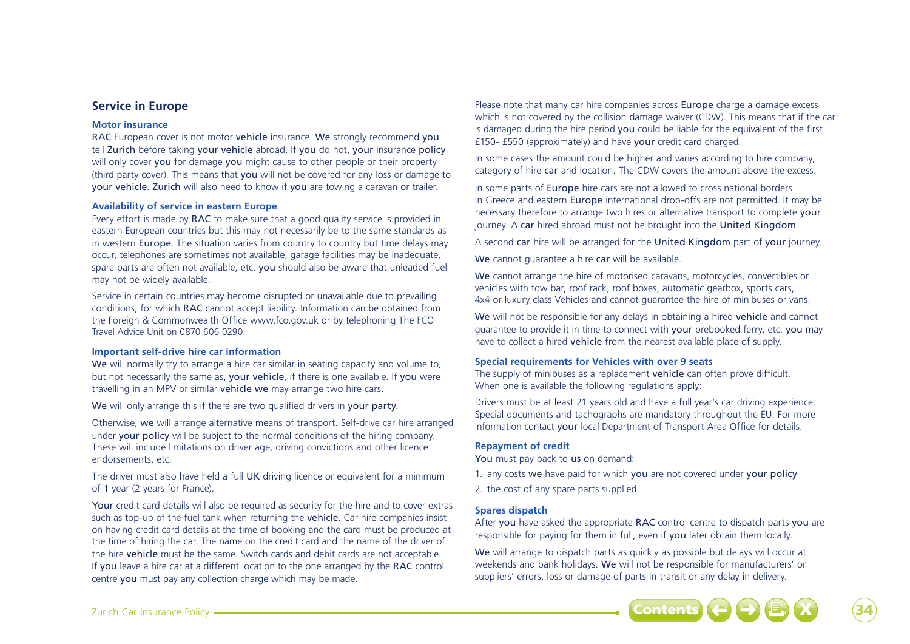## Service in Europe

### Motor insurance

RAC European cover is not motor vehicle insurance. We strongly recommend you tell Zurich before taking your vehicle abroad. If you do not, your insurance policy will only cover you for damage you might cause to other people or their property (third party cover). This means that you will not be covered for any loss or damage to your vehicle. Zurich will also need to know if you are towing a caravan or trailer.

### Availability of service in eastern Europe

Every effort is made by RAC to make sure that a good quality service is provided in eastern European countries but this may not necessarily be to the same standards as in western Europe. The situation varies from country to country but time delays may occur, telephones are sometimes not available, garage facilities may be inadequate, spare parts are often not available, etc. you should also be aware that unleaded fuel may not be widely available.

Service in certain countries may become disrupted or unavailable due to prevailing conditions, for which RAC cannot accept liability. Information can be obtained from the Foreign & Commonwealth Office www.fco.gov.uk or by telephoning The FCO Travel Advice Unit on 0870 606 0290.

### Important self-drive hire car information

We will normally try to arrange a hire car similar in seating capacity and volume to, but not necessarily the same as, your vehicle, if there is one available. If you were travelling in an MPV or similar vehicle we may arrange two hire cars.

We will only arrange this if there are two qualified drivers in your party.

Otherwise, we will arrange alternative means of transport. Self-drive car hire arranged under your policy will be subject to the normal conditions of the hiring company. These will include limitations on driver age, driving convictions and other licence endorsements, etc.

The driver must also have held a full UK driving licence or equivalent for a minimum of 1 year (2 years for France).

Your credit card details will also be required as security for the hire and to cover extras such as top-up of the fuel tank when returning the vehicle. Car hire companies insist on having credit card details at the time of booking and the card must be produced at the time of hiring the car. The name on the credit card and the name of the driver of the hire vehicle must be the same. Switch cards and debit cards are not acceptable. If you leave a hire car at a different location to the one arranged by the RAC control centre you must pay any collection charge which may be made.

Please note that many car hire companies across Europe charge a damage excess which is not covered by the collision damage waiver (CDW). This means that if the car is damaged during the hire period you could be liable for the equivalent of the first £150- £550 (approximately) and have your credit card charged.

In some cases the amount could be higher and varies according to hire company, category of hire car and location. The CDW covers the amount above the excess.

In some parts of Europe hire cars are not allowed to cross national borders. In Greece and eastern Europe international drop-offs are not permitted. It may be necessary therefore to arrange two hires or alternative transport to complete your journey. A car hired abroad must not be brought into the United Kingdom.

A second car hire will be arranged for the United Kingdom part of your journey.

We cannot guarantee a hire car will be available.

We cannot arrange the hire of motorised caravans, motorcycles, convertibles or vehicles with tow bar, roof rack, roof boxes, automatic gearbox, sports cars, 4x4 or luxury class Vehicles and cannot guarantee the hire of minibuses or vans.

We will not be responsible for any delays in obtaining a hired vehicle and cannot guarantee to provide it in time to connect with your prebooked ferry, etc. you may have to collect a hired vehicle from the nearest available place of supply.

### Special requirements for Vehicles with over 9 seats

The supply of minibuses as a replacement vehicle can often prove difficult. When one is available the following regulations apply:

Drivers must be at least 21 years old and have a full year's car driving experience. Special documents and tachographs are mandatory throughout the EU. For more information contact your local Department of Transport Area Office for details.

### Repayment of credit

You must pay back to us on demand:

1. any costs we have paid for which you are not covered under your policy
2. the cost of any spare parts supplied.

### Spares dispatch

After you have asked the appropriate RAC control centre to dispatch parts you are responsible for paying for them in full, even if you later obtain them locally.

We will arrange to dispatch parts as quickly as possible but delays will occur at weekends and bank holidays. We will not be responsible for manufacturers' or suppliers' errors, loss or damage of parts in transit or any delay in delivery.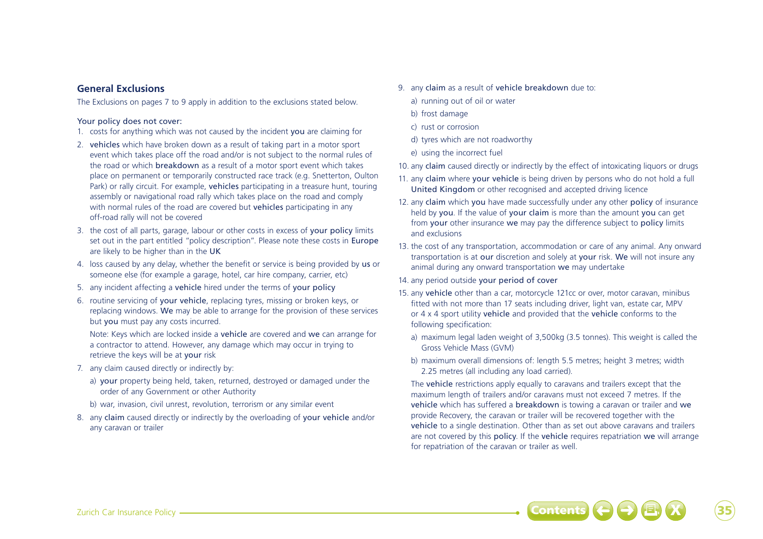## General Exclusions

The Exclusions on pages 7 to 9 apply in addition to the exclusions stated below.

Your policy does not cover:

1. costs for anything which was not caused by the incident you are claiming for
2. vehicles which have broken down as a result of taking part in a motor sport event which takes place off the road and/or is not subject to the normal rules of the road or which breakdown as a result of a motor sport event which takes place on permanent or temporarily constructed race track (e.g. Snetterton, Oulton Park) or rally circuit. For example, vehicles participating in a treasure hunt, touring assembly or navigational road rally which takes place on the road and comply with normal rules of the road are covered but vehicles participating in any off-road rally will not be covered
3. the cost of all parts, garage, labour or other costs in excess of your policy limits set out in the part entitled "policy description". Please note these costs in Europe are likely to be higher than in the UK
4. loss caused by any delay, whether the benefit or service is being provided by us or someone else (for example a garage, hotel, car hire company, carrier, etc)
5. any incident affecting a vehicle hired under the terms of your policy
6. routine servicing of your vehicle, replacing tyres, missing or broken keys, or replacing windows. We may be able to arrange for the provision of these services but you must pay any costs incurred.

   Note: Keys which are locked inside a vehicle are covered and we can arrange for a contractor to attend. However, any damage which may occur in trying to retrieve the keys will be at your risk
7. any claim caused directly or indirectly by:
   a) your property being held, taken, returned, destroyed or damaged under the order of any Government or other Authority
   b) war, invasion, civil unrest, revolution, terrorism or any similar event
8. any claim caused directly or indirectly by the overloading of your vehicle and/or any caravan or trailer
9. any claim as a result of vehicle breakdown due to:
   a) running out of oil or water
   b) frost damage
   c) rust or corrosion
   d) tyres which are not roadworthy
   e) using the incorrect fuel
10. any claim caused directly or indirectly by the effect of intoxicating liquors or drugs
11. any claim where your vehicle is being driven by persons who do not hold a full United Kingdom or other recognised and accepted driving licence
12. any claim which you have made successfully under any other policy of insurance held by you. If the value of your claim is more than the amount you can get from your other insurance we may pay the difference subject to policy limits and exclusions
13. the cost of any transportation, accommodation or care of any animal. Any onward transportation is at our discretion and solely at your risk. We will not insure any animal during any onward transportation we may undertake
14. any period outside your period of cover
15. any vehicle other than a car, motorcycle 121cc or over, motor caravan, minibus fitted with not more than 17 seats including driver, light van, estate car, MPV or 4 x 4 sport utility vehicle and provided that the vehicle conforms to the following specification:
    a) maximum legal laden weight of 3,500kg (3.5 tonnes). This weight is called the Gross Vehicle Mass (GVM)
    b) maximum overall dimensions of: length 5.5 metres; height 3 metres; width 2.25 metres (all including any load carried).

    The vehicle restrictions apply equally to caravans and trailers except that the maximum length of trailers and/or caravans must not exceed 7 metres. If the vehicle which has suffered a breakdown is towing a caravan or trailer and we provide Recovery, the caravan or trailer will be recovered together with the vehicle to a single destination. Other than as set out above caravans and trailers are not covered by this policy. If the vehicle requires repatriation we will arrange for repatriation of the caravan or trailer as well.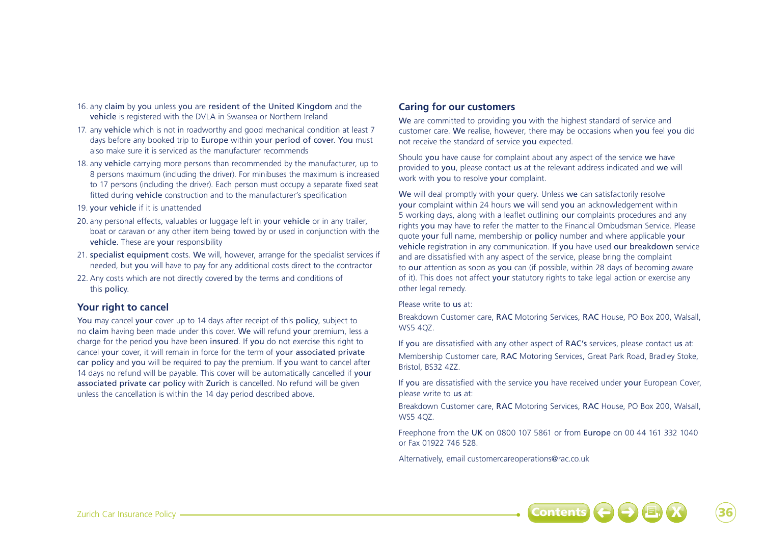16. any claim by you unless you are resident of the United Kingdom and the vehicle is registered with the DVLA in Swansea or Northern Ireland
17. any vehicle which is not in roadworthy and good mechanical condition at least 7 days before any booked trip to Europe within your period of cover. You must also make sure it is serviced as the manufacturer recommends
18. any vehicle carrying more persons than recommended by the manufacturer, up to 8 persons maximum (including the driver). For minibuses the maximum is increased to 17 persons (including the driver). Each person must occupy a separate fixed seat fitted during vehicle construction and to the manufacturer's specification
19. your vehicle if it is unattended
20. any personal effects, valuables or luggage left in your vehicle or in any trailer, boat or caravan or any other item being towed by or used in conjunction with the vehicle. These are your responsibility
21. specialist equipment costs. We will, however, arrange for the specialist services if needed, but you will have to pay for any additional costs direct to the contractor
22. Any costs which are not directly covered by the terms and conditions of this policy.

### Your right to cancel

You may cancel your cover up to 14 days after receipt of this policy, subject to no claim having been made under this cover. We will refund your premium, less a charge for the period you have been insured. If you do not exercise this right to cancel your cover, it will remain in force for the term of your associated private car policy and you will be required to pay the premium. If you want to cancel after 14 days no refund will be payable. This cover will be automatically cancelled if your associated private car policy with Zurich is cancelled. No refund will be given unless the cancellation is within the 14 day period described above.

### Caring for our customers

We are committed to providing you with the highest standard of service and customer care. We realise, however, there may be occasions when you feel you did not receive the standard of service you expected.

Should you have cause for complaint about any aspect of the service we have provided to you, please contact us at the relevant address indicated and we will work with you to resolve your complaint.

We will deal promptly with your query. Unless we can satisfactorily resolve your complaint within 24 hours we will send you an acknowledgement within 5 working days, along with a leaflet outlining our complaints procedures and any rights you may have to refer the matter to the Financial Ombudsman Service. Please quote your full name, membership or policy number and where applicable your vehicle registration in any communication. If you have used our breakdown service and are dissatisfied with any aspect of the service, please bring the complaint to our attention as soon as you can (if possible, within 28 days of becoming aware of it). This does not affect your statutory rights to take legal action or exercise any other legal remedy.

Please write to us at:

Breakdown Customer care, RAC Motoring Services, RAC House, PO Box 200, Walsall, WS5 4QZ.

If you are dissatisfied with any other aspect of RAC's services, please contact us at:

Membership Customer care, RAC Motoring Services, Great Park Road, Bradley Stoke, Bristol, BS32 4ZZ.

If you are dissatisfied with the service you have received under your European Cover, please write to us at:

Breakdown Customer care, RAC Motoring Services, RAC House, PO Box 200, Walsall, WS5 4QZ.

Freephone from the UK on 0800 107 5861 or from Europe on 00 44 161 332 1040 or Fax 01922 746 528.

Alternatively, email customercareoperations@rac.co.uk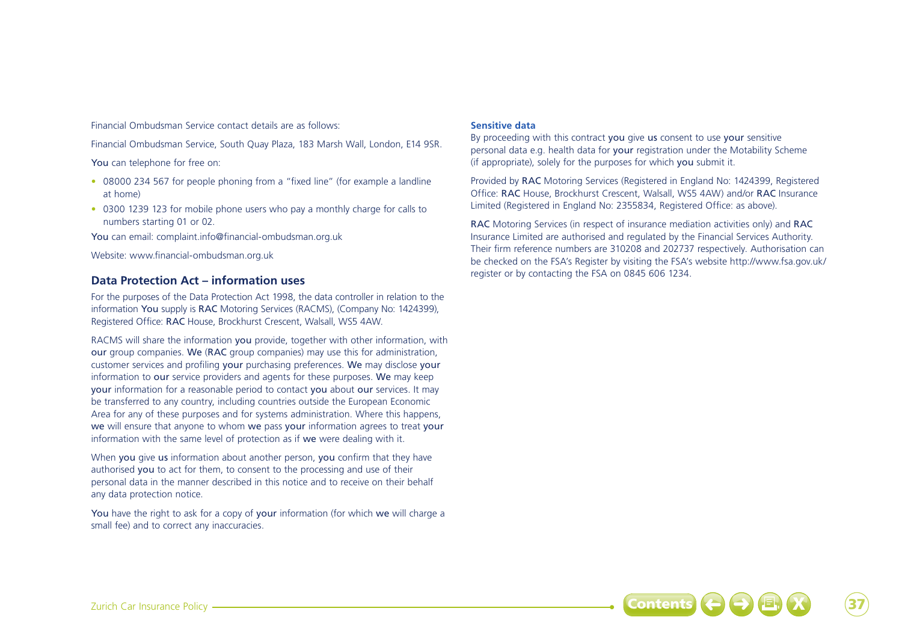Financial Ombudsman Service contact details are as follows:

Financial Ombudsman Service, South Quay Plaza, 183 Marsh Wall, London, E14 9SR.

You can telephone for free on:

- 08000 234 567 for people phoning from a "fixed line" (for example a landline at home)
- 0300 1239 123 for mobile phone users who pay a monthly charge for calls to numbers starting 01 or 02.

You can email: complaint.info@financial-ombudsman.org.uk

Website: www.financial-ombudsman.org.uk

## Data Protection Act – information uses

For the purposes of the Data Protection Act 1998, the data controller in relation to the information You supply is RAC Motoring Services (RACMS), (Company No: 1424399), Registered Office: RAC House, Brockhurst Crescent, Walsall, WS5 4AW.

RACMS will share the information you provide, together with other information, with our group companies. We (RAC group companies) may use this for administration, customer services and profiling your purchasing preferences. We may disclose your information to our service providers and agents for these purposes. We may keep your information for a reasonable period to contact you about our services. It may be transferred to any country, including countries outside the European Economic Area for any of these purposes and for systems administration. Where this happens, we will ensure that anyone to whom we pass your information agrees to treat your information with the same level of protection as if we were dealing with it.

When you give us information about another person, you confirm that they have authorised you to act for them, to consent to the processing and use of their personal data in the manner described in this notice and to receive on their behalf any data protection notice.

You have the right to ask for a copy of your information (for which we will charge a small fee) and to correct any inaccuracies.

### Sensitive data

By proceeding with this contract you give us consent to use your sensitive personal data e.g. health data for your registration under the Motability Scheme (if appropriate), solely for the purposes for which you submit it.

Provided by RAC Motoring Services (Registered in England No: 1424399, Registered Office: RAC House, Brockhurst Crescent, Walsall, WS5 4AW) and/or RAC Insurance Limited (Registered in England No: 2355834, Registered Office: as above).

RAC Motoring Services (in respect of insurance mediation activities only) and RAC Insurance Limited are authorised and regulated by the Financial Services Authority. Their firm reference numbers are 310208 and 202737 respectively. Authorisation can be checked on the FSA's Register by visiting the FSA's website http://www.fsa.gov.uk/register or by contacting the FSA on 0845 606 1234.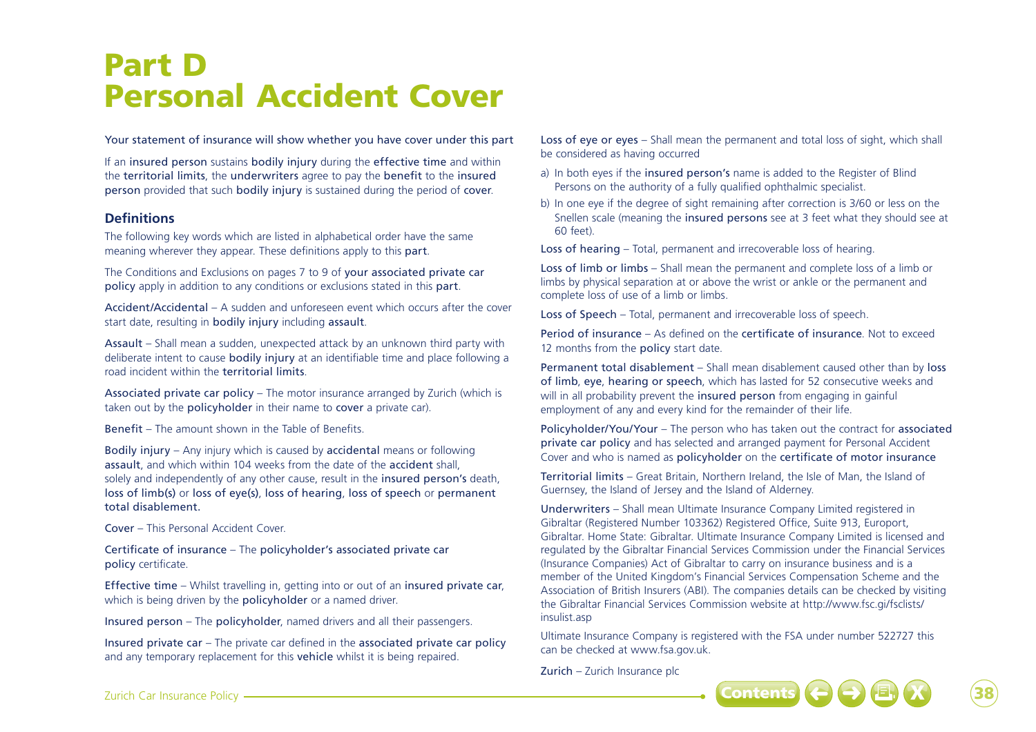# Part D
# Personal Accident Cover

Your statement of insurance will show whether you have cover under this part

If an insured person sustains bodily injury during the effective time and within the territorial limits, the underwriters agree to pay the benefit to the insured person provided that such bodily injury is sustained during the period of cover.

## Definitions

The following key words which are listed in alphabetical order have the same meaning wherever they appear. These definitions apply to this part.

The Conditions and Exclusions on pages 7 to 9 of your associated private car policy apply in addition to any conditions or exclusions stated in this part.

Accident/Accidental – A sudden and unforeseen event which occurs after the cover start date, resulting in bodily injury including assault.

Assault – Shall mean a sudden, unexpected attack by an unknown third party with deliberate intent to cause bodily injury at an identifiable time and place following a road incident within the territorial limits.

Associated private car policy – The motor insurance arranged by Zurich (which is taken out by the policyholder in their name to cover a private car).

Benefit – The amount shown in the Table of Benefits.

Bodily injury – Any injury which is caused by accidental means or following assault, and which within 104 weeks from the date of the accident shall, solely and independently of any other cause, result in the insured person's death, loss of limb(s) or loss of eye(s), loss of hearing, loss of speech or permanent total disablement.

Cover – This Personal Accident Cover.

Certificate of insurance – The policyholder's associated private car policy certificate.

Effective time – Whilst travelling in, getting into or out of an insured private car, which is being driven by the policyholder or a named driver.

Insured person – The policyholder, named drivers and all their passengers.

Insured private car – The private car defined in the associated private car policy and any temporary replacement for this vehicle whilst it is being repaired.

Loss of eye or eyes – Shall mean the permanent and total loss of sight, which shall be considered as having occurred

a) In both eyes if the insured person's name is added to the Register of Blind Persons on the authority of a fully qualified ophthalmic specialist.
b) In one eye if the degree of sight remaining after correction is 3/60 or less on the Snellen scale (meaning the insured persons see at 3 feet what they should see at 60 feet).

Loss of hearing – Total, permanent and irrecoverable loss of hearing.

Loss of limb or limbs – Shall mean the permanent and complete loss of a limb or limbs by physical separation at or above the wrist or ankle or the permanent and complete loss of use of a limb or limbs.

Loss of Speech – Total, permanent and irrecoverable loss of speech.

Period of insurance – As defined on the certificate of insurance. Not to exceed 12 months from the policy start date.

Permanent total disablement – Shall mean disablement caused other than by loss of limb, eye, hearing or speech, which has lasted for 52 consecutive weeks and will in all probability prevent the insured person from engaging in gainful employment of any and every kind for the remainder of their life.

Policyholder/You/Your – The person who has taken out the contract for associated private car policy and has selected and arranged payment for Personal Accident Cover and who is named as policyholder on the certificate of motor insurance

Territorial limits – Great Britain, Northern Ireland, the Isle of Man, the Island of Guernsey, the Island of Jersey and the Island of Alderney.

Underwriters – Shall mean Ultimate Insurance Company Limited registered in Gibraltar (Registered Number 103362) Registered Office, Suite 913, Europort, Gibraltar. Home State: Gibraltar. Ultimate Insurance Company Limited is licensed and regulated by the Gibraltar Financial Services Commission under the Financial Services (Insurance Companies) Act of Gibraltar to carry on insurance business and is a member of the United Kingdom's Financial Services Compensation Scheme and the Association of British Insurers (ABI). The companies details can be checked by visiting the Gibraltar Financial Services Commission website at http://www.fsc.gi/fsclists/insulist.asp

Ultimate Insurance Company is registered with the FSA under number 522727 this can be checked at www.fsa.gov.uk.

Zurich – Zurich Insurance plc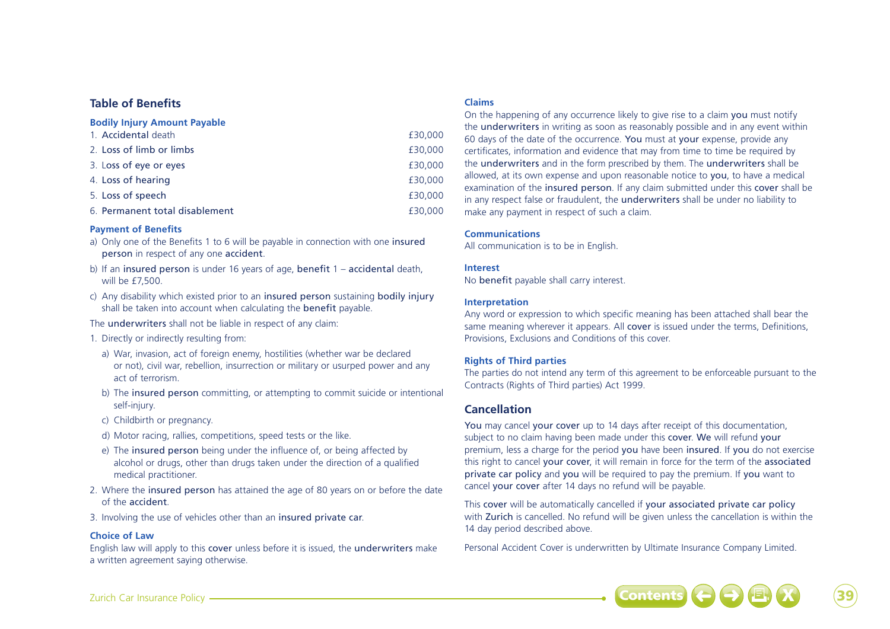## Table of Benefits

### Bodily Injury Amount Payable

| | |
|---|---|
| 1. Accidental death | £30,000 |
| 2. Loss of limb or limbs | £30,000 |
| 3. Loss of eye or eyes | £30,000 |
| 4. Loss of hearing | £30,000 |
| 5. Loss of speech | £30,000 |
| 6. Permanent total disablement | £30,000 |

### Payment of Benefits

a) Only one of the Benefits 1 to 6 will be payable in connection with one insured person in respect of any one accident.

b) If an insured person is under 16 years of age, benefit 1 – accidental death, will be £7,500.

c) Any disability which existed prior to an insured person sustaining bodily injury shall be taken into account when calculating the benefit payable.

The underwriters shall not be liable in respect of any claim:

1. Directly or indirectly resulting from:
   a) War, invasion, act of foreign enemy, hostilities (whether war be declared or not), civil war, rebellion, insurrection or military or usurped power and any act of terrorism.
   b) The insured person committing, or attempting to commit suicide or intentional self-injury.
   c) Childbirth or pregnancy.
   d) Motor racing, rallies, competitions, speed tests or the like.
   e) The insured person being under the influence of, or being affected by alcohol or drugs, other than drugs taken under the direction of a qualified medical practitioner.
2. Where the insured person has attained the age of 80 years on or before the date of the accident.
3. Involving the use of vehicles other than an insured private car.

### Choice of Law

English law will apply to this cover unless before it is issued, the underwriters make a written agreement saying otherwise.

### Claims

On the happening of any occurrence likely to give rise to a claim you must notify the underwriters in writing as soon as reasonably possible and in any event within 60 days of the date of the occurrence. You must at your expense, provide any certificates, information and evidence that may from time to time be required by the underwriters and in the form prescribed by them. The underwriters shall be allowed, at its own expense and upon reasonable notice to you, to have a medical examination of the insured person. If any claim submitted under this cover shall be in any respect false or fraudulent, the underwriters shall be under no liability to make any payment in respect of such a claim.

### Communications

All communication is to be in English.

### Interest

No benefit payable shall carry interest.

### Interpretation

Any word or expression to which specific meaning has been attached shall bear the same meaning wherever it appears. All cover is issued under the terms, Definitions, Provisions, Exclusions and Conditions of this cover.

### Rights of Third parties

The parties do not intend any term of this agreement to be enforceable pursuant to the Contracts (Rights of Third parties) Act 1999.

## Cancellation

You may cancel your cover up to 14 days after receipt of this documentation, subject to no claim having been made under this cover. We will refund your premium, less a charge for the period you have been insured. If you do not exercise this right to cancel your cover, it will remain in force for the term of the associated private car policy and you will be required to pay the premium. If you want to cancel your cover after 14 days no refund will be payable.

This cover will be automatically cancelled if your associated private car policy with Zurich is cancelled. No refund will be given unless the cancellation is within the 14 day period described above.

Personal Accident Cover is underwritten by Ultimate Insurance Company Limited.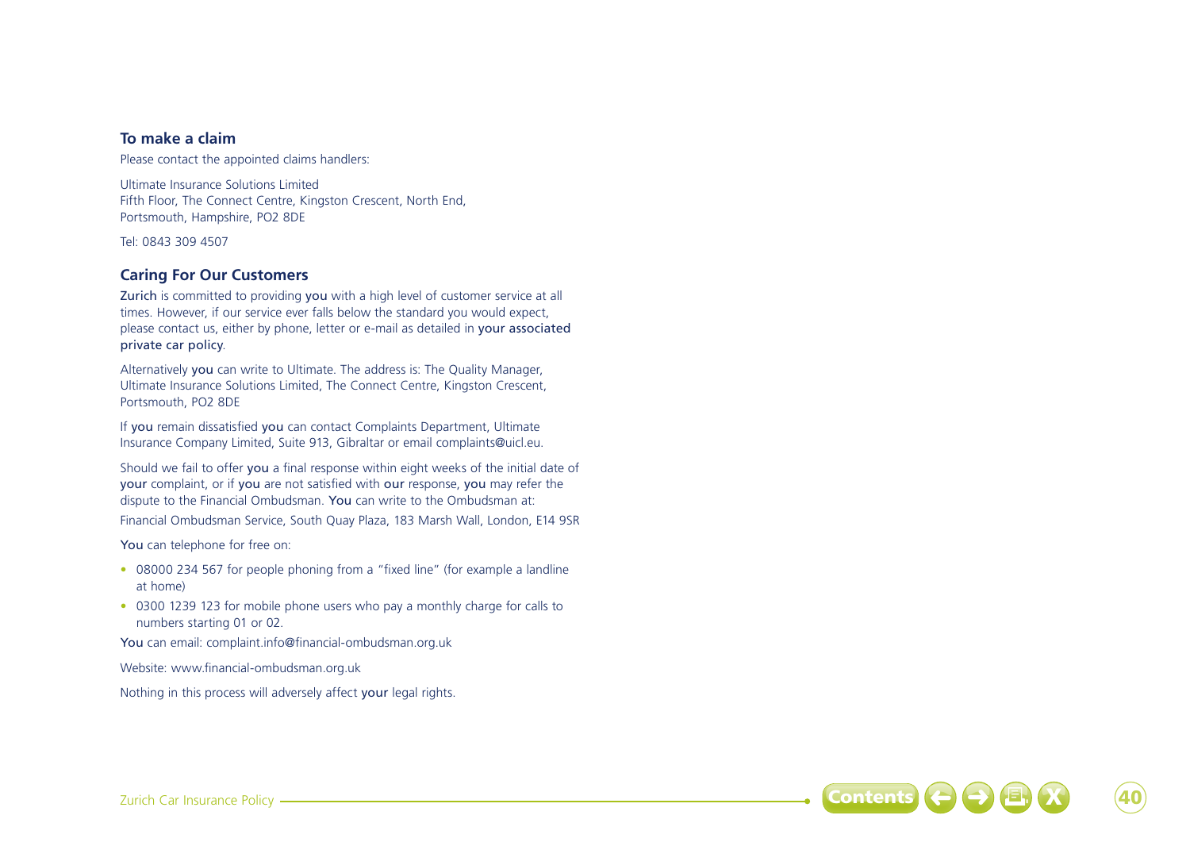## To make a claim

Please contact the appointed claims handlers:

Ultimate Insurance Solutions Limited
Fifth Floor, The Connect Centre, Kingston Crescent, North End,
Portsmouth, Hampshire, PO2 8DE

Tel: 0843 309 4507

## Caring For Our Customers

Zurich is committed to providing you with a high level of customer service at all times. However, if our service ever falls below the standard you would expect, please contact us, either by phone, letter or e-mail as detailed in your associated private car policy.

Alternatively you can write to Ultimate. The address is: The Quality Manager, Ultimate Insurance Solutions Limited, The Connect Centre, Kingston Crescent, Portsmouth, PO2 8DE

If you remain dissatisfied you can contact Complaints Department, Ultimate Insurance Company Limited, Suite 913, Gibraltar or email complaints@uicl.eu.

Should we fail to offer you a final response within eight weeks of the initial date of your complaint, or if you are not satisfied with our response, you may refer the dispute to the Financial Ombudsman. You can write to the Ombudsman at:

Financial Ombudsman Service, South Quay Plaza, 183 Marsh Wall, London, E14 9SR

You can telephone for free on:

- 08000 234 567 for people phoning from a "fixed line" (for example a landline at home)
- 0300 1239 123 for mobile phone users who pay a monthly charge for calls to numbers starting 01 or 02.

You can email: complaint.info@financial-ombudsman.org.uk

Website: www.financial-ombudsman.org.uk

Nothing in this process will adversely affect your legal rights.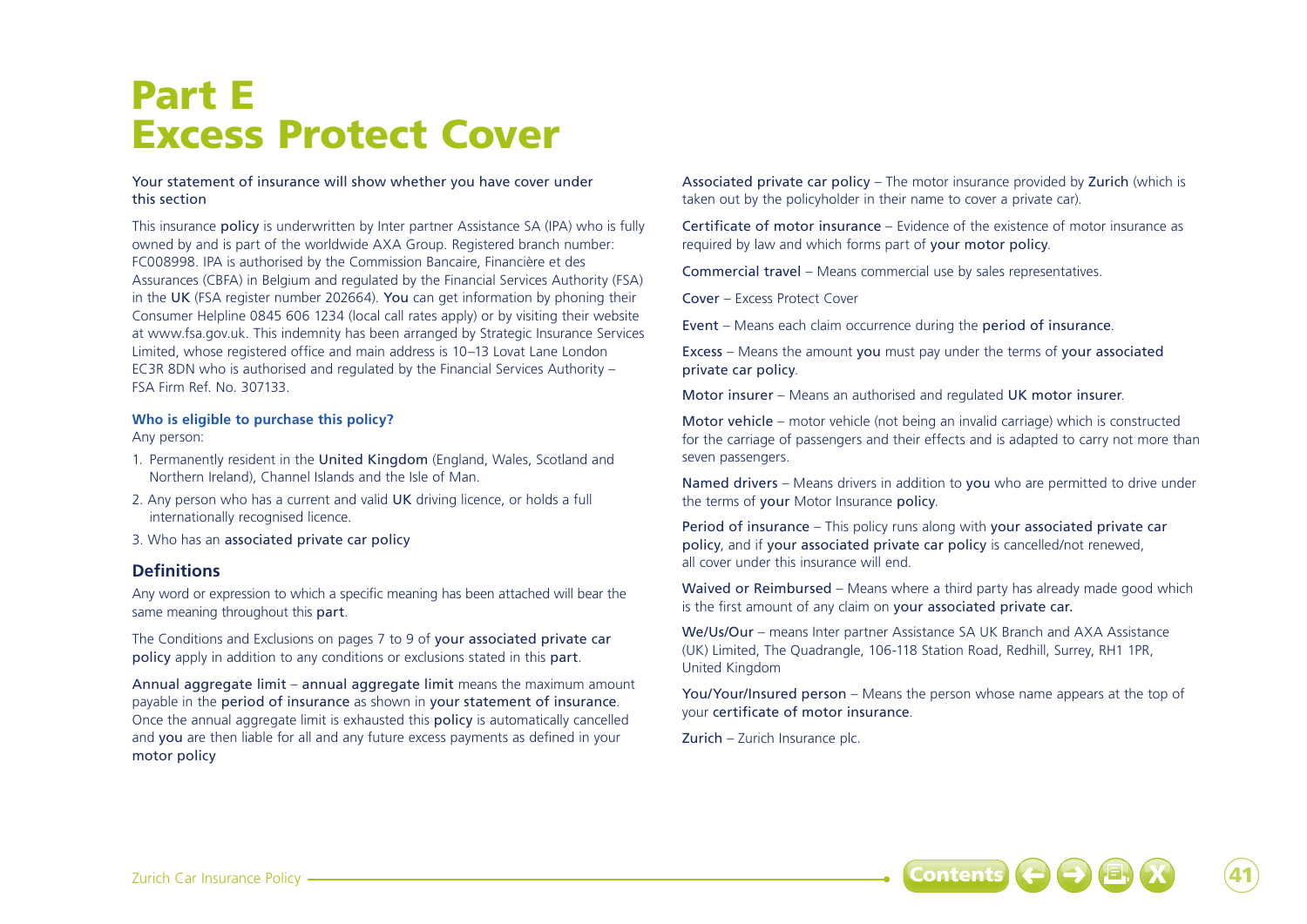# Part E
# Excess Protect Cover

Your statement of insurance will show whether you have cover under this section

This insurance policy is underwritten by Inter partner Assistance SA (IPA) who is fully owned by and is part of the worldwide AXA Group. Registered branch number: FC008998. IPA is authorised by the Commission Bancaire, Financière et des Assurances (CBFA) in Belgium and regulated by the Financial Services Authority (FSA) in the UK (FSA register number 202664). You can get information by phoning their Consumer Helpline 0845 606 1234 (local call rates apply) or by visiting their website at www.fsa.gov.uk. This indemnity has been arranged by Strategic Insurance Services Limited, whose registered office and main address is 10–13 Lovat Lane London EC3R 8DN who is authorised and regulated by the Financial Services Authority – FSA Firm Ref. No. 307133.

**Who is eligible to purchase this policy?**

Any person:

1. Permanently resident in the United Kingdom (England, Wales, Scotland and Northern Ireland), Channel Islands and the Isle of Man.
2. Any person who has a current and valid UK driving licence, or holds a full internationally recognised licence.
3. Who has an associated private car policy

## Definitions

Any word or expression to which a specific meaning has been attached will bear the same meaning throughout this part.

The Conditions and Exclusions on pages 7 to 9 of your associated private car policy apply in addition to any conditions or exclusions stated in this part.

Annual aggregate limit – annual aggregate limit means the maximum amount payable in the period of insurance as shown in your statement of insurance. Once the annual aggregate limit is exhausted this policy is automatically cancelled and you are then liable for all and any future excess payments as defined in your motor policy

Associated private car policy – The motor insurance provided by Zurich (which is taken out by the policyholder in their name to cover a private car).

Certificate of motor insurance – Evidence of the existence of motor insurance as required by law and which forms part of your motor policy.

Commercial travel – Means commercial use by sales representatives.

Cover – Excess Protect Cover

Event – Means each claim occurrence during the period of insurance.

Excess – Means the amount you must pay under the terms of your associated private car policy.

Motor insurer – Means an authorised and regulated UK motor insurer.

Motor vehicle – motor vehicle (not being an invalid carriage) which is constructed for the carriage of passengers and their effects and is adapted to carry not more than seven passengers.

Named drivers – Means drivers in addition to you who are permitted to drive under the terms of your Motor Insurance policy.

Period of insurance – This policy runs along with your associated private car policy, and if your associated private car policy is cancelled/not renewed, all cover under this insurance will end.

Waived or Reimbursed – Means where a third party has already made good which is the first amount of any claim on your associated private car.

We/Us/Our – means Inter partner Assistance SA UK Branch and AXA Assistance (UK) Limited, The Quadrangle, 106-118 Station Road, Redhill, Surrey, RH1 1PR, United Kingdom

You/Your/Insured person – Means the person whose name appears at the top of your certificate of motor insurance.

Zurich – Zurich Insurance plc.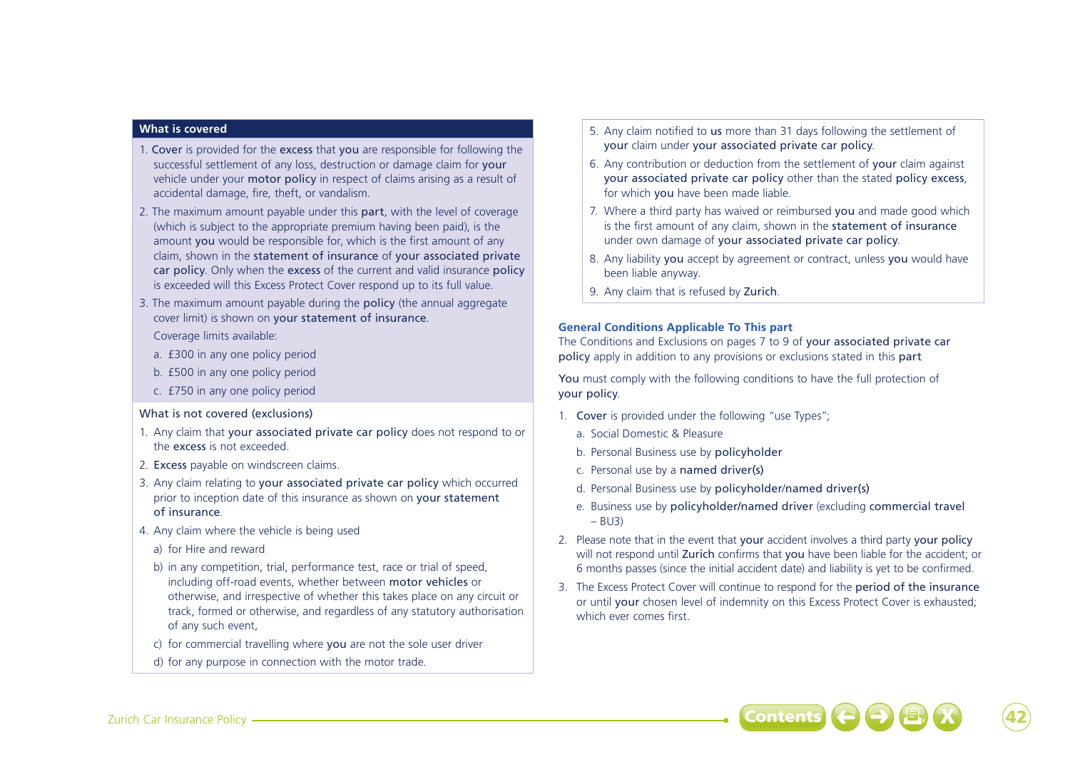### What is covered

1. **Cover** is provided for the **excess** that **you** are responsible for following the successful settlement of any loss, destruction or damage claim for **your** vehicle under your **motor policy** in respect of claims arising as a result of accidental damage, fire, theft, or vandalism.
2. The maximum amount payable under this **part**, with the level of coverage (which is subject to the appropriate premium having been paid), is the amount **you** would be responsible for, which is the first amount of any claim, shown in the **statement of insurance** of **your associated private car policy**. Only when the **excess** of the current and valid insurance **policy** is exceeded will this Excess Protect Cover respond up to its full value.
3. The maximum amount payable during the **policy** (the annual aggregate cover limit) is shown on **your statement of insurance**.

   Coverage limits available:

   a. £300 in any one policy period

   b. £500 in any one policy period

   c. £750 in any one policy period

### What is not covered (exclusions)

1. Any claim that **your associated private car policy** does not respond to or the **excess** is not exceeded.
2. **Excess** payable on windscreen claims.
3. Any claim relating to **your associated private car policy** which occurred prior to inception date of this insurance as shown on **your statement of insurance**.
4. Any claim where the vehicle is being used

   a) for Hire and reward

   b) in any competition, trial, performance test, race or trial of speed, including off-road events, whether between **motor vehicles** or otherwise, and irrespective of whether this takes place on any circuit or track, formed or otherwise, and regardless of any statutory authorisation of any such event,

   c) for commercial travelling where **you** are not the sole user driver

   d) for any purpose in connection with the motor trade.
5. Any claim notified to **us** more than 31 days following the settlement of **your** claim under **your associated private car policy**.
6. Any contribution or deduction from the settlement of **your** claim against **your associated private car policy** other than the stated **policy excess**, for which **you** have been made liable.
7. Where a third party has waived or reimbursed **you** and made good which is the first amount of any claim, shown in the **statement of insurance** under own damage of **your associated private car policy**.
8. Any liability **you** accept by agreement or contract, unless **you** would have been liable anyway.
9. Any claim that is refused by **Zurich**.

### General Conditions Applicable To This part

The Conditions and Exclusions on pages 7 to 9 of **your associated private car policy** apply in addition to any provisions or exclusions stated in this **part**

**You** must comply with the following conditions to have the full protection of **your policy**.

1. **Cover** is provided under the following "use Types";

   a. Social Domestic & Pleasure

   b. Personal Business use by **policyholder**

   c. Personal use by a **named driver(s)**

   d. Personal Business use by **policyholder/named driver(s)**

   e. Business use by **policyholder/named driver** (excluding **commercial travel** – BU3)
2. Please note that in the event that **your** accident involves a third party **your policy** will not respond until **Zurich** confirms that **you** have been liable for the accident; or 6 months passes (since the initial accident date) and liability is yet to be confirmed.
3. The Excess Protect Cover will continue to respond for the **period of the insurance** or until **your** chosen level of indemnity on this Excess Protect Cover is exhausted; which ever comes first.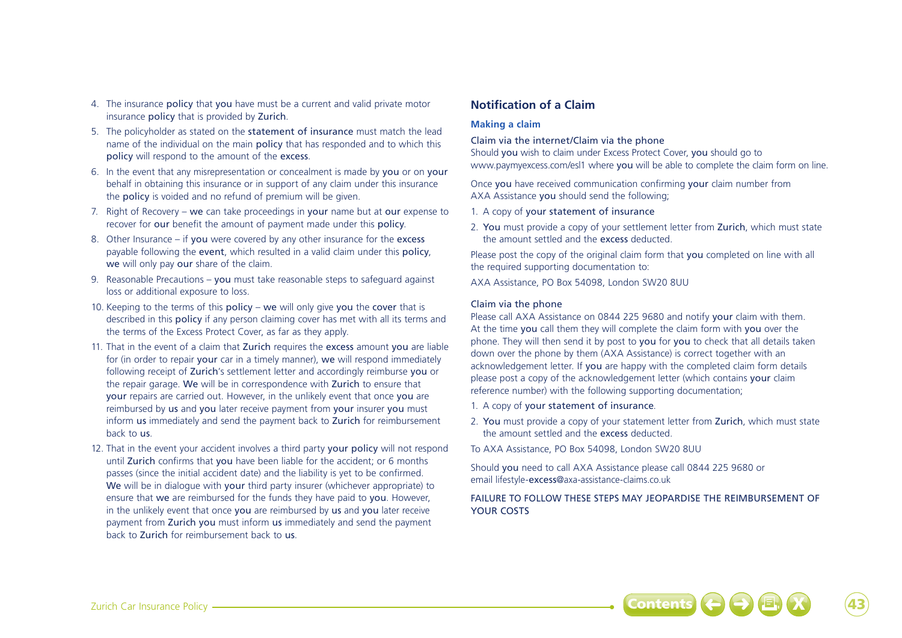4. The insurance policy that you have must be a current and valid private motor insurance policy that is provided by Zurich.
5. The policyholder as stated on the statement of insurance must match the lead name of the individual on the main policy that has responded and to which this policy will respond to the amount of the excess.
6. In the event that any misrepresentation or concealment is made by you or on your behalf in obtaining this insurance or in support of any claim under this insurance the policy is voided and no refund of premium will be given.
7. Right of Recovery – we can take proceedings in your name but at our expense to recover for our benefit the amount of payment made under this policy.
8. Other Insurance – if you were covered by any other insurance for the excess payable following the event, which resulted in a valid claim under this policy, we will only pay our share of the claim.
9. Reasonable Precautions – you must take reasonable steps to safeguard against loss or additional exposure to loss.
10. Keeping to the terms of this policy – we will only give you the cover that is described in this policy if any person claiming cover has met with all its terms and the terms of the Excess Protect Cover, as far as they apply.
11. That in the event of a claim that Zurich requires the excess amount you are liable for (in order to repair your car in a timely manner), we will respond immediately following receipt of Zurich's settlement letter and accordingly reimburse you or the repair garage. We will be in correspondence with Zurich to ensure that your repairs are carried out. However, in the unlikely event that once you are reimbursed by us and you later receive payment from your insurer you must inform us immediately and send the payment back to Zurich for reimbursement back to us.
12. That in the event your accident involves a third party your policy will not respond until Zurich confirms that you have been liable for the accident; or 6 months passes (since the initial accident date) and the liability is yet to be confirmed. We will be in dialogue with your third party insurer (whichever appropriate) to ensure that we are reimbursed for the funds they have paid to you. However, in the unlikely event that once you are reimbursed by us and you later receive payment from Zurich you must inform us immediately and send the payment back to Zurich for reimbursement back to us.

## Notification of a Claim

### Making a claim

Claim via the internet/Claim via the phone

Should you wish to claim under Excess Protect Cover, you should go to www.paymyexcess.com/esl1 where you will be able to complete the claim form on line.

Once you have received communication confirming your claim number from AXA Assistance you should send the following;

1. A copy of your statement of insurance
2. You must provide a copy of your settlement letter from Zurich, which must state the amount settled and the excess deducted.

Please post the copy of the original claim form that you completed on line with all the required supporting documentation to:

AXA Assistance, PO Box 54098, London SW20 8UU

Claim via the phone

Please call AXA Assistance on 0844 225 9680 and notify your claim with them. At the time you call them they will complete the claim form with you over the phone. They will then send it by post to you for you to check that all details taken down over the phone by them (AXA Assistance) is correct together with an acknowledgement letter. If you are happy with the completed claim form details please post a copy of the acknowledgement letter (which contains your claim reference number) with the following supporting documentation;

1. A copy of your statement of insurance.
2. You must provide a copy of your statement letter from Zurich, which must state the amount settled and the excess deducted.

To AXA Assistance, PO Box 54098, London SW20 8UU

Should you need to call AXA Assistance please call 0844 225 9680 or email lifestyle-excess@axa-assistance-claims.co.uk

FAILURE TO FOLLOW THESE STEPS MAY JEOPARDISE THE REIMBURSEMENT OF YOUR COSTS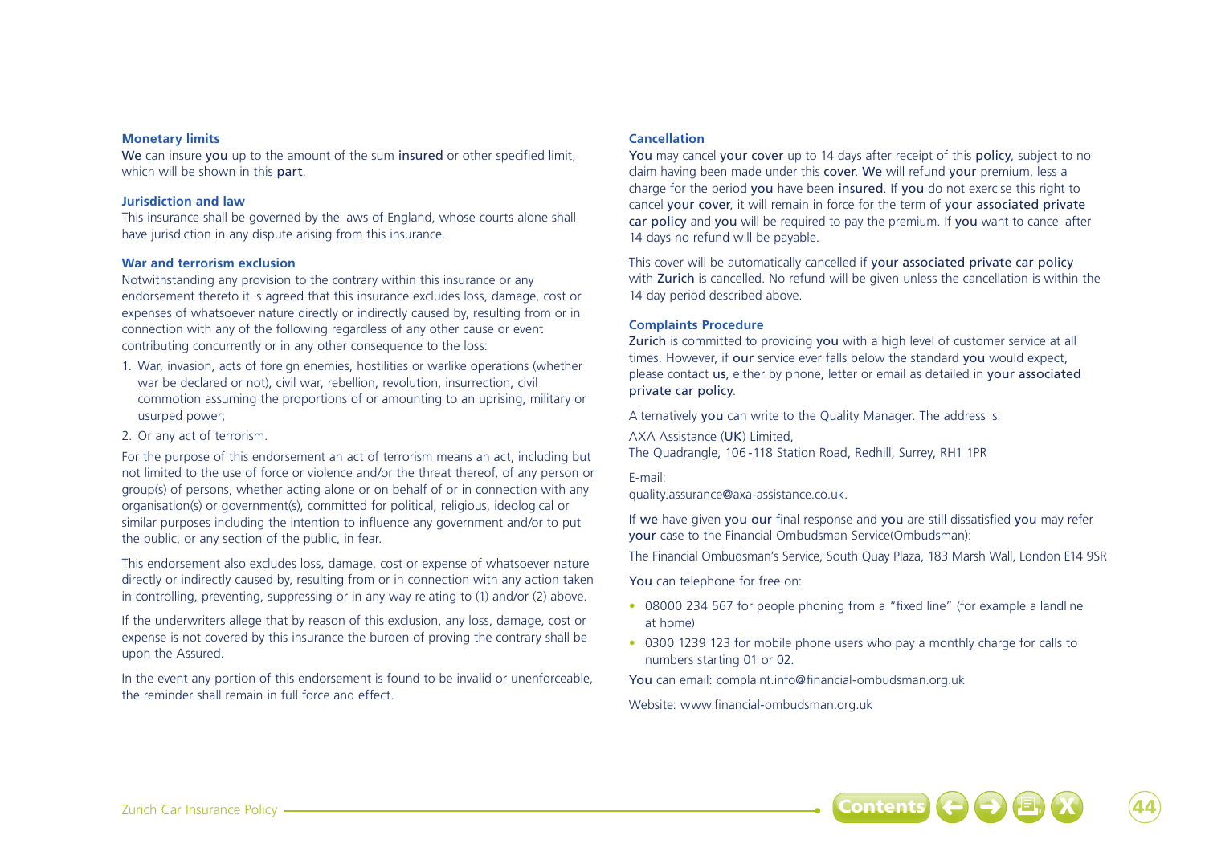### Monetary limits

We can insure you up to the amount of the sum insured or other specified limit, which will be shown in this part.

### Jurisdiction and law

This insurance shall be governed by the laws of England, whose courts alone shall have jurisdiction in any dispute arising from this insurance.

### War and terrorism exclusion

Notwithstanding any provision to the contrary within this insurance or any endorsement thereto it is agreed that this insurance excludes loss, damage, cost or expenses of whatsoever nature directly or indirectly caused by, resulting from or in connection with any of the following regardless of any other cause or event contributing concurrently or in any other consequence to the loss:

1. War, invasion, acts of foreign enemies, hostilities or warlike operations (whether war be declared or not), civil war, rebellion, revolution, insurrection, civil commotion assuming the proportions of or amounting to an uprising, military or usurped power;
2. Or any act of terrorism.

For the purpose of this endorsement an act of terrorism means an act, including but not limited to the use of force or violence and/or the threat thereof, of any person or group(s) of persons, whether acting alone or on behalf of or in connection with any organisation(s) or government(s), committed for political, religious, ideological or similar purposes including the intention to influence any government and/or to put the public, or any section of the public, in fear.

This endorsement also excludes loss, damage, cost or expense of whatsoever nature directly or indirectly caused by, resulting from or in connection with any action taken in controlling, preventing, suppressing or in any way relating to (1) and/or (2) above.

If the underwriters allege that by reason of this exclusion, any loss, damage, cost or expense is not covered by this insurance the burden of proving the contrary shall be upon the Assured.

In the event any portion of this endorsement is found to be invalid or unenforceable, the reminder shall remain in full force and effect.

### Cancellation

You may cancel your cover up to 14 days after receipt of this policy, subject to no claim having been made under this cover. We will refund your premium, less a charge for the period you have been insured. If you do not exercise this right to cancel your cover, it will remain in force for the term of your associated private car policy and you will be required to pay the premium. If you want to cancel after 14 days no refund will be payable.

This cover will be automatically cancelled if your associated private car policy with Zurich is cancelled. No refund will be given unless the cancellation is within the 14 day period described above.

### Complaints Procedure

Zurich is committed to providing you with a high level of customer service at all times. However, if our service ever falls below the standard you would expect, please contact us, either by phone, letter or email as detailed in your associated private car policy.

Alternatively you can write to the Quality Manager. The address is:

AXA Assistance (UK) Limited,
The Quadrangle, 106-118 Station Road, Redhill, Surrey, RH1 1PR

E-mail:
quality.assurance@axa-assistance.co.uk.

If we have given you our final response and you are still dissatisfied you may refer your case to the Financial Ombudsman Service(Ombudsman):

The Financial Ombudsman's Service, South Quay Plaza, 183 Marsh Wall, London E14 9SR

You can telephone for free on:

- 08000 234 567 for people phoning from a "fixed line" (for example a landline at home)
- 0300 1239 123 for mobile phone users who pay a monthly charge for calls to numbers starting 01 or 02.

You can email: complaint.info@financial-ombudsman.org.uk

Website: www.financial-ombudsman.org.uk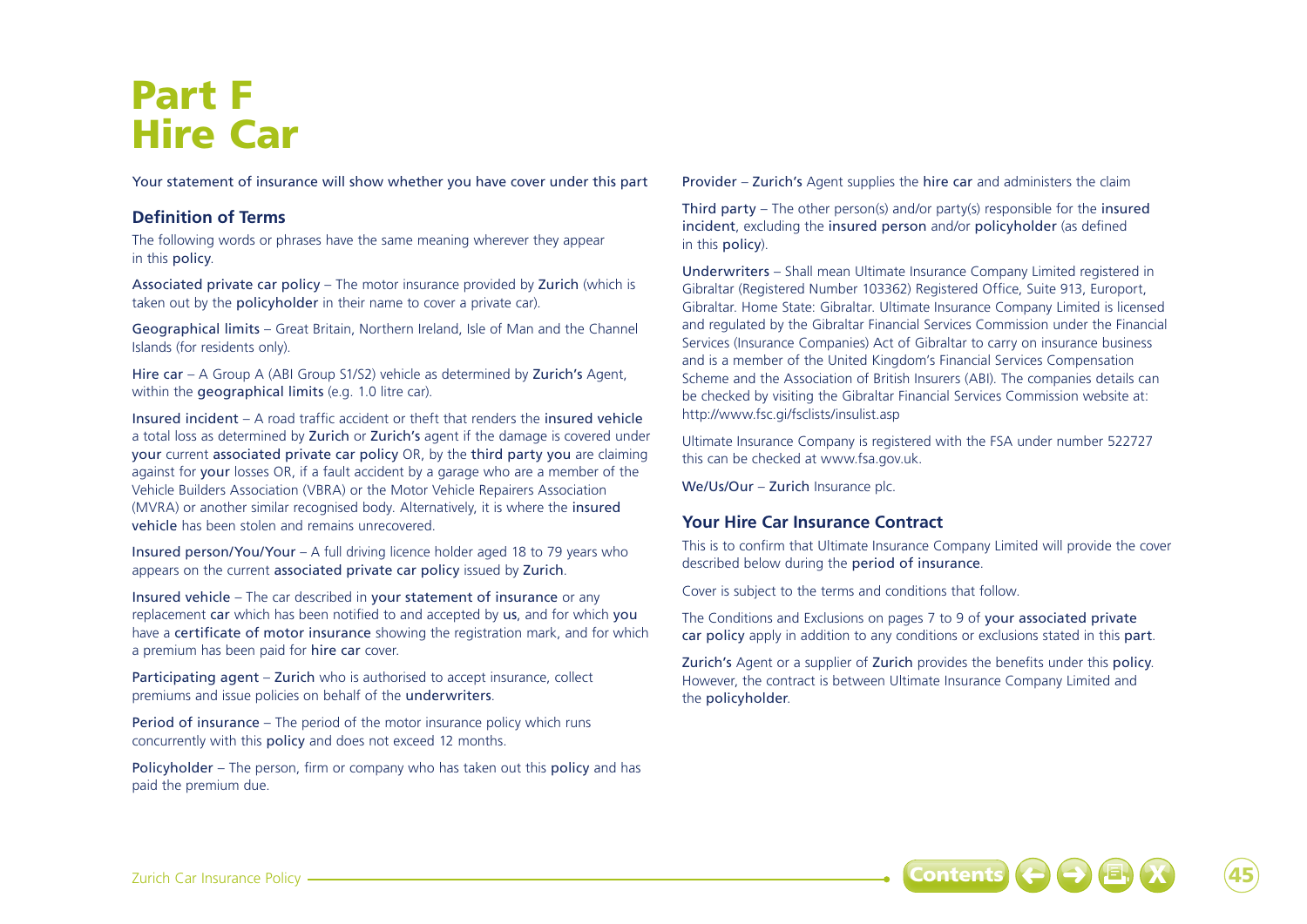# Part F
# Hire Car

Your statement of insurance will show whether you have cover under this part

## Definition of Terms

The following words or phrases have the same meaning wherever they appear in this policy.

Associated private car policy – The motor insurance provided by Zurich (which is taken out by the policyholder in their name to cover a private car).

Geographical limits – Great Britain, Northern Ireland, Isle of Man and the Channel Islands (for residents only).

Hire car – A Group A (ABI Group S1/S2) vehicle as determined by Zurich's Agent, within the geographical limits (e.g. 1.0 litre car).

Insured incident – A road traffic accident or theft that renders the insured vehicle a total loss as determined by Zurich or Zurich's agent if the damage is covered under your current associated private car policy OR, by the third party you are claiming against for your losses OR, if a fault accident by a garage who are a member of the Vehicle Builders Association (VBRA) or the Motor Vehicle Repairers Association (MVRA) or another similar recognised body. Alternatively, it is where the insured vehicle has been stolen and remains unrecovered.

Insured person/You/Your – A full driving licence holder aged 18 to 79 years who appears on the current associated private car policy issued by Zurich.

Insured vehicle – The car described in your statement of insurance or any replacement car which has been notified to and accepted by us, and for which you have a certificate of motor insurance showing the registration mark, and for which a premium has been paid for hire car cover.

Participating agent – Zurich who is authorised to accept insurance, collect premiums and issue policies on behalf of the underwriters.

Period of insurance – The period of the motor insurance policy which runs concurrently with this policy and does not exceed 12 months.

Policyholder – The person, firm or company who has taken out this policy and has paid the premium due.

Provider – Zurich's Agent supplies the hire car and administers the claim

Third party – The other person(s) and/or party(s) responsible for the insured incident, excluding the insured person and/or policyholder (as defined in this policy).

Underwriters – Shall mean Ultimate Insurance Company Limited registered in Gibraltar (Registered Number 103362) Registered Office, Suite 913, Europort, Gibraltar. Home State: Gibraltar. Ultimate Insurance Company Limited is licensed and regulated by the Gibraltar Financial Services Commission under the Financial Services (Insurance Companies) Act of Gibraltar to carry on insurance business and is a member of the United Kingdom's Financial Services Compensation Scheme and the Association of British Insurers (ABI). The companies details can be checked by visiting the Gibraltar Financial Services Commission website at: http://www.fsc.gi/fsclists/insulist.asp

Ultimate Insurance Company is registered with the FSA under number 522727 this can be checked at www.fsa.gov.uk.

We/Us/Our – Zurich Insurance plc.

## Your Hire Car Insurance Contract

This is to confirm that Ultimate Insurance Company Limited will provide the cover described below during the period of insurance.

Cover is subject to the terms and conditions that follow.

The Conditions and Exclusions on pages 7 to 9 of your associated private car policy apply in addition to any conditions or exclusions stated in this part.

Zurich's Agent or a supplier of Zurich provides the benefits under this policy. However, the contract is between Ultimate Insurance Company Limited and the policyholder.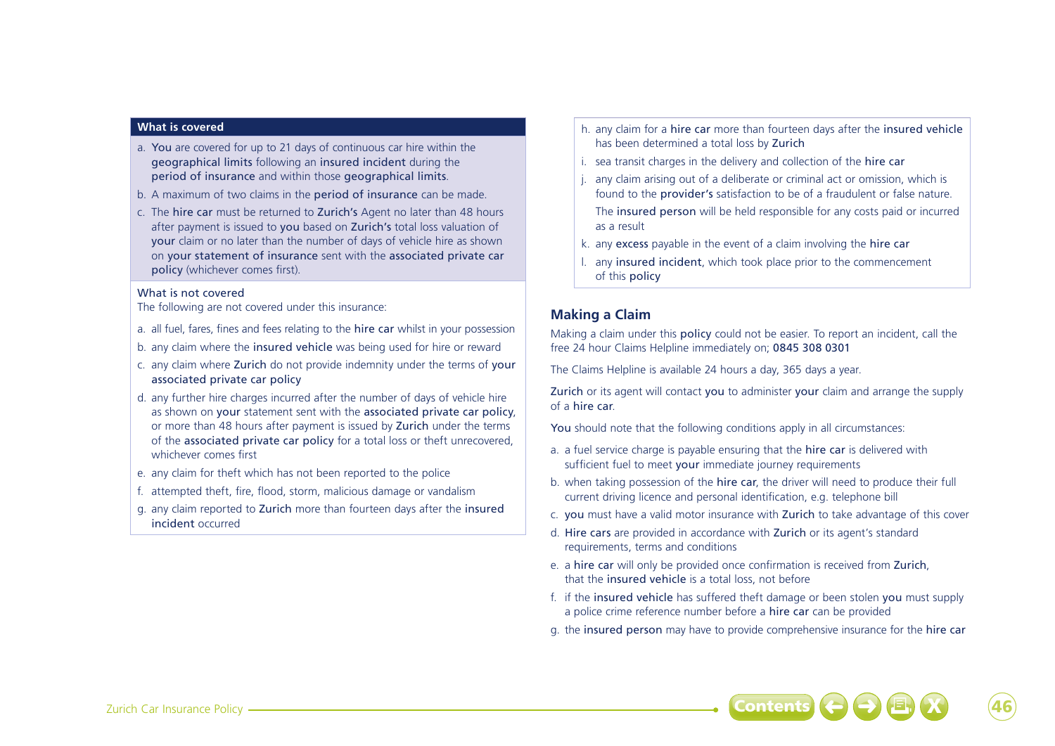### What is covered

a. **You** are covered for up to 21 days of continuous car hire within the **geographical limits** following an **insured incident** during the **period of insurance** and within those **geographical limits**.

b. A maximum of two claims in the **period of insurance** can be made.

c. The **hire car** must be returned to **Zurich's** Agent no later than 48 hours after payment is issued to **you** based on **Zurich's** total loss valuation of **your** claim or no later than the number of days of vehicle hire as shown on **your statement of insurance** sent with the **associated private car policy** (whichever comes first).

### What is not covered

The following are not covered under this insurance:

a. all fuel, fares, fines and fees relating to the **hire car** whilst in your possession

b. any claim where the **insured vehicle** was being used for hire or reward

c. any claim where **Zurich** do not provide indemnity under the terms of **your associated private car policy**

d. any further hire charges incurred after the number of days of vehicle hire as shown on **your** statement sent with the **associated private car policy**, or more than 48 hours after payment is issued by **Zurich** under the terms of the **associated private car policy** for a total loss or theft unrecovered, whichever comes first

e. any claim for theft which has not been reported to the police

f. attempted theft, fire, flood, storm, malicious damage or vandalism

g. any claim reported to **Zurich** more than fourteen days after the **insured incident** occurred

h. any claim for a **hire car** more than fourteen days after the **insured vehicle** has been determined a total loss by **Zurich**

i. sea transit charges in the delivery and collection of the **hire car**

j. any claim arising out of a deliberate or criminal act or omission, which is found to the **provider's** satisfaction to be of a fraudulent or false nature.

   The **insured person** will be held responsible for any costs paid or incurred as a result

k. any **excess** payable in the event of a claim involving the **hire car**

l. any **insured incident**, which took place prior to the commencement of this **policy**

## Making a Claim

Making a claim under this **policy** could not be easier. To report an incident, call the free 24 hour Claims Helpline immediately on; **0845 308 0301**

The Claims Helpline is available 24 hours a day, 365 days a year.

**Zurich** or its agent will contact **you** to administer **your** claim and arrange the supply of a **hire car**.

**You** should note that the following conditions apply in all circumstances:

a. a fuel service charge is payable ensuring that the **hire car** is delivered with sufficient fuel to meet **your** immediate journey requirements

b. when taking possession of the **hire car**, the driver will need to produce their full current driving licence and personal identification, e.g. telephone bill

c. **you** must have a valid motor insurance with **Zurich** to take advantage of this cover

d. **Hire cars** are provided in accordance with **Zurich** or its agent's standard requirements, terms and conditions

e. a **hire car** will only be provided once confirmation is received from **Zurich**, that the **insured vehicle** is a total loss, not before

f. if the **insured vehicle** has suffered theft damage or been stolen **you** must supply a police crime reference number before a **hire car** can be provided

g. the **insured person** may have to provide comprehensive insurance for the **hire car**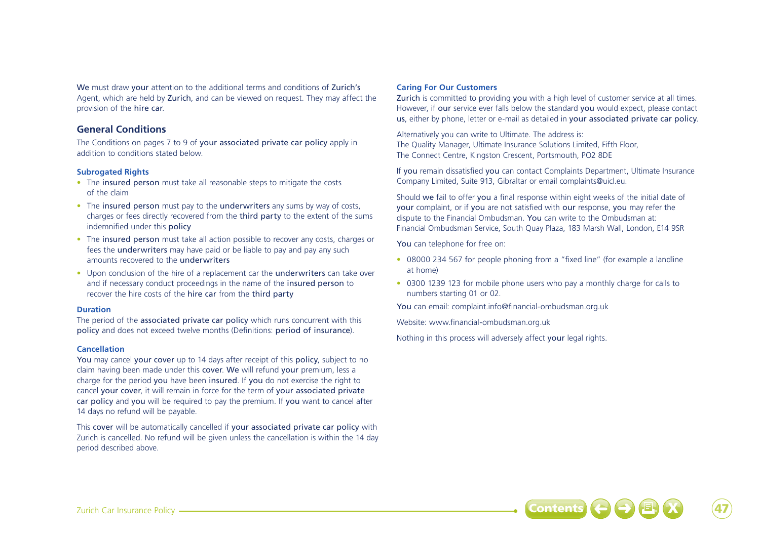We must draw your attention to the additional terms and conditions of Zurich's Agent, which are held by Zurich, and can be viewed on request. They may affect the provision of the hire car.

## General Conditions

The Conditions on pages 7 to 9 of your associated private car policy apply in addition to conditions stated below.

### Subrogated Rights

- The insured person must take all reasonable steps to mitigate the costs of the claim
- The insured person must pay to the underwriters any sums by way of costs, charges or fees directly recovered from the third party to the extent of the sums indemnified under this policy
- The insured person must take all action possible to recover any costs, charges or fees the underwriters may have paid or be liable to pay and pay any such amounts recovered to the underwriters
- Upon conclusion of the hire of a replacement car the underwriters can take over and if necessary conduct proceedings in the name of the insured person to recover the hire costs of the hire car from the third party

### Duration

The period of the associated private car policy which runs concurrent with this policy and does not exceed twelve months (Definitions: period of insurance).

### Cancellation

You may cancel your cover up to 14 days after receipt of this policy, subject to no claim having been made under this cover. We will refund your premium, less a charge for the period you have been insured. If you do not exercise the right to cancel your cover, it will remain in force for the term of your associated private car policy and you will be required to pay the premium. If you want to cancel after 14 days no refund will be payable.

This cover will be automatically cancelled if your associated private car policy with Zurich is cancelled. No refund will be given unless the cancellation is within the 14 day period described above.

### Caring For Our Customers

Zurich is committed to providing you with a high level of customer service at all times. However, if our service ever falls below the standard you would expect, please contact us, either by phone, letter or e-mail as detailed in your associated private car policy.

Alternatively you can write to Ultimate. The address is:
The Quality Manager, Ultimate Insurance Solutions Limited, Fifth Floor,
The Connect Centre, Kingston Crescent, Portsmouth, PO2 8DE

If you remain dissatisfied you can contact Complaints Department, Ultimate Insurance Company Limited, Suite 913, Gibraltar or email complaints@uicl.eu.

Should we fail to offer you a final response within eight weeks of the initial date of your complaint, or if you are not satisfied with our response, you may refer the dispute to the Financial Ombudsman. You can write to the Ombudsman at:
Financial Ombudsman Service, South Quay Plaza, 183 Marsh Wall, London, E14 9SR

You can telephone for free on:

- 08000 234 567 for people phoning from a "fixed line" (for example a landline at home)
- 0300 1239 123 for mobile phone users who pay a monthly charge for calls to numbers starting 01 or 02.

You can email: complaint.info@financial-ombudsman.org.uk

Website: www.financial-ombudsman.org.uk

Nothing in this process will adversely affect your legal rights.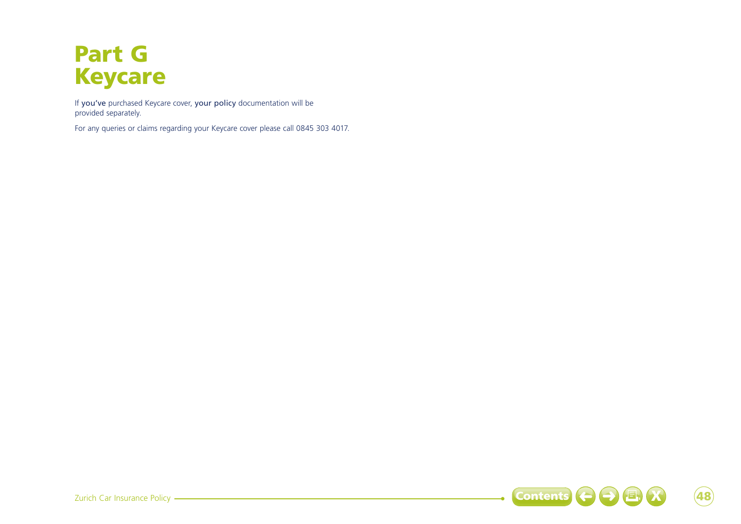# Part G Keycare

If **you've** purchased Keycare cover, **your policy** documentation will be provided separately.

For any queries or claims regarding your Keycare cover please call 0845 303 4017.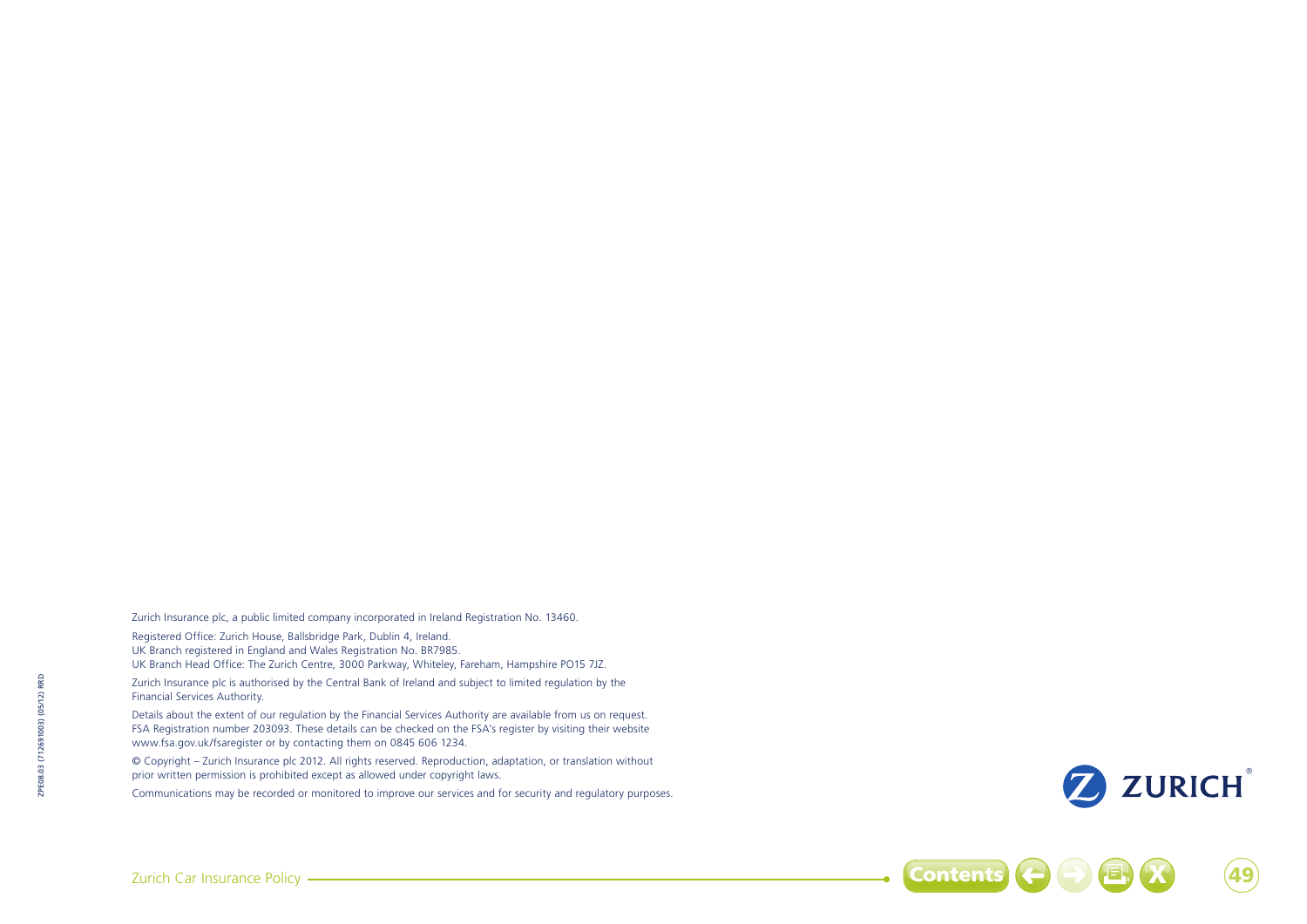Zurich Insurance plc, a public limited company incorporated in Ireland Registration No. 13460.

Registered Office: Zurich House, Ballsbridge Park, Dublin 4, Ireland.
UK Branch registered in England and Wales Registration No. BR7985.
UK Branch Head Office: The Zurich Centre, 3000 Parkway, Whiteley, Fareham, Hampshire PO15 7JZ.

Zurich Insurance plc is authorised by the Central Bank of Ireland and subject to limited regulation by the Financial Services Authority.

Details about the extent of our regulation by the Financial Services Authority are available from us on request. FSA Registration number 203093. These details can be checked on the FSA's register by visiting their website www.fsa.gov.uk/fsaregister or by contacting them on 0845 606 1234.

© Copyright – Zurich Insurance plc 2012. All rights reserved. Reproduction, adaptation, or translation without prior written permission is prohibited except as allowed under copyright laws.

Communications may be recorded or monitored to improve our services and for security and regulatory purposes.

ZPE08.03 (712691003) (05/12) RRD

ZURICH®